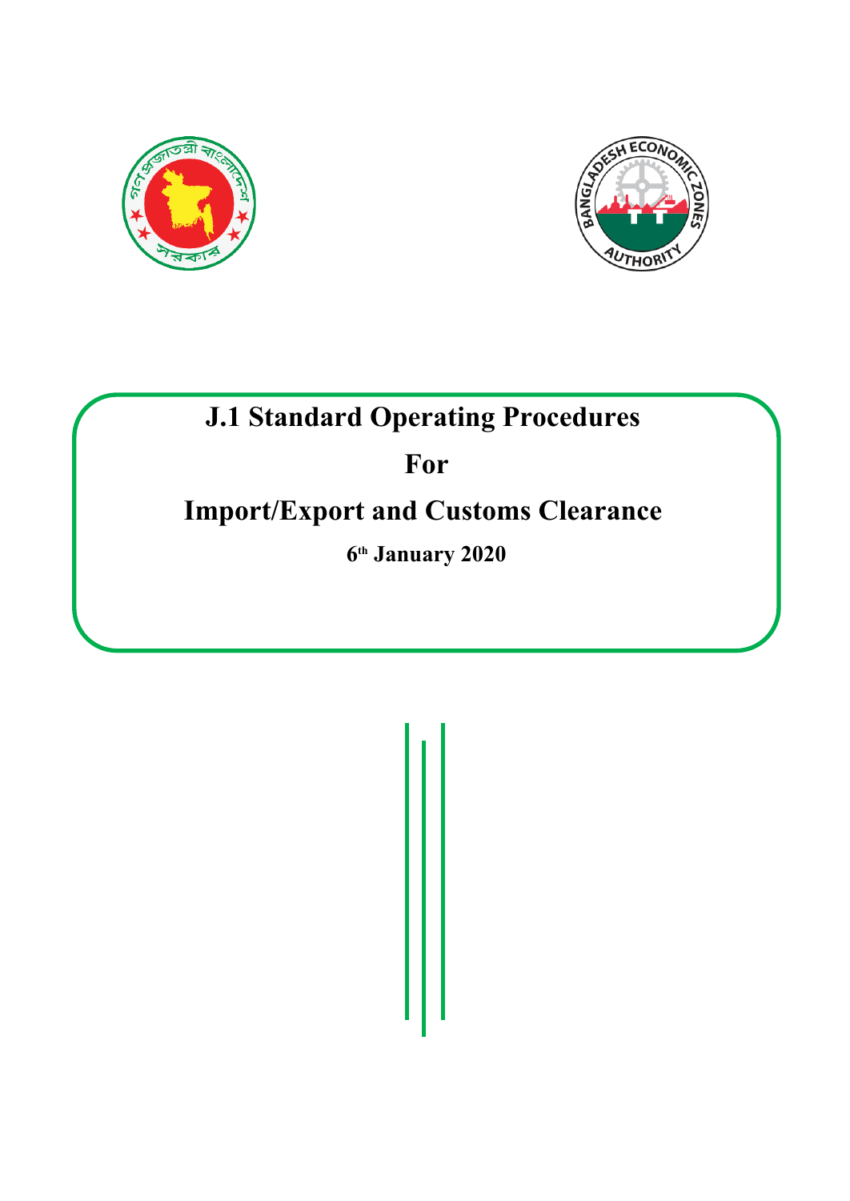# J.1 Standard Operating Procedures

# For

# Import/Export and Customs Clearance

**6th January 2020**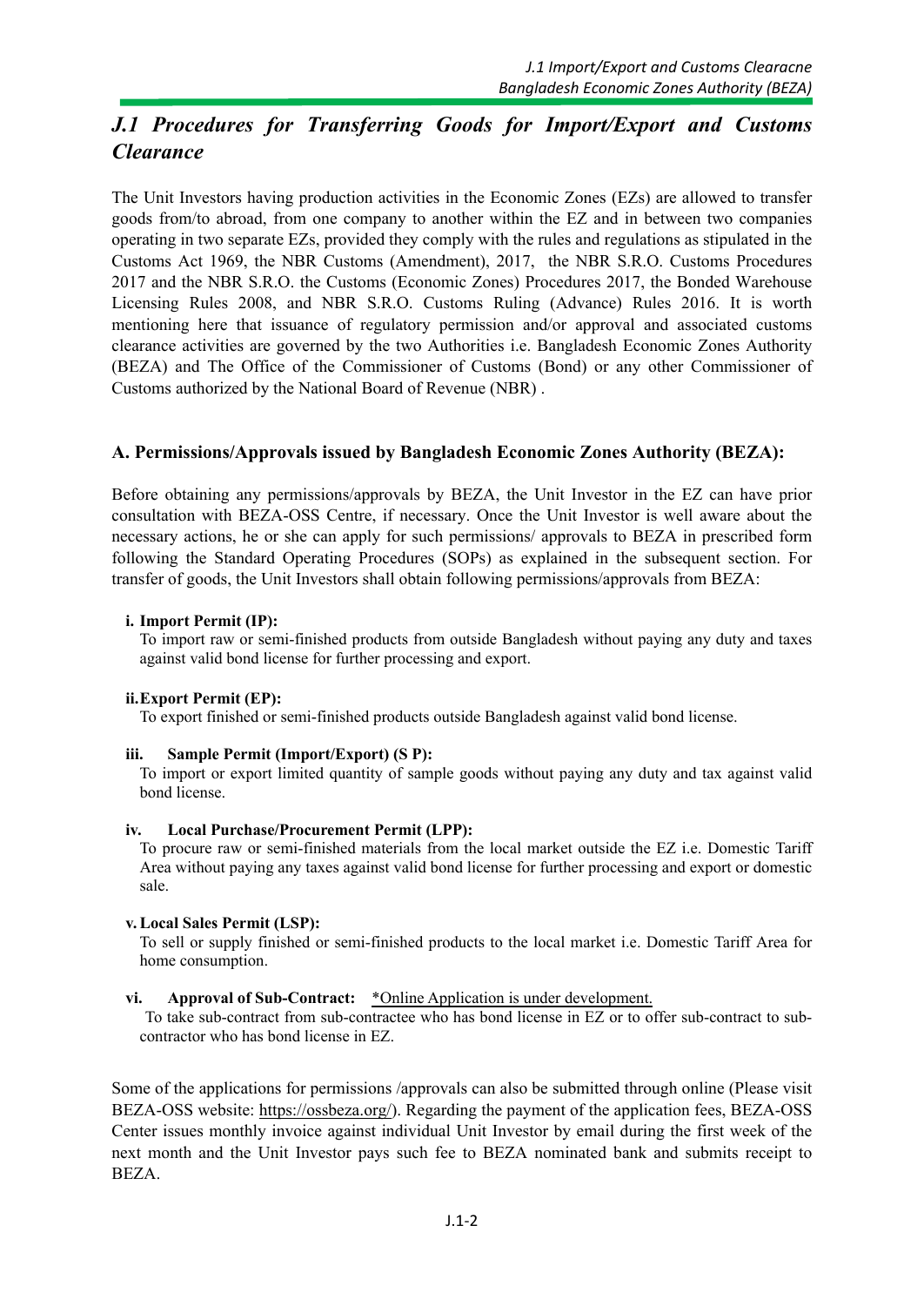# *J.1 Procedures for Transferring Goods for Import/Export and Customs Clearance*

The Unit Investors having production activities in the Economic Zones (EZs) are allowed to transfer goods from/to abroad, from one company to another within the EZ and in between two companies operating in two separate EZs, provided they comply with the rules and regulations as stipulated in the Customs Act 1969, the NBR Customs (Amendment), 2017, the NBR S.R.O. Customs Procedures 2017 and the NBR S.R.O. the Customs (Economic Zones) Procedures 2017, the Bonded Warehouse Licensing Rules 2008, and NBR S.R.O. Customs Ruling (Advance) Rules 2016. It is worth mentioning here that issuance of regulatory permission and/or approval and associated customs clearance activities are governed by the two Authorities i.e. Bangladesh Economic Zones Authority (BEZA) and The Office of the Commissioner of Customs (Bond) or any other Commissioner of Customs authorized by the National Board of Revenue (NBR) .

## A. Permissions/Approvals issued by Bangladesh Economic Zones Authority (BEZA):

Before obtaining any permissions/approvals by BEZA, the Unit Investor in the EZ can have prior consultation with BEZA-OSS Centre, if necessary. Once the Unit Investor is well aware about the necessary actions, he or she can apply for such permissions/ approvals to BEZA in prescribed form following the Standard Operating Procedures (SOPs) as explained in the subsequent section. For transfer of goods, the Unit Investors shall obtain following permissions/approvals from BEZA:

**i. Import Permit (IP):**

To import raw or semi-finished products from outside Bangladesh without paying any duty and taxes against valid bond license for further processing and export.

**ii. Export Permit (EP):**

To export finished or semi-finished products outside Bangladesh against valid bond license.

**iii. Sample Permit (Import/Export) (S P):**

To import or export limited quantity of sample goods without paying any duty and tax against valid bond license.

**iv. Local Purchase/Procurement Permit (LPP):**

To procure raw or semi-finished materials from the local market outside the EZ i.e. Domestic Tariff Area without paying any taxes against valid bond license for further processing and export or domestic sale.

**v. Local Sales Permit (LSP):**

To sell or supply finished or semi-finished products to the local market i.e. Domestic Tariff Area for home consumption.

**vi. Approval of Sub-Contract:** *Online Application is under development.

To take sub-contract from sub-contractee who has bond license in EZ or to offer sub-contract to sub-contractor who has bond license in EZ.

Some of the applications for permissions /approvals can also be submitted through online (Please visit BEZA-OSS website: https://ossbeza.org/). Regarding the payment of the application fees, BEZA-OSS Center issues monthly invoice against individual Unit Investor by email during the first week of the next month and the Unit Investor pays such fee to BEZA nominated bank and submits receipt to BEZA.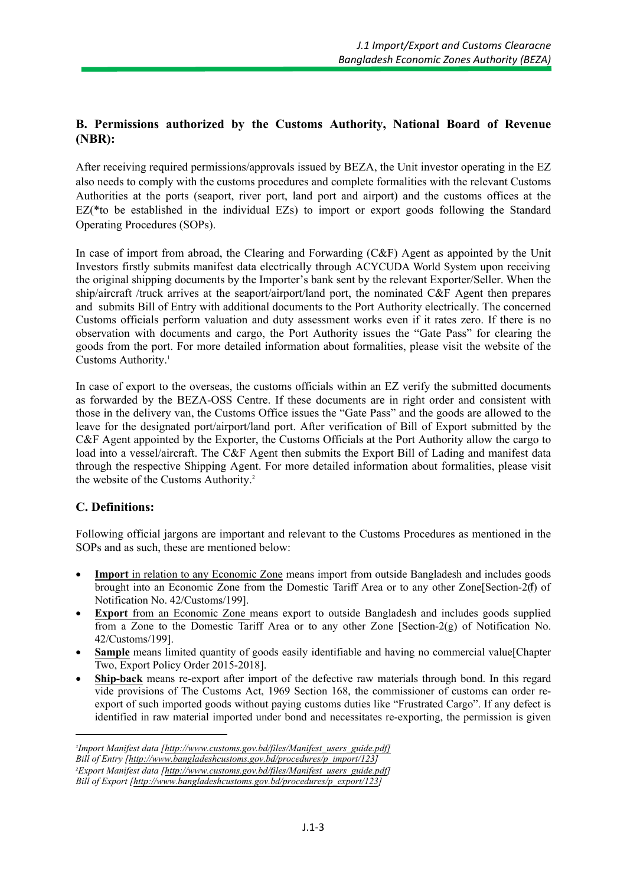## B. Permissions authorized by the Customs Authority, National Board of Revenue (NBR):

After receiving required permissions/approvals issued by BEZA, the Unit investor operating in the EZ also needs to comply with the customs procedures and complete formalities with the relevant Customs Authorities at the ports (seaport, river port, land port and airport) and the customs offices at the EZ(*to be established in the individual EZs) to import or export goods following the Standard Operating Procedures (SOPs).

In case of import from abroad, the Clearing and Forwarding (C&F) Agent as appointed by the Unit Investors firstly submits manifest data electrically through ACYCUDA World System upon receiving the original shipping documents by the Importer's bank sent by the relevant Exporter/Seller. When the ship/aircraft /truck arrives at the seaport/airport/land port, the nominated C&F Agent then prepares and submits Bill of Entry with additional documents to the Port Authority electrically. The concerned Customs officials perform valuation and duty assessment works even if it rates zero. If there is no observation with documents and cargo, the Port Authority issues the "Gate Pass" for clearing the goods from the port. For more detailed information about formalities, please visit the website of the Customs Authority.[1]

In case of export to the overseas, the customs officials within an EZ verify the submitted documents as forwarded by the BEZA-OSS Centre. If these documents are in right order and consistent with those in the delivery van, the Customs Office issues the "Gate Pass" and the goods are allowed to the leave for the designated port/airport/land port. After verification of Bill of Export submitted by the C&F Agent appointed by the Exporter, the Customs Officials at the Port Authority allow the cargo to load into a vessel/aircraft. The C&F Agent then submits the Export Bill of Lading and manifest data through the respective Shipping Agent. For more detailed information about formalities, please visit the website of the Customs Authority.[2]

## C. Definitions:

Following official jargons are important and relevant to the Customs Procedures as mentioned in the SOPs and as such, these are mentioned below:

- **Import** in relation to any Economic Zone means import from outside Bangladesh and includes goods brought into an Economic Zone from the Domestic Tariff Area or to any other Zone[Section-2(f) of Notification No. 42/Customs/199].
- **Export** from an Economic Zone means export to outside Bangladesh and includes goods supplied from a Zone to the Domestic Tariff Area or to any other Zone [Section-2(g) of Notification No. 42/Customs/199].
- **Sample** means limited quantity of goods easily identifiable and having no commercial value[Chapter Two, Export Policy Order 2015-2018].
- **Ship-back** means re-export after import of the defective raw materials through bond. In this regard vide provisions of The Customs Act, 1969 Section 168, the commissioner of customs can order re-export of such imported goods without paying customs duties like "Frustrated Cargo". If any defect is identified in raw material imported under bond and necessitates re-exporting, the permission is given

---

[1] *Import Manifest data [http://www.customs.gov.bd/files/Manifest_users_guide.pdf]*
*Bill of Entry [http://www.bangladeshcustoms.gov.bd/procedures/p_import/123]*

[2] *Export Manifest data [http://www.customs.gov.bd/files/Manifest_users_guide.pdf]*
*Bill of Export [http://www.bangladeshcustoms.gov.bd/procedures/p_export/123]*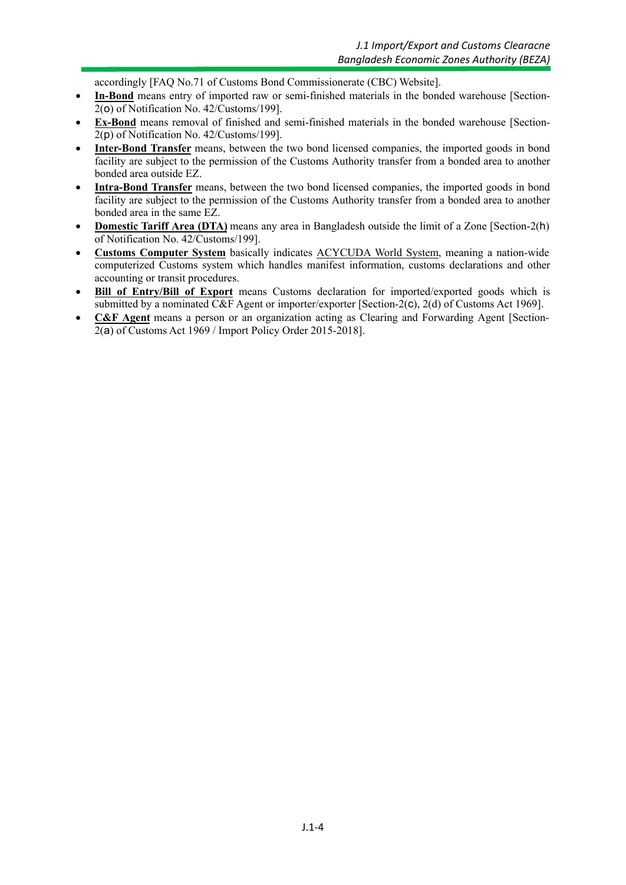accordingly [FAQ No.71 of Customs Bond Commissionerate (CBC) Website].

- **In-Bond** means entry of imported raw or semi-finished materials in the bonded warehouse [Section-2(o) of Notification No. 42/Customs/199].
- **Ex-Bond** means removal of finished and semi-finished materials in the bonded warehouse [Section-2(p) of Notification No. 42/Customs/199].
- **Inter-Bond Transfer** means, between the two bond licensed companies, the imported goods in bond facility are subject to the permission of the Customs Authority transfer from a bonded area to another bonded area outside EZ.
- **Intra-Bond Transfer** means, between the two bond licensed companies, the imported goods in bond facility are subject to the permission of the Customs Authority transfer from a bonded area to another bonded area in the same EZ.
- **Domestic Tariff Area (DTA)** means any area in Bangladesh outside the limit of a Zone [Section-2(h) of Notification No. 42/Customs/199].
- **Customs Computer System** basically indicates ACYCUDA World System, meaning a nation-wide computerized Customs system which handles manifest information, customs declarations and other accounting or transit procedures.
- **Bill of Entry/Bill of Export** means Customs declaration for imported/exported goods which is submitted by a nominated C&F Agent or importer/exporter [Section-2(c), 2(d) of Customs Act 1969].
- **C&F Agent** means a person or an organization acting as Clearing and Forwarding Agent [Section-2(a) of Customs Act 1969 / Import Policy Order 2015-2018].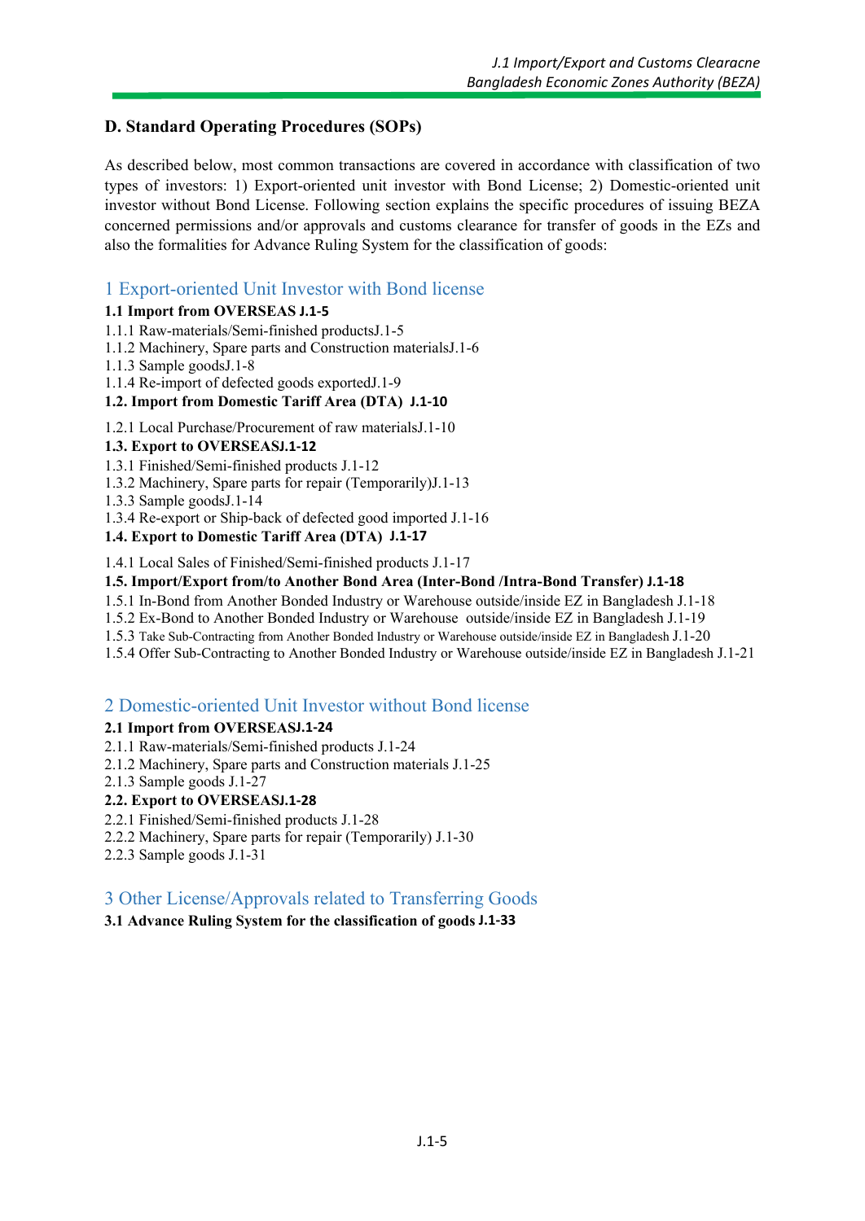## D. Standard Operating Procedures (SOPs)

As described below, most common transactions are covered in accordance with classification of two types of investors: 1) Export-oriented unit investor with Bond License; 2) Domestic-oriented unit investor without Bond License. Following section explains the specific procedures of issuing BEZA concerned permissions and/or approvals and customs clearance for transfer of goods in the EZs and also the formalities for Advance Ruling System for the classification of goods:

### 1 Export-oriented Unit Investor with Bond license

**1.1 Import from OVERSEAS J.1-5**

1.1.1 Raw-materials/Semi-finished productsJ.1-5
1.1.2 Machinery, Spare parts and Construction materialsJ.1-6
1.1.3 Sample goodsJ.1-8
1.1.4 Re-import of defected goods exportedJ.1-9

**1.2. Import from Domestic Tariff Area (DTA) J.1-10**

1.2.1 Local Purchase/Procurement of raw materialsJ.1-10

**1.3. Export to OVERSEASJ.1-12**

1.3.1 Finished/Semi-finished products J.1-12
1.3.2 Machinery, Spare parts for repair (Temporarily)J.1-13
1.3.3 Sample goodsJ.1-14
1.3.4 Re-export or Ship-back of defected good imported J.1-16

**1.4. Export to Domestic Tariff Area (DTA) J.1-17**

1.4.1 Local Sales of Finished/Semi-finished products J.1-17

**1.5. Import/Export from/to Another Bond Area (Inter-Bond /Intra-Bond Transfer) J.1-18**

1.5.1 In-Bond from Another Bonded Industry or Warehouse outside/inside EZ in Bangladesh J.1-18
1.5.2 Ex-Bond to Another Bonded Industry or Warehouse outside/inside EZ in Bangladesh J.1-19
1.5.3 Take Sub-Contracting from Another Bonded Industry or Warehouse outside/inside EZ in Bangladesh J.1-20
1.5.4 Offer Sub-Contracting to Another Bonded Industry or Warehouse outside/inside EZ in Bangladesh J.1-21

### 2 Domestic-oriented Unit Investor without Bond license

**2.1 Import from OVERSEASJ.1-24**

2.1.1 Raw-materials/Semi-finished products J.1-24
2.1.2 Machinery, Spare parts and Construction materials J.1-25
2.1.3 Sample goods J.1-27

**2.2. Export to OVERSEASJ.1-28**

2.2.1 Finished/Semi-finished products J.1-28
2.2.2 Machinery, Spare parts for repair (Temporarily) J.1-30
2.2.3 Sample goods J.1-31

### 3 Other License/Approvals related to Transferring Goods

**3.1 Advance Ruling System for the classification of goods J.1-33**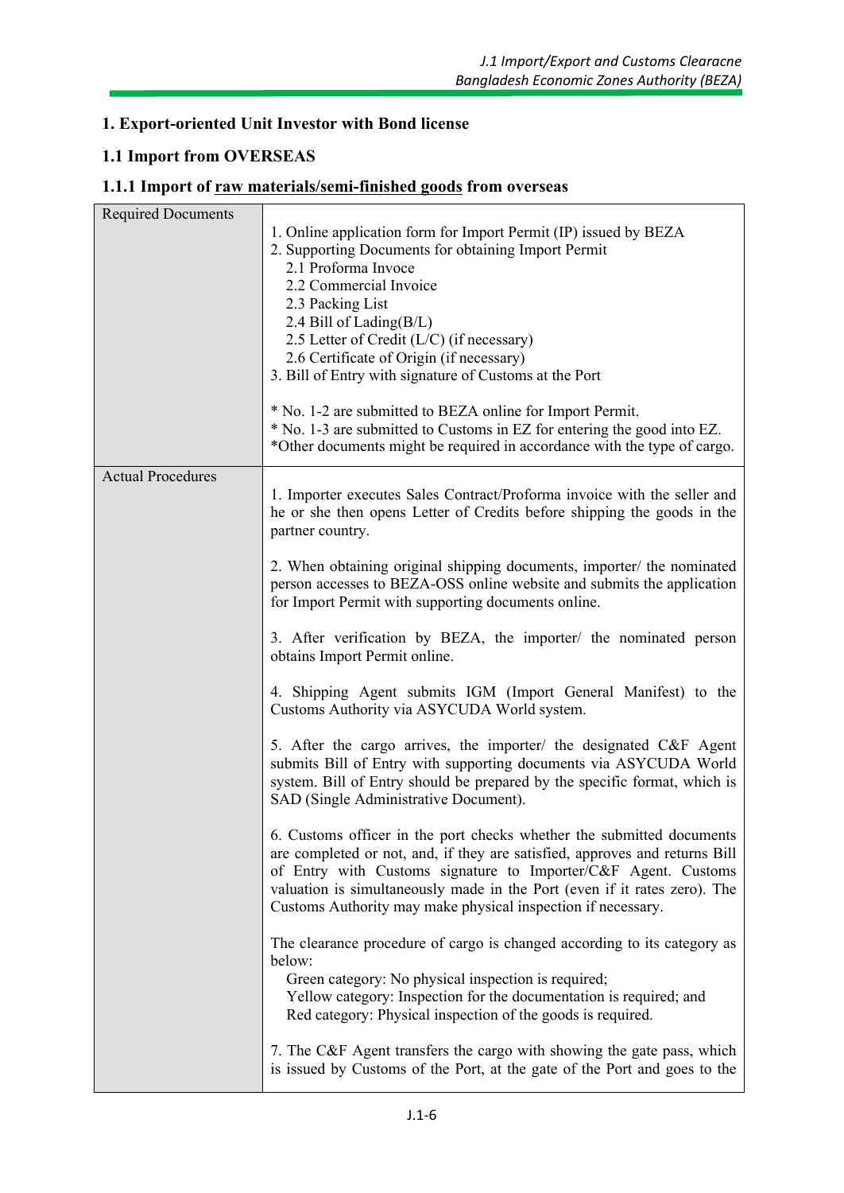# 1. Export-oriented Unit Investor with Bond license

## 1.1 Import from OVERSEAS

### 1.1.1 Import of raw materials/semi-finished goods from overseas

| Required Documents | 1. Online application form for Import Permit (IP) issued by BEZA<br>2. Supporting Documents for obtaining Import Permit<br>2.1 Proforma Invoce<br>2.2 Commercial Invoice<br>2.3 Packing List<br>2.4 Bill of Lading(B/L)<br>2.5 Letter of Credit (L/C) (if necessary)<br>2.6 Certificate of Origin (if necessary)<br>3. Bill of Entry with signature of Customs at the Port<br><br>* No. 1-2 are submitted to BEZA online for Import Permit.<br>* No. 1-3 are submitted to Customs in EZ for entering the good into EZ.<br>*Other documents might be required in accordance with the type of cargo. |
|---|---|
| Actual Procedures | 1. Importer executes Sales Contract/Proforma invoice with the seller and he or she then opens Letter of Credits before shipping the goods in the partner country.<br><br>2. When obtaining original shipping documents, importer/ the nominated person accesses to BEZA-OSS online website and submits the application for Import Permit with supporting documents online.<br><br>3. After verification by BEZA, the importer/ the nominated person obtains Import Permit online.<br><br>4. Shipping Agent submits IGM (Import General Manifest) to the Customs Authority via ASYCUDA World system.<br><br>5. After the cargo arrives, the importer/ the designated C&F Agent submits Bill of Entry with supporting documents via ASYCUDA World system. Bill of Entry should be prepared by the specific format, which is SAD (Single Administrative Document).<br><br>6. Customs officer in the port checks whether the submitted documents are completed or not, and, if they are satisfied, approves and returns Bill of Entry with Customs signature to Importer/C&F Agent. Customs valuation is simultaneously made in the Port (even if it rates zero). The Customs Authority may make physical inspection if necessary.<br><br>The clearance procedure of cargo is changed according to its category as below:<br>Green category: No physical inspection is required;<br>Yellow category: Inspection for the documentation is required; and<br>Red category: Physical inspection of the goods is required.<br><br>7. The C&F Agent transfers the cargo with showing the gate pass, which is issued by Customs of the Port, at the gate of the Port and goes to the |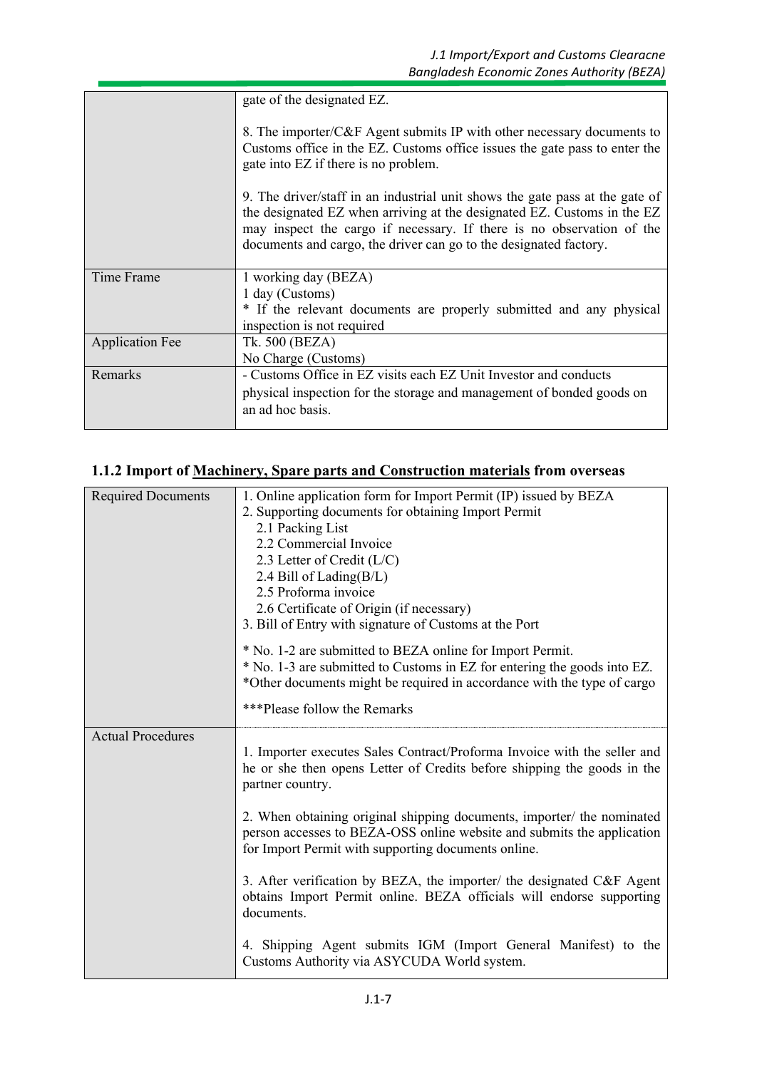| | |
|---|---|
| | gate of the designated EZ.<br><br>8. The importer/C&F Agent submits IP with other necessary documents to Customs office in the EZ. Customs office issues the gate pass to enter the gate into EZ if there is no problem.<br><br>9. The driver/staff in an industrial unit shows the gate pass at the gate of the designated EZ when arriving at the designated EZ. Customs in the EZ may inspect the cargo if necessary. If there is no observation of the documents and cargo, the driver can go to the designated factory. |
| Time Frame | 1 working day (BEZA)<br>1 day (Customs)<br>* If the relevant documents are properly submitted and any physical inspection is not required |
| Application Fee | Tk. 500 (BEZA)<br>No Charge (Customs) |
| Remarks | - Customs Office in EZ visits each EZ Unit Investor and conducts physical inspection for the storage and management of bonded goods on an ad hoc basis. |

### 1.1.2 Import of Machinery, Spare parts and Construction materials from overseas

| | |
|---|---|
| Required Documents | 1. Online application form for Import Permit (IP) issued by BEZA<br>2. Supporting documents for obtaining Import Permit<br>2.1 Packing List<br>2.2 Commercial Invoice<br>2.3 Letter of Credit (L/C)<br>2.4 Bill of Lading(B/L)<br>2.5 Proforma invoice<br>2.6 Certificate of Origin (if necessary)<br>3. Bill of Entry with signature of Customs at the Port<br><br>* No. 1-2 are submitted to BEZA online for Import Permit.<br>* No. 1-3 are submitted to Customs in EZ for entering the goods into EZ.<br>*Other documents might be required in accordance with the type of cargo<br><br>***Please follow the Remarks |
| Actual Procedures | 1. Importer executes Sales Contract/Proforma Invoice with the seller and he or she then opens Letter of Credits before shipping the goods in the partner country.<br><br>2. When obtaining original shipping documents, importer/ the nominated person accesses to BEZA-OSS online website and submits the application for Import Permit with supporting documents online.<br><br>3. After verification by BEZA, the importer/ the designated C&F Agent obtains Import Permit online. BEZA officials will endorse supporting documents.<br><br>4. Shipping Agent submits IGM (Import General Manifest) to the Customs Authority via ASYCUDA World system. |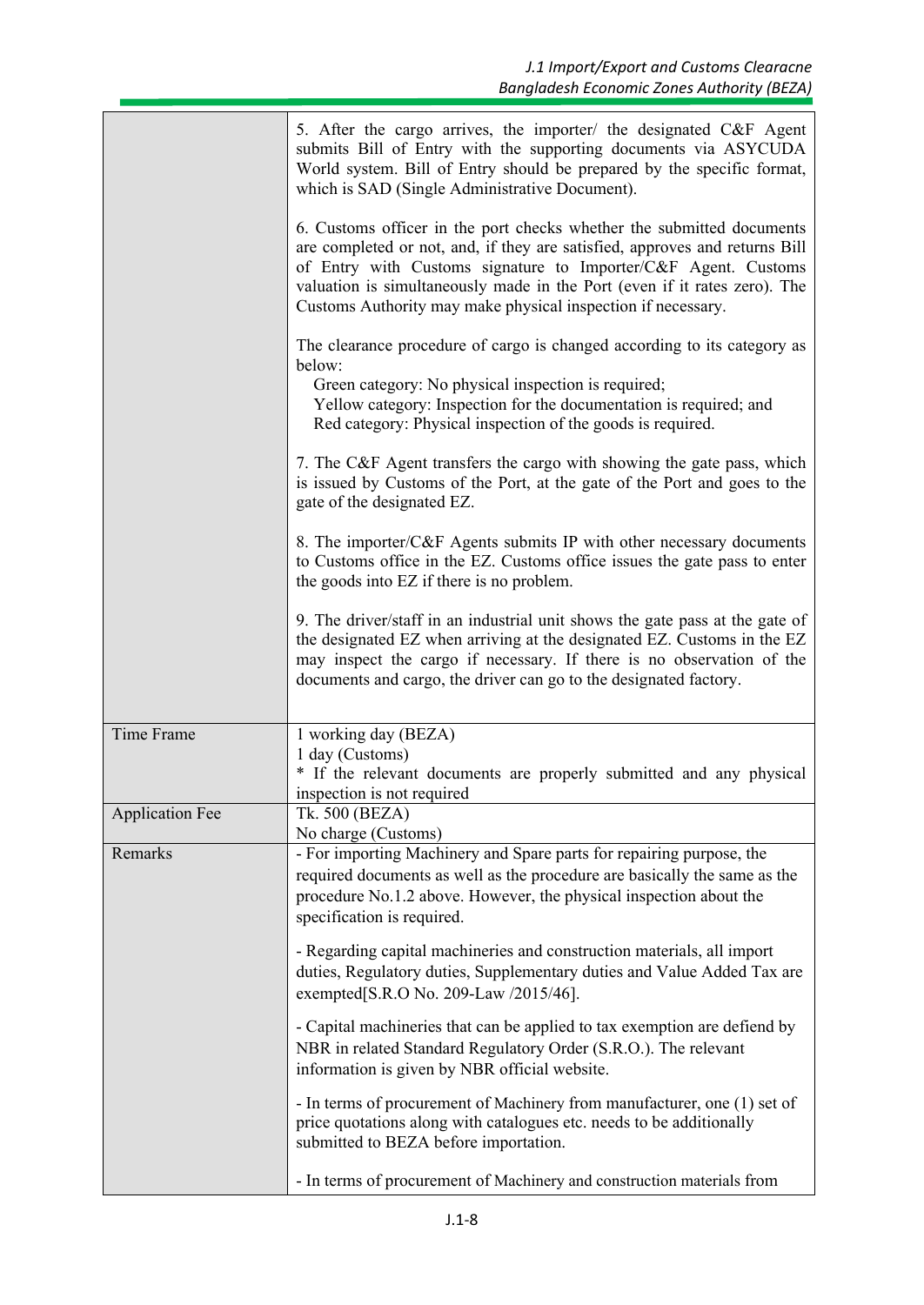| | |
|---|---|
| | 5. After the cargo arrives, the importer/ the designated C&F Agent submits Bill of Entry with the supporting documents via ASYCUDA World system. Bill of Entry should be prepared by the specific format, which is SAD (Single Administrative Document).<br><br>6. Customs officer in the port checks whether the submitted documents are completed or not, and, if they are satisfied, approves and returns Bill of Entry with Customs signature to Importer/C&F Agent. Customs valuation is simultaneously made in the Port (even if it rates zero). The Customs Authority may make physical inspection if necessary.<br><br>The clearance procedure of cargo is changed according to its category as below:<br>Green category: No physical inspection is required;<br>Yellow category: Inspection for the documentation is required; and<br>Red category: Physical inspection of the goods is required.<br><br>7. The C&F Agent transfers the cargo with showing the gate pass, which is issued by Customs of the Port, at the gate of the Port and goes to the gate of the designated EZ.<br><br>8. The importer/C&F Agents submits IP with other necessary documents to Customs office in the EZ. Customs office issues the gate pass to enter the goods into EZ if there is no problem.<br><br>9. The driver/staff in an industrial unit shows the gate pass at the gate of the designated EZ when arriving at the designated EZ. Customs in the EZ may inspect the cargo if necessary. If there is no observation of the documents and cargo, the driver can go to the designated factory. |
| Time Frame | 1 working day (BEZA)<br>1 day (Customs)<br>* If the relevant documents are properly submitted and any physical inspection is not required |
| Application Fee | Tk. 500 (BEZA)<br>No charge (Customs) |
| Remarks | - For importing Machinery and Spare parts for repairing purpose, the required documents as well as the procedure are basically the same as the procedure No.1.2 above. However, the physical inspection about the specification is required.<br><br>- Regarding capital machineries and construction materials, all import duties, Regulatory duties, Supplementary duties and Value Added Tax are exempted[S.R.O No. 209-Law /2015/46].<br><br>- Capital machineries that can be applied to tax exemption are defiend by NBR in related Standard Regulatory Order (S.R.O.). The relevant information is given by NBR official website.<br><br>- In terms of procurement of Machinery from manufacturer, one (1) set of price quotations along with catalogues etc. needs to be additionally submitted to BEZA before importation.<br><br>- In terms of procurement of Machinery and construction materials from |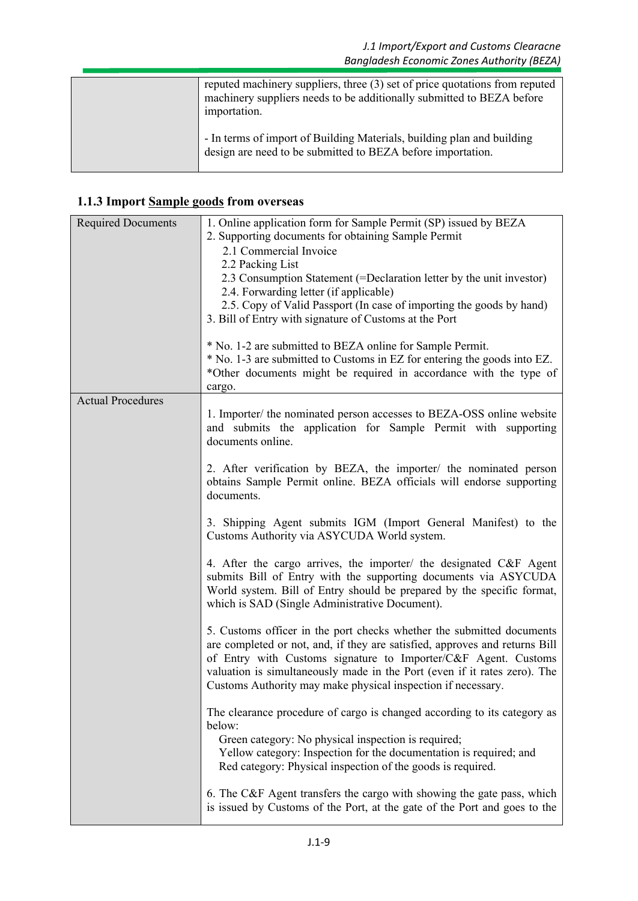| | |
|---|---|
| | reputed machinery suppliers, three (3) set of price quotations from reputed machinery suppliers needs to be additionally submitted to BEZA before importation.<br><br>- In terms of import of Building Materials, building plan and building design are need to be submitted to BEZA before importation. |

### 1.1.3 Import Sample goods from overseas

| | |
|---|---|
| Required Documents | 1. Online application form for Sample Permit (SP) issued by BEZA<br>2. Supporting documents for obtaining Sample Permit<br>2.1 Commercial Invoice<br>2.2 Packing List<br>2.3 Consumption Statement (=Declaration letter by the unit investor)<br>2.4. Forwarding letter (if applicable)<br>2.5. Copy of Valid Passport (In case of importing the goods by hand)<br>3. Bill of Entry with signature of Customs at the Port<br><br>* No. 1-2 are submitted to BEZA online for Sample Permit.<br>* No. 1-3 are submitted to Customs in EZ for entering the goods into EZ.<br>*Other documents might be required in accordance with the type of cargo. |
| Actual Procedures | 1. Importer/ the nominated person accesses to BEZA-OSS online website and submits the application for Sample Permit with supporting documents online.<br><br>2. After verification by BEZA, the importer/ the nominated person obtains Sample Permit online. BEZA officials will endorse supporting documents.<br><br>3. Shipping Agent submits IGM (Import General Manifest) to the Customs Authority via ASYCUDA World system.<br><br>4. After the cargo arrives, the importer/ the designated C&F Agent submits Bill of Entry with the supporting documents via ASYCUDA World system. Bill of Entry should be prepared by the specific format, which is SAD (Single Administrative Document).<br><br>5. Customs officer in the port checks whether the submitted documents are completed or not, and, if they are satisfied, approves and returns Bill of Entry with Customs signature to Importer/C&F Agent. Customs valuation is simultaneously made in the Port (even if it rates zero). The Customs Authority may make physical inspection if necessary.<br><br>The clearance procedure of cargo is changed according to its category as below:<br>Green category: No physical inspection is required;<br>Yellow category: Inspection for the documentation is required; and<br>Red category: Physical inspection of the goods is required.<br><br>6. The C&F Agent transfers the cargo with showing the gate pass, which is issued by Customs of the Port, at the gate of the Port and goes to the |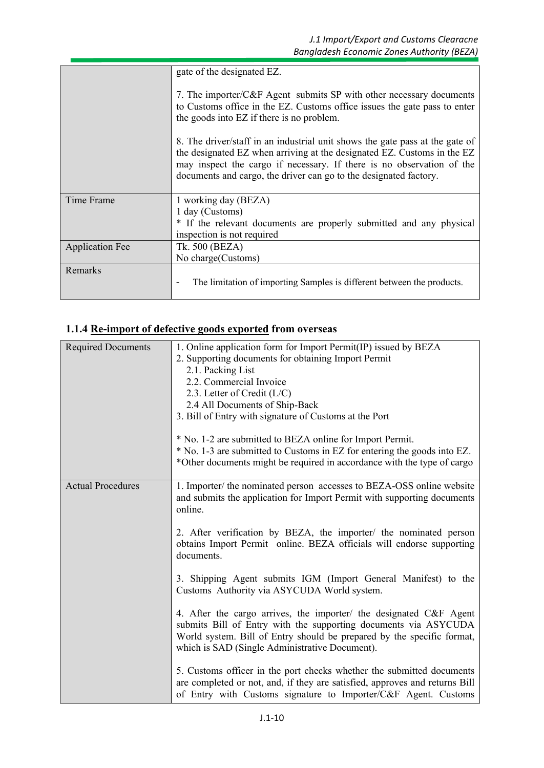| | |
|---|---|
| | gate of the designated EZ.<br><br>7. The importer/C&F Agent submits SP with other necessary documents to Customs office in the EZ. Customs office issues the gate pass to enter the goods into EZ if there is no problem.<br><br>8. The driver/staff in an industrial unit shows the gate pass at the gate of the designated EZ when arriving at the designated EZ. Customs in the EZ may inspect the cargo if necessary. If there is no observation of the documents and cargo, the driver can go to the designated factory. |
| Time Frame | 1 working day (BEZA)<br>1 day (Customs)<br>* If the relevant documents are properly submitted and any physical inspection is not required |
| Application Fee | Tk. 500 (BEZA)<br>No charge(Customs) |
| Remarks | - The limitation of importing Samples is different between the products. |

### 1.1.4 <u>Re-import of defective goods exported</u> from overseas

| | |
|---|---|
| Required Documents | 1. Online application form for Import Permit(IP) issued by BEZA<br>2. Supporting documents for obtaining Import Permit<br>2.1. Packing List<br>2.2. Commercial Invoice<br>2.3. Letter of Credit (L/C)<br>2.4 All Documents of Ship-Back<br>3. Bill of Entry with signature of Customs at the Port<br><br>* No. 1-2 are submitted to BEZA online for Import Permit.<br>* No. 1-3 are submitted to Customs in EZ for entering the goods into EZ.<br>*Other documents might be required in accordance with the type of cargo |
| Actual Procedures | 1. Importer/ the nominated person accesses to BEZA-OSS online website and submits the application for Import Permit with supporting documents online.<br><br>2. After verification by BEZA, the importer/ the nominated person obtains Import Permit online. BEZA officials will endorse supporting documents.<br><br>3. Shipping Agent submits IGM (Import General Manifest) to the Customs Authority via ASYCUDA World system.<br><br>4. After the cargo arrives, the importer/ the designated C&F Agent submits Bill of Entry with the supporting documents via ASYCUDA World system. Bill of Entry should be prepared by the specific format, which is SAD (Single Administrative Document).<br><br>5. Customs officer in the port checks whether the submitted documents are completed or not, and, if they are satisfied, approves and returns Bill of Entry with Customs signature to Importer/C&F Agent. Customs |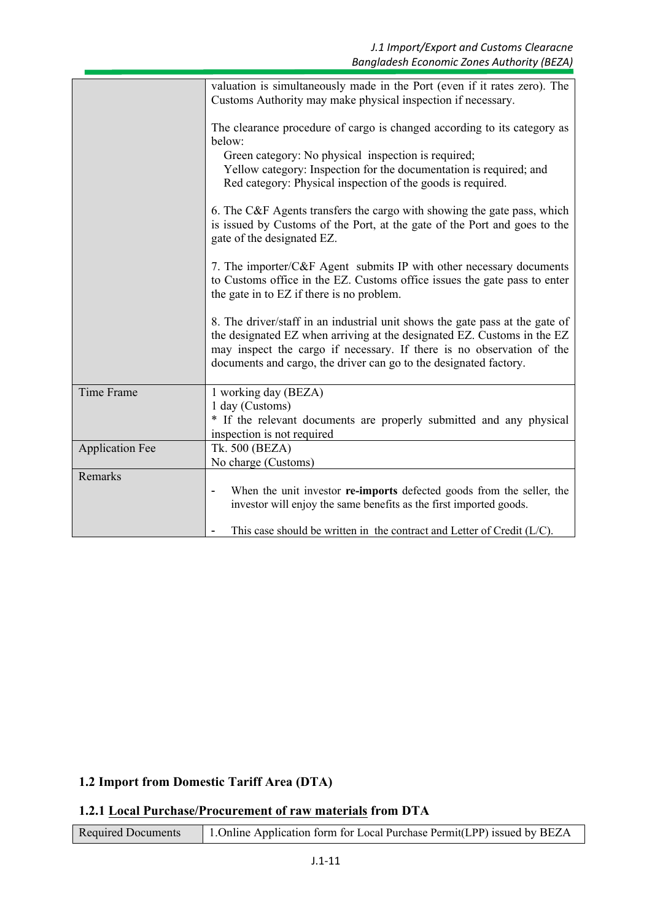| | |
|---|---|
| | valuation is simultaneously made in the Port (even if it rates zero). The Customs Authority may make physical inspection if necessary.<br><br>The clearance procedure of cargo is changed according to its category as below:<br>Green category: No physical inspection is required;<br>Yellow category: Inspection for the documentation is required; and<br>Red category: Physical inspection of the goods is required.<br><br>6. The C&F Agents transfers the cargo with showing the gate pass, which is issued by Customs of the Port, at the gate of the Port and goes to the gate of the designated EZ.<br><br>7. The importer/C&F Agent submits IP with other necessary documents to Customs office in the EZ. Customs office issues the gate pass to enter the gate in to EZ if there is no problem.<br><br>8. The driver/staff in an industrial unit shows the gate pass at the gate of the designated EZ when arriving at the designated EZ. Customs in the EZ may inspect the cargo if necessary. If there is no observation of the documents and cargo, the driver can go to the designated factory. |
| Time Frame | 1 working day (BEZA)<br>1 day (Customs)<br>* If the relevant documents are properly submitted and any physical inspection is not required |
| Application Fee | Tk. 500 (BEZA)<br>No charge (Customs) |
| Remarks | - When the unit investor **re-imports** defected goods from the seller, the investor will enjoy the same benefits as the first imported goods.<br><br>- This case should be written in the contract and Letter of Credit (L/C). |

## 1.2 Import from Domestic Tariff Area (DTA)

### 1.2.1 Local Purchase/Procurement of raw materials from DTA

| | |
|---|---|
| Required Documents | 1.Online Application form for Local Purchase Permit(LPP) issued by BEZA |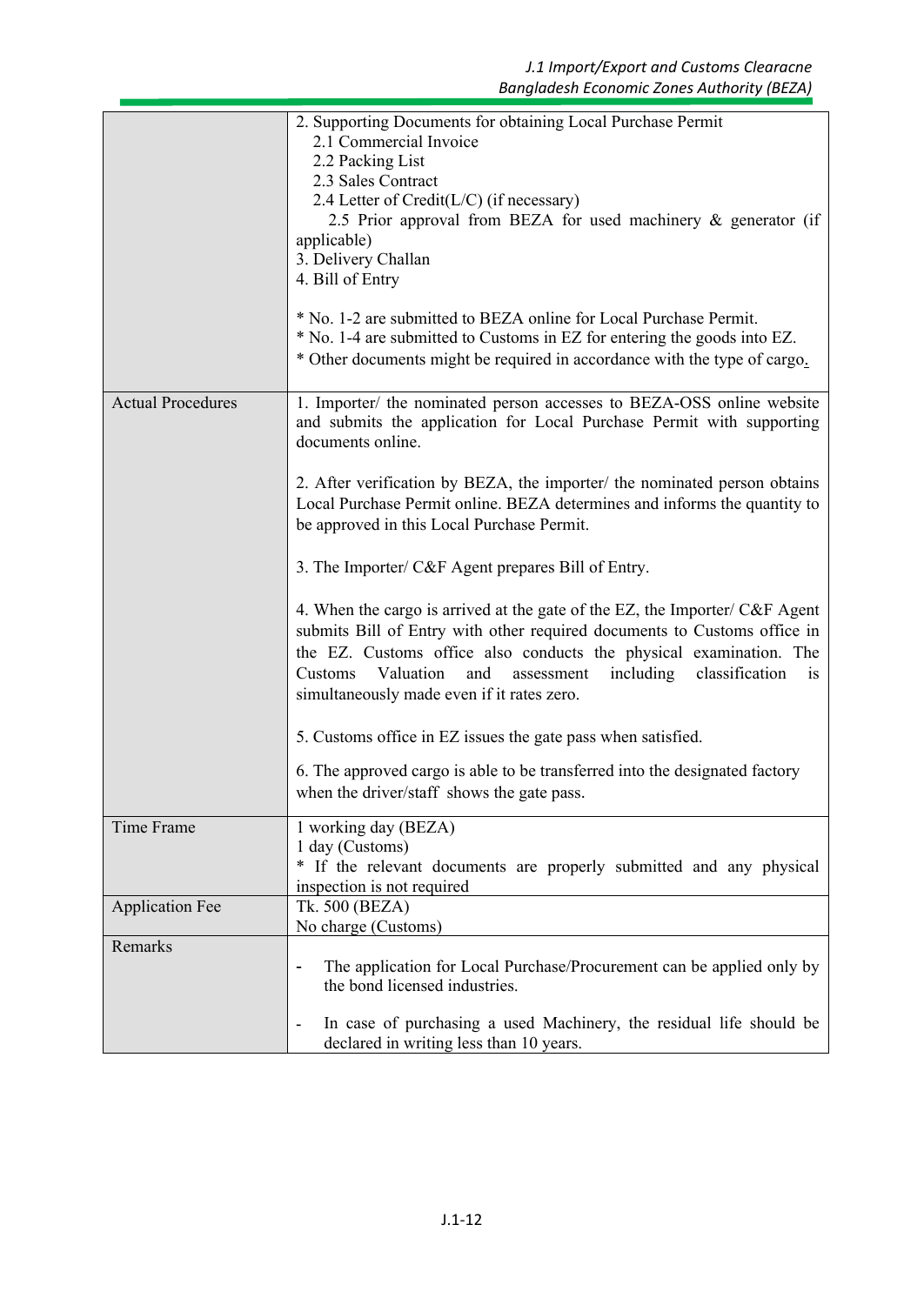| | |
|---|---|
| | 2. Supporting Documents for obtaining Local Purchase Permit<br>2.1 Commercial Invoice<br>2.2 Packing List<br>2.3 Sales Contract<br>2.4 Letter of Credit(L/C) (if necessary)<br>2.5 Prior approval from BEZA for used machinery & generator (if applicable)<br>3. Delivery Challan<br>4. Bill of Entry<br><br>* No. 1-2 are submitted to BEZA online for Local Purchase Permit.<br>* No. 1-4 are submitted to Customs in EZ for entering the goods into EZ.<br>* Other documents might be required in accordance with the type of cargo. |
| Actual Procedures | 1. Importer/ the nominated person accesses to BEZA-OSS online website and submits the application for Local Purchase Permit with supporting documents online.<br><br>2. After verification by BEZA, the importer/ the nominated person obtains Local Purchase Permit online. BEZA determines and informs the quantity to be approved in this Local Purchase Permit.<br><br>3. The Importer/ C&F Agent prepares Bill of Entry.<br><br>4. When the cargo is arrived at the gate of the EZ, the Importer/ C&F Agent submits Bill of Entry with other required documents to Customs office in the EZ. Customs office also conducts the physical examination. The Customs Valuation and assessment including classification is simultaneously made even if it rates zero.<br><br>5. Customs office in EZ issues the gate pass when satisfied.<br><br>6. The approved cargo is able to be transferred into the designated factory when the driver/staff shows the gate pass. |
| Time Frame | 1 working day (BEZA)<br>1 day (Customs)<br>* If the relevant documents are properly submitted and any physical inspection is not required |
| Application Fee | Tk. 500 (BEZA)<br>No charge (Customs) |
| Remarks | - The application for Local Purchase/Procurement can be applied only by the bond licensed industries.<br><br>- In case of purchasing a used Machinery, the residual life should be declared in writing less than 10 years. |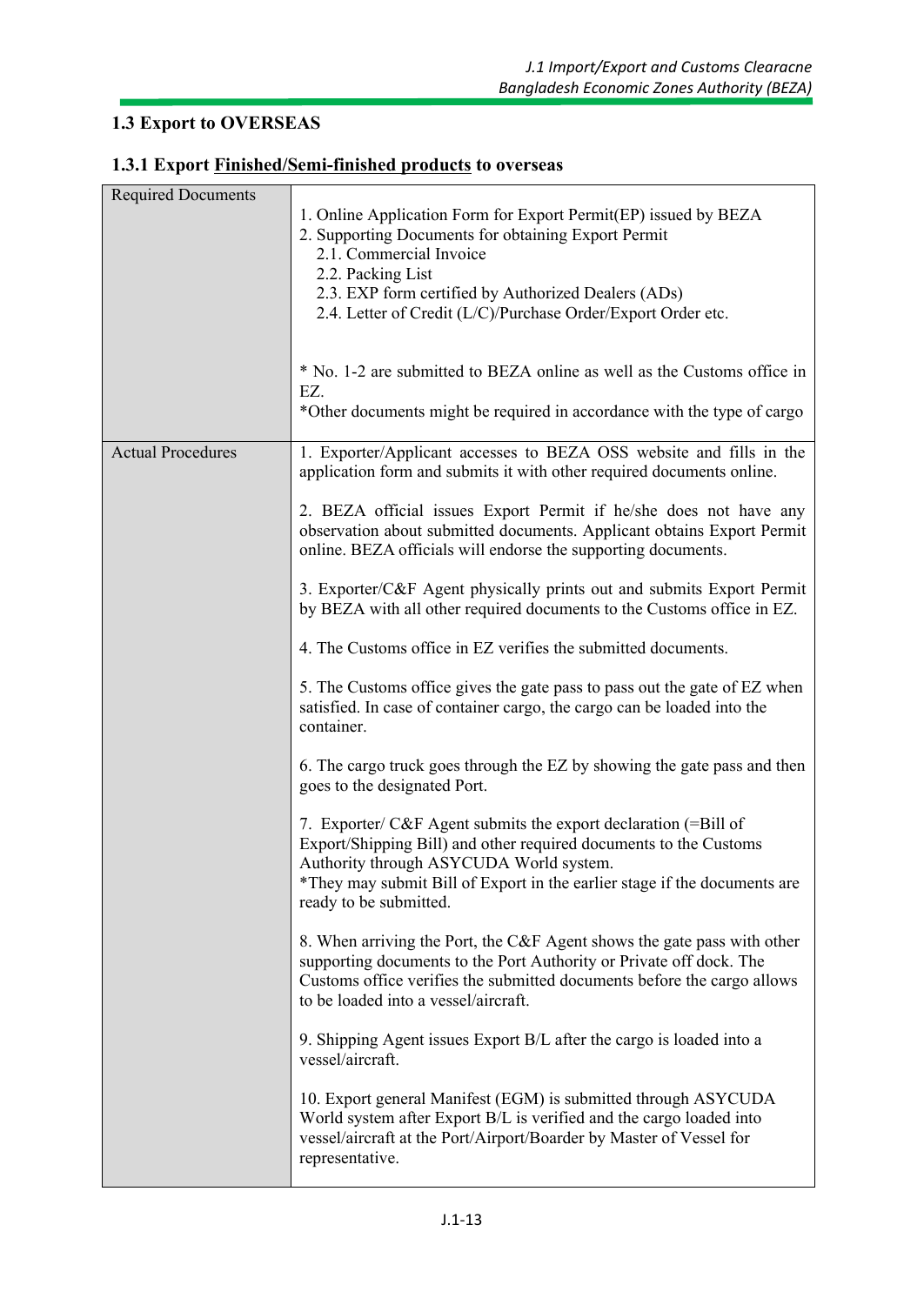## 1.3 Export to OVERSEAS

### 1.3.1 Export Finished/Semi-finished products to overseas

| Required Documents | 1. Online Application Form for Export Permit(EP) issued by BEZA<br>2. Supporting Documents for obtaining Export Permit<br>2.1. Commercial Invoice<br>2.2. Packing List<br>2.3. EXP form certified by Authorized Dealers (ADs)<br>2.4. Letter of Credit (L/C)/Purchase Order/Export Order etc.<br><br>* No. 1-2 are submitted to BEZA online as well as the Customs office in EZ.<br>*Other documents might be required in accordance with the type of cargo |
|---|---|
| Actual Procedures | 1. Exporter/Applicant accesses to BEZA OSS website and fills in the application form and submits it with other required documents online.<br><br>2. BEZA official issues Export Permit if he/she does not have any observation about submitted documents. Applicant obtains Export Permit online. BEZA officials will endorse the supporting documents.<br><br>3. Exporter/C&F Agent physically prints out and submits Export Permit by BEZA with all other required documents to the Customs office in EZ.<br><br>4. The Customs office in EZ verifies the submitted documents.<br><br>5. The Customs office gives the gate pass to pass out the gate of EZ when satisfied. In case of container cargo, the cargo can be loaded into the container.<br><br>6. The cargo truck goes through the EZ by showing the gate pass and then goes to the designated Port.<br><br>7. Exporter/ C&F Agent submits the export declaration (=Bill of Export/Shipping Bill) and other required documents to the Customs Authority through ASYCUDA World system.<br>*They may submit Bill of Export in the earlier stage if the documents are ready to be submitted.<br><br>8. When arriving the Port, the C&F Agent shows the gate pass with other supporting documents to the Port Authority or Private off dock. The Customs office verifies the submitted documents before the cargo allows to be loaded into a vessel/aircraft.<br><br>9. Shipping Agent issues Export B/L after the cargo is loaded into a vessel/aircraft.<br><br>10. Export general Manifest (EGM) is submitted through ASYCUDA World system after Export B/L is verified and the cargo loaded into vessel/aircraft at the Port/Airport/Boarder by Master of Vessel for representative. |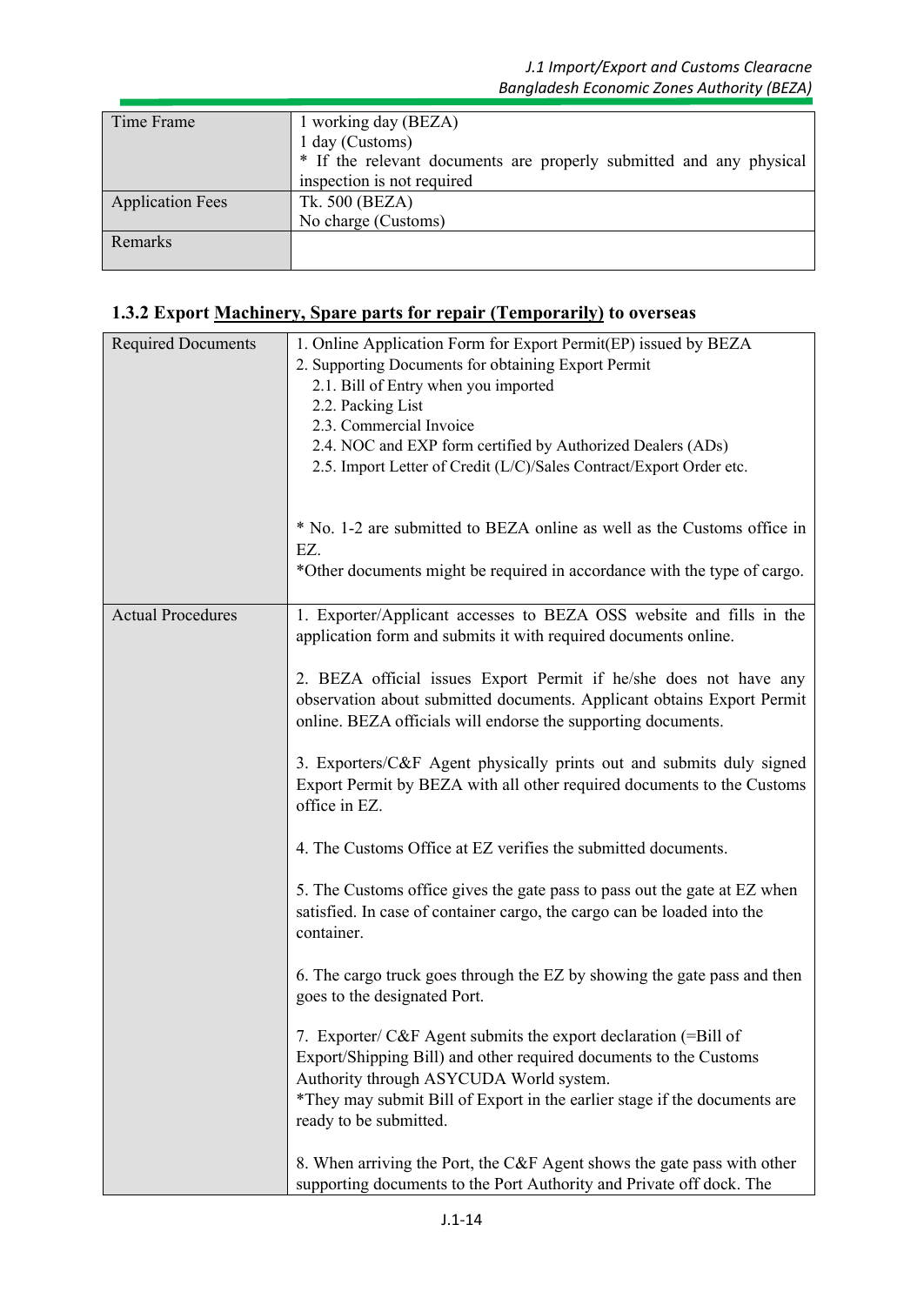| Time Frame | 1 working day (BEZA)<br>1 day (Customs)<br>* If the relevant documents are properly submitted and any physical inspection is not required |
|---|---|
| Application Fees | Tk. 500 (BEZA)<br>No charge (Customs) |
| Remarks | |

### 1.3.2 Export Machinery, Spare parts for repair (Temporarily) to overseas

| Required Documents | 1. Online Application Form for Export Permit(EP) issued by BEZA<br>2. Supporting Documents for obtaining Export Permit<br>2.1. Bill of Entry when you imported<br>2.2. Packing List<br>2.3. Commercial Invoice<br>2.4. NOC and EXP form certified by Authorized Dealers (ADs)<br>2.5. Import Letter of Credit (L/C)/Sales Contract/Export Order etc.<br><br>* No. 1-2 are submitted to BEZA online as well as the Customs office in EZ.<br>*Other documents might be required in accordance with the type of cargo. |
|---|---|
| Actual Procedures | 1. Exporter/Applicant accesses to BEZA OSS website and fills in the application form and submits it with required documents online.<br><br>2. BEZA official issues Export Permit if he/she does not have any observation about submitted documents. Applicant obtains Export Permit online. BEZA officials will endorse the supporting documents.<br><br>3. Exporters/C&F Agent physically prints out and submits duly signed Export Permit by BEZA with all other required documents to the Customs office in EZ.<br><br>4. The Customs Office at EZ verifies the submitted documents.<br><br>5. The Customs office gives the gate pass to pass out the gate at EZ when satisfied. In case of container cargo, the cargo can be loaded into the container.<br><br>6. The cargo truck goes through the EZ by showing the gate pass and then goes to the designated Port.<br><br>7. Exporter/ C&F Agent submits the export declaration (=Bill of Export/Shipping Bill) and other required documents to the Customs Authority through ASYCUDA World system.<br>*They may submit Bill of Export in the earlier stage if the documents are ready to be submitted.<br><br>8. When arriving the Port, the C&F Agent shows the gate pass with other supporting documents to the Port Authority and Private off dock. The |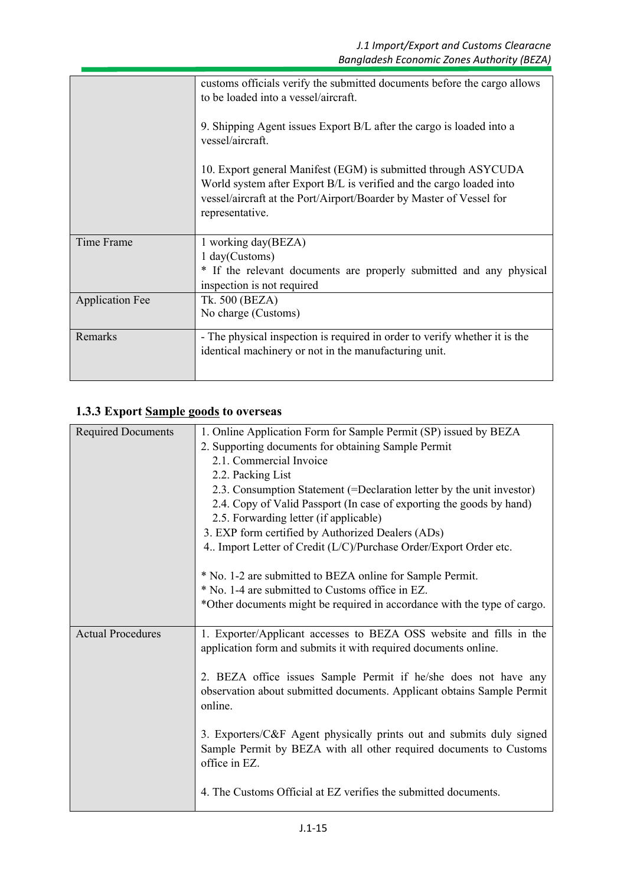| | |
|---|---|
| | customs officials verify the submitted documents before the cargo allows to be loaded into a vessel/aircraft.<br><br>9. Shipping Agent issues Export B/L after the cargo is loaded into a vessel/aircraft.<br><br>10. Export general Manifest (EGM) is submitted through ASYCUDA World system after Export B/L is verified and the cargo loaded into vessel/aircraft at the Port/Airport/Boarder by Master of Vessel for representative. |
| Time Frame | 1 working day(BEZA)<br>1 day(Customs)<br>* If the relevant documents are properly submitted and any physical inspection is not required |
| Application Fee | Tk. 500 (BEZA)<br>No charge (Customs) |
| Remarks | - The physical inspection is required in order to verify whether it is the identical machinery or not in the manufacturing unit. |

### 1.3.3 Export <u>Sample goods</u> to overseas

| | |
|---|---|
| Required Documents | 1. Online Application Form for Sample Permit (SP) issued by BEZA<br>2. Supporting documents for obtaining Sample Permit<br>2.1. Commercial Invoice<br>2.2. Packing List<br>2.3. Consumption Statement (=Declaration letter by the unit investor)<br>2.4. Copy of Valid Passport (In case of exporting the goods by hand)<br>2.5. Forwarding letter (if applicable)<br>3. EXP form certified by Authorized Dealers (ADs)<br>4.. Import Letter of Credit (L/C)/Purchase Order/Export Order etc.<br><br>* No. 1-2 are submitted to BEZA online for Sample Permit.<br>* No. 1-4 are submitted to Customs office in EZ.<br>*Other documents might be required in accordance with the type of cargo. |
| Actual Procedures | 1. Exporter/Applicant accesses to BEZA OSS website and fills in the application form and submits it with required documents online.<br><br>2. BEZA office issues Sample Permit if he/she does not have any observation about submitted documents. Applicant obtains Sample Permit online.<br><br>3. Exporters/C&F Agent physically prints out and submits duly signed Sample Permit by BEZA with all other required documents to Customs office in EZ.<br><br>4. The Customs Official at EZ verifies the submitted documents. |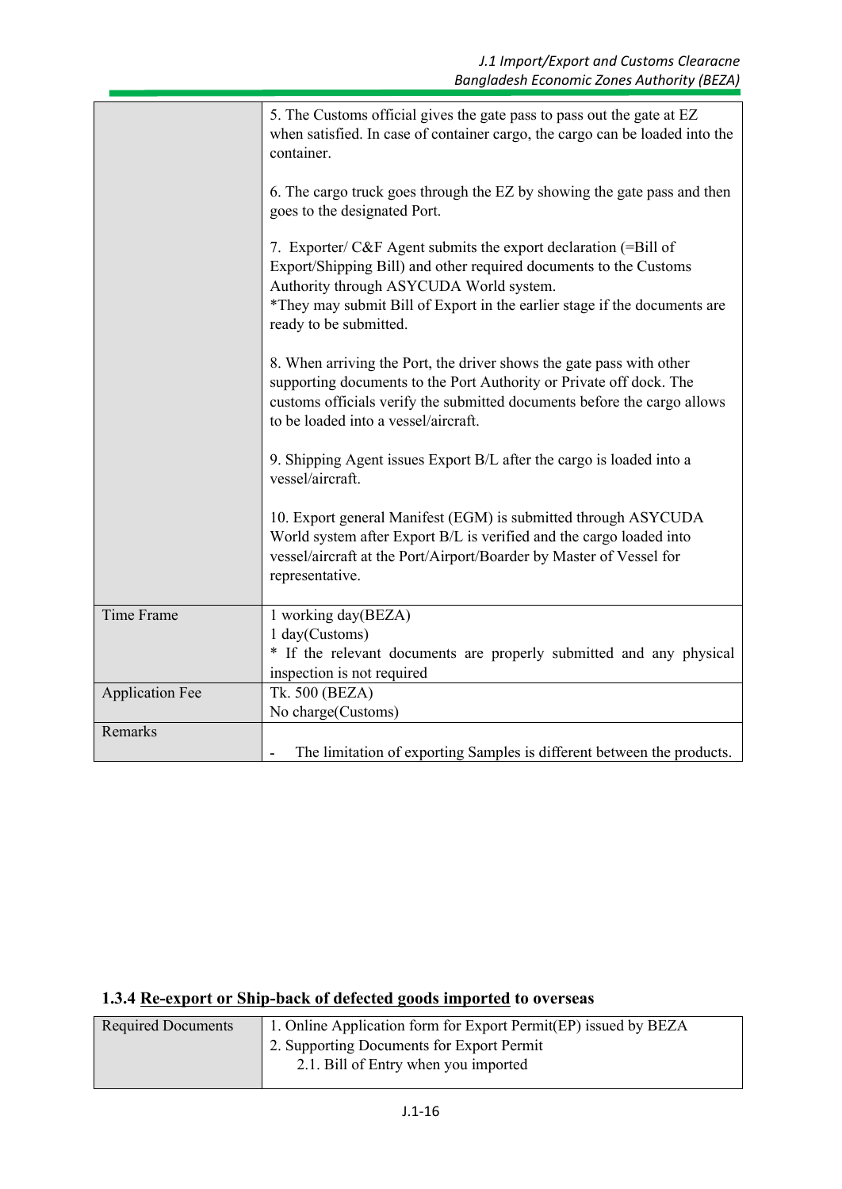| | |
|---|---|
| | 5. The Customs official gives the gate pass to pass out the gate at EZ when satisfied. In case of container cargo, the cargo can be loaded into the container.<br><br>6. The cargo truck goes through the EZ by showing the gate pass and then goes to the designated Port.<br><br>7. Exporter/ C&F Agent submits the export declaration (=Bill of Export/Shipping Bill) and other required documents to the Customs Authority through ASYCUDA World system.<br>*They may submit Bill of Export in the earlier stage if the documents are ready to be submitted.<br><br>8. When arriving the Port, the driver shows the gate pass with other supporting documents to the Port Authority or Private off dock. The customs officials verify the submitted documents before the cargo allows to be loaded into a vessel/aircraft.<br><br>9. Shipping Agent issues Export B/L after the cargo is loaded into a vessel/aircraft.<br><br>10. Export general Manifest (EGM) is submitted through ASYCUDA World system after Export B/L is verified and the cargo loaded into vessel/aircraft at the Port/Airport/Boarder by Master of Vessel for representative. |
| Time Frame | 1 working day(BEZA)<br>1 day(Customs)<br>* If the relevant documents are properly submitted and any physical inspection is not required |
| Application Fee | Tk. 500 (BEZA)<br>No charge(Customs) |
| Remarks | - The limitation of exporting Samples is different between the products. |

### 1.3.4 Re-export or Ship-back of defected goods imported to overseas

| | |
|---|---|
| Required Documents | 1. Online Application form for Export Permit(EP) issued by BEZA<br>2. Supporting Documents for Export Permit<br>2.1. Bill of Entry when you imported |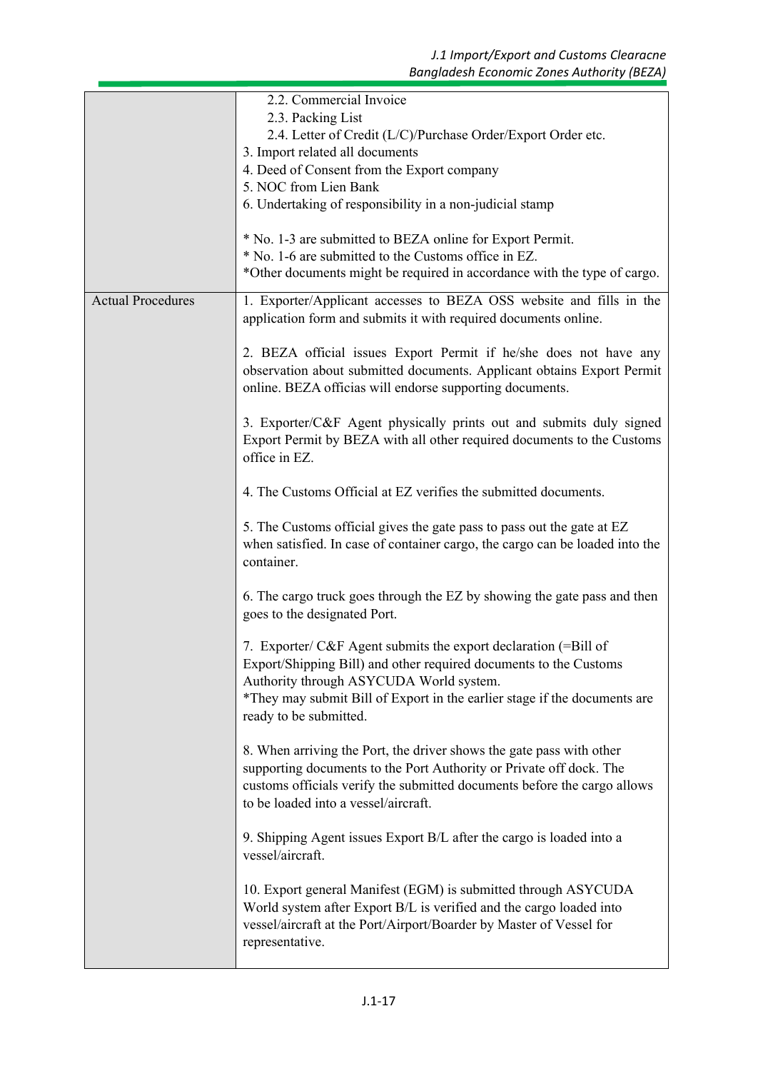| | |
|---|---|
| | 2.2. Commercial Invoice<br>2.3. Packing List<br>2.4. Letter of Credit (L/C)/Purchase Order/Export Order etc.<br>3. Import related all documents<br>4. Deed of Consent from the Export company<br>5. NOC from Lien Bank<br>6. Undertaking of responsibility in a non-judicial stamp<br><br>* No. 1-3 are submitted to BEZA online for Export Permit.<br>* No. 1-6 are submitted to the Customs office in EZ.<br>*Other documents might be required in accordance with the type of cargo. |
| Actual Procedures | 1. Exporter/Applicant accesses to BEZA OSS website and fills in the application form and submits it with required documents online.<br><br>2. BEZA official issues Export Permit if he/she does not have any observation about submitted documents. Applicant obtains Export Permit online. BEZA officias will endorse supporting documents.<br><br>3. Exporter/C&F Agent physically prints out and submits duly signed Export Permit by BEZA with all other required documents to the Customs office in EZ.<br><br>4. The Customs Official at EZ verifies the submitted documents.<br><br>5. The Customs official gives the gate pass to pass out the gate at EZ when satisfied. In case of container cargo, the cargo can be loaded into the container.<br><br>6. The cargo truck goes through the EZ by showing the gate pass and then goes to the designated Port.<br><br>7. Exporter/ C&F Agent submits the export declaration (=Bill of Export/Shipping Bill) and other required documents to the Customs Authority through ASYCUDA World system.<br>*They may submit Bill of Export in the earlier stage if the documents are ready to be submitted.<br><br>8. When arriving the Port, the driver shows the gate pass with other supporting documents to the Port Authority or Private off dock. The customs officials verify the submitted documents before the cargo allows to be loaded into a vessel/aircraft.<br><br>9. Shipping Agent issues Export B/L after the cargo is loaded into a vessel/aircraft.<br><br>10. Export general Manifest (EGM) is submitted through ASYCUDA World system after Export B/L is verified and the cargo loaded into vessel/aircraft at the Port/Airport/Boarder by Master of Vessel for representative. |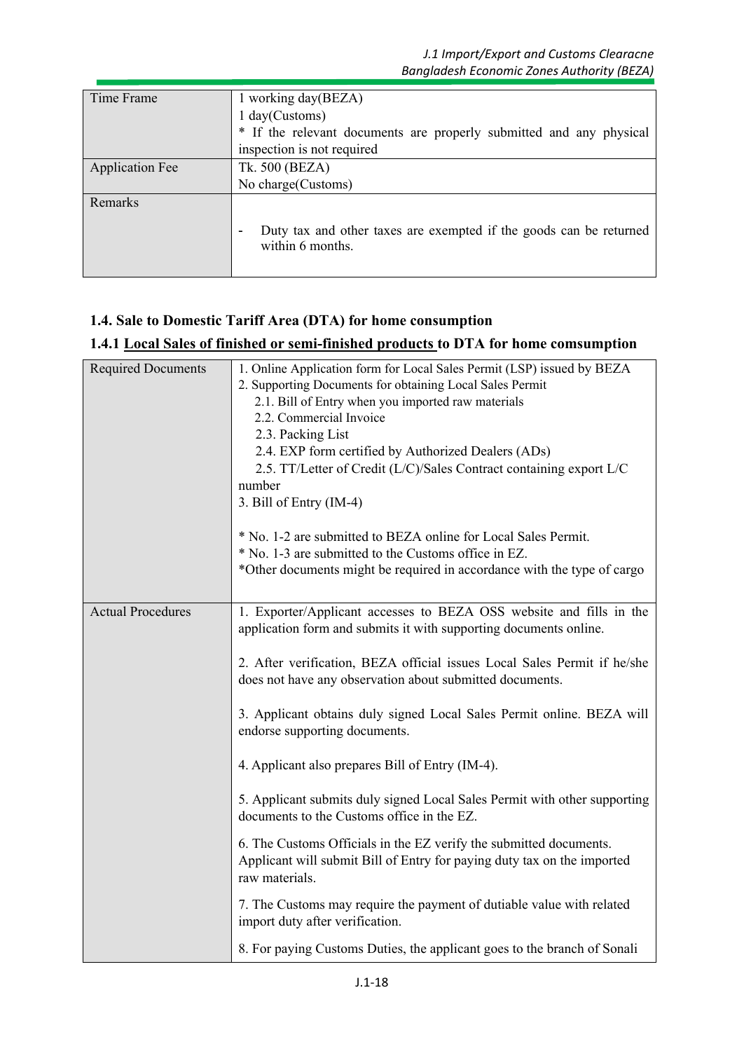| | |
|---|---|
| Time Frame | 1 working day(BEZA)<br>1 day(Customs)<br>* If the relevant documents are properly submitted and any physical inspection is not required |
| Application Fee | Tk. 500 (BEZA)<br>No charge(Customs) |
| Remarks | - Duty tax and other taxes are exempted if the goods can be returned within 6 months. |

### 1.4. Sale to Domestic Tariff Area (DTA) for home consumption

#### 1.4.1 Local Sales of finished or semi-finished products to DTA for home comsumption

| | |
|---|---|
| Required Documents | 1. Online Application form for Local Sales Permit (LSP) issued by BEZA<br>2. Supporting Documents for obtaining Local Sales Permit<br>2.1. Bill of Entry when you imported raw materials<br>2.2. Commercial Invoice<br>2.3. Packing List<br>2.4. EXP form certified by Authorized Dealers (ADs)<br>2.5. TT/Letter of Credit (L/C)/Sales Contract containing export L/C number<br>3. Bill of Entry (IM-4)<br><br>* No. 1-2 are submitted to BEZA online for Local Sales Permit.<br>* No. 1-3 are submitted to the Customs office in EZ.<br>*Other documents might be required in accordance with the type of cargo |
| Actual Procedures | 1. Exporter/Applicant accesses to BEZA OSS website and fills in the application form and submits it with supporting documents online.<br><br>2. After verification, BEZA official issues Local Sales Permit if he/she does not have any observation about submitted documents.<br><br>3. Applicant obtains duly signed Local Sales Permit online. BEZA will endorse supporting documents.<br><br>4. Applicant also prepares Bill of Entry (IM-4).<br><br>5. Applicant submits duly signed Local Sales Permit with other supporting documents to the Customs office in the EZ.<br><br>6. The Customs Officials in the EZ verify the submitted documents. Applicant will submit Bill of Entry for paying duty tax on the imported raw materials.<br><br>7. The Customs may require the payment of dutiable value with related import duty after verification.<br><br>8. For paying Customs Duties, the applicant goes to the branch of Sonali |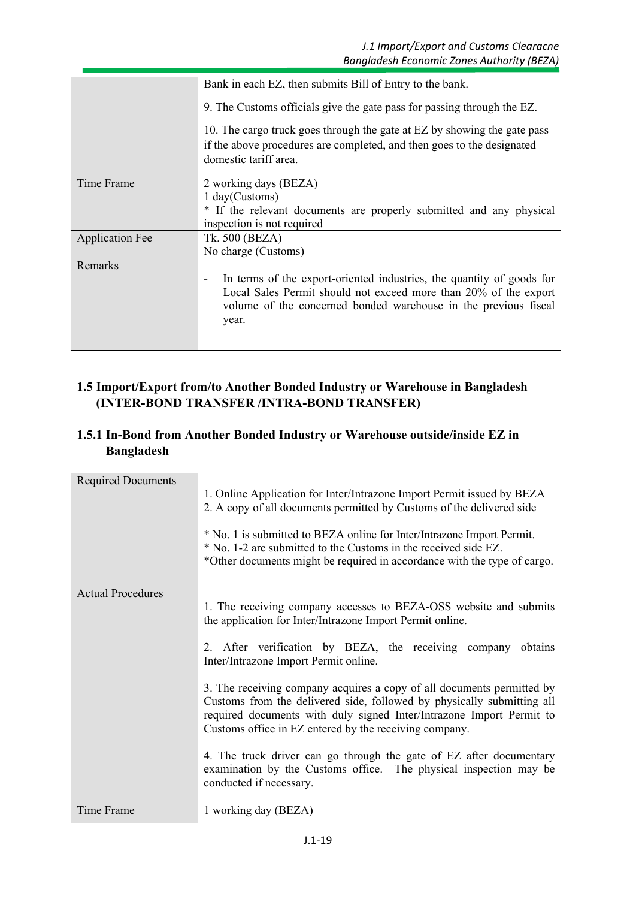| | |
|---|---|
| | Bank in each EZ, then submits Bill of Entry to the bank.<br><br>9. The Customs officials give the gate pass for passing through the EZ.<br><br>10. The cargo truck goes through the gate at EZ by showing the gate pass if the above procedures are completed, and then goes to the designated domestic tariff area. |
| Time Frame | 2 working days (BEZA)<br>1 day(Customs)<br>* If the relevant documents are properly submitted and any physical inspection is not required |
| Application Fee | Tk. 500 (BEZA)<br>No charge (Customs) |
| Remarks | - In terms of the export-oriented industries, the quantity of goods for Local Sales Permit should not exceed more than 20% of the export volume of the concerned bonded warehouse in the previous fiscal year. |

## 1.5 Import/Export from/to Another Bonded Industry or Warehouse in Bangladesh (INTER-BOND TRANSFER /INTRA-BOND TRANSFER)

### 1.5.1 <u>In-Bond</u> from Another Bonded Industry or Warehouse outside/inside EZ in Bangladesh

| | |
|---|---|
| Required Documents | 1. Online Application for Inter/Intrazone Import Permit issued by BEZA<br>2. A copy of all documents permitted by Customs of the delivered side<br><br>* No. 1 is submitted to BEZA online for Inter/Intrazone Import Permit.<br>* No. 1-2 are submitted to the Customs in the received side EZ.<br>*Other documents might be required in accordance with the type of cargo. |
| Actual Procedures | 1. The receiving company accesses to BEZA-OSS website and submits the application for Inter/Intrazone Import Permit online.<br><br>2. After verification by BEZA, the receiving company obtains Inter/Intrazone Import Permit online.<br><br>3. The receiving company acquires a copy of all documents permitted by Customs from the delivered side, followed by physically submitting all required documents with duly signed Inter/Intrazone Import Permit to Customs office in EZ entered by the receiving company.<br><br>4. The truck driver can go through the gate of EZ after documentary examination by the Customs office. The physical inspection may be conducted if necessary. |
| Time Frame | 1 working day (BEZA) |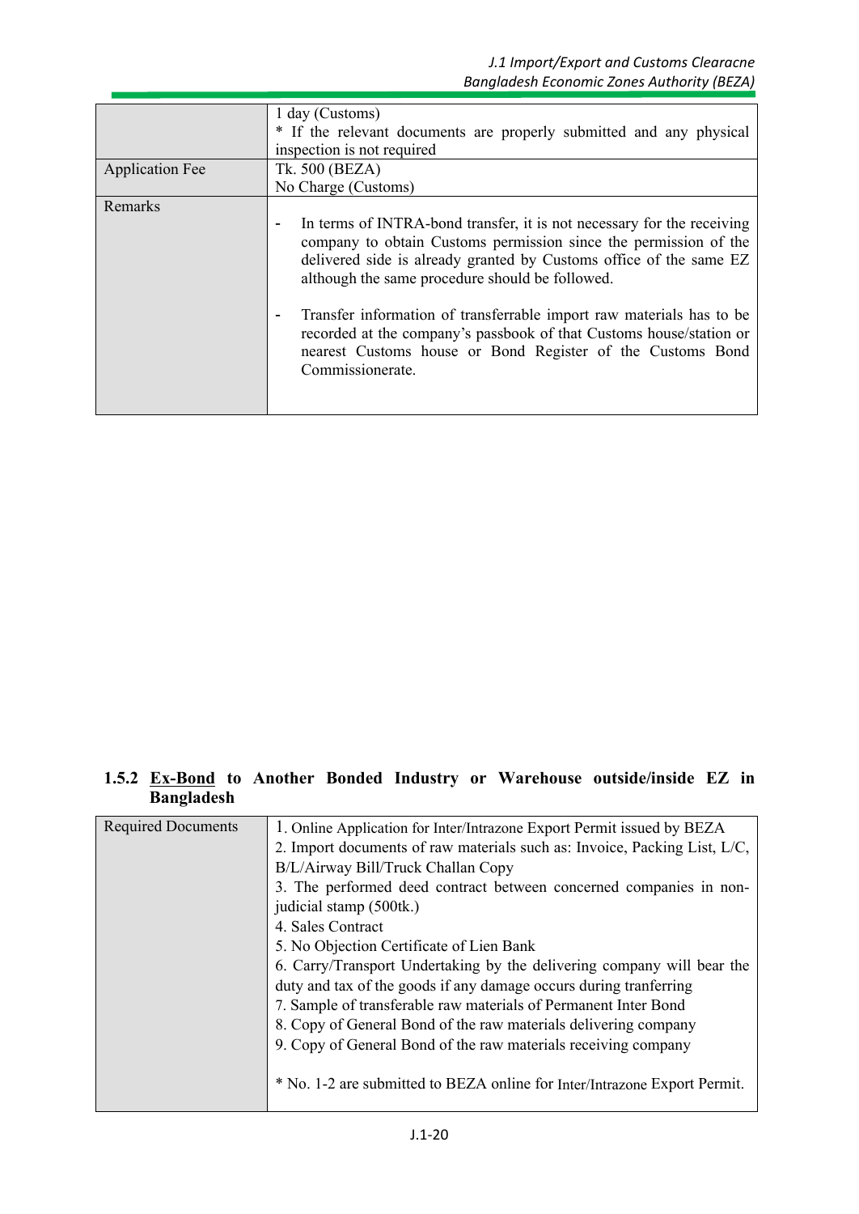| | |
|---|---|
| | 1 day (Customs)<br>* If the relevant documents are properly submitted and any physical inspection is not required |
| Application Fee | Tk. 500 (BEZA)<br>No Charge (Customs) |
| Remarks | - In terms of INTRA-bond transfer, it is not necessary for the receiving company to obtain Customs permission since the permission of the delivered side is already granted by Customs office of the same EZ although the same procedure should be followed.<br><br>- Transfer information of transferrable import raw materials has to be recorded at the company's passbook of that Customs house/station or nearest Customs house or Bond Register of the Customs Bond Commissionerate. |

### 1.5.2 Ex-Bond to Another Bonded Industry or Warehouse outside/inside EZ in Bangladesh

| | |
|---|---|
| Required Documents | 1. Online Application for Inter/Intrazone Export Permit issued by BEZA<br>2. Import documents of raw materials such as: Invoice, Packing List, L/C, B/L/Airway Bill/Truck Challan Copy<br>3. The performed deed contract between concerned companies in non-judicial stamp (500tk.)<br>4. Sales Contract<br>5. No Objection Certificate of Lien Bank<br>6. Carry/Transport Undertaking by the delivering company will bear the duty and tax of the goods if any damage occurs during tranferring<br>7. Sample of transferable raw materials of Permanent Inter Bond<br>8. Copy of General Bond of the raw materials delivering company<br>9. Copy of General Bond of the raw materials receiving company<br><br>* No. 1-2 are submitted to BEZA online for Inter/Intrazone Export Permit. |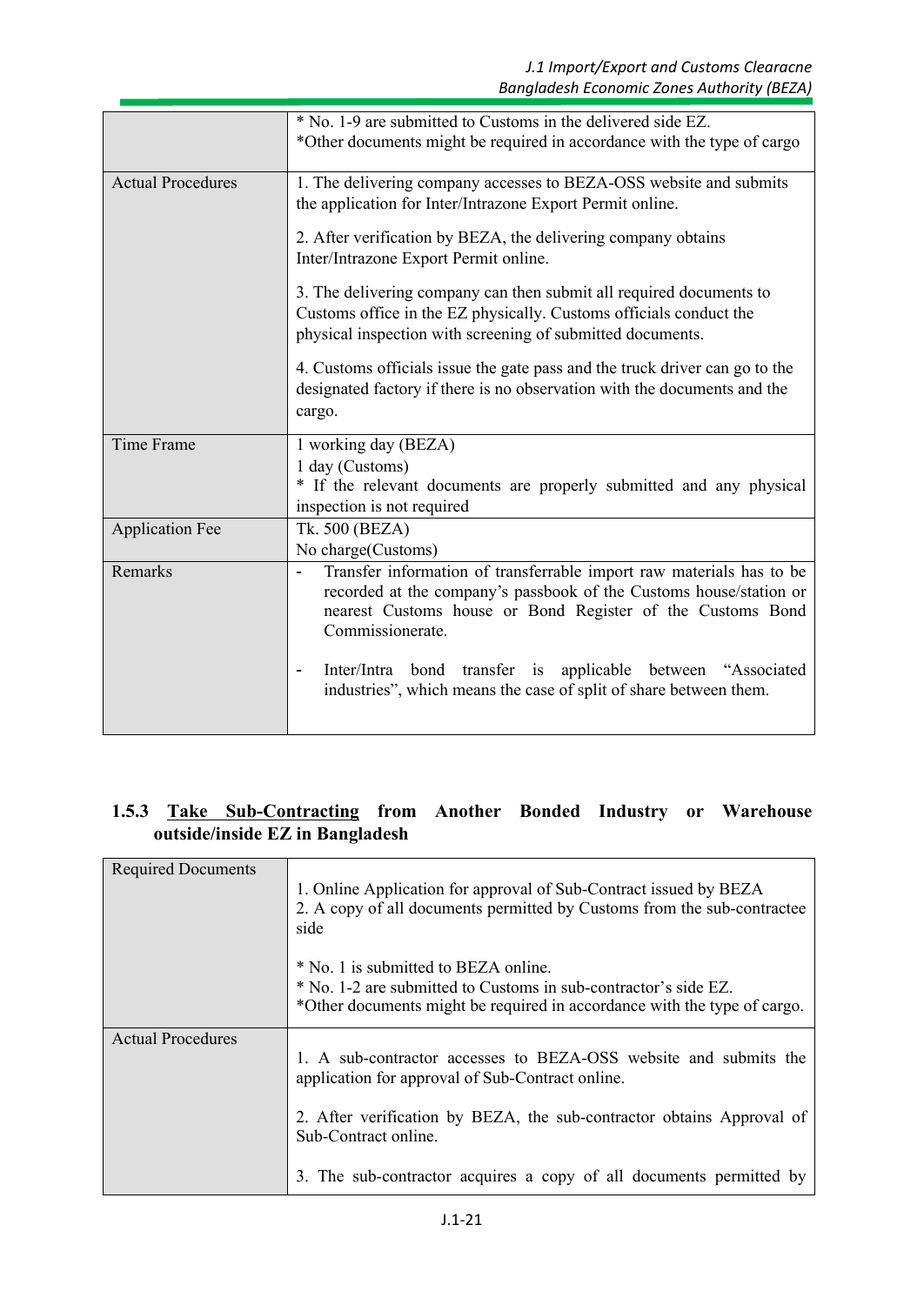| | |
|---|---|
| | * No. 1-9 are submitted to Customs in the delivered side EZ.<br>*Other documents might be required in accordance with the type of cargo |
| Actual Procedures | 1. The delivering company accesses to BEZA-OSS website and submits the application for Inter/Intrazone Export Permit online.<br><br>2. After verification by BEZA, the delivering company obtains Inter/Intrazone Export Permit online.<br><br>3. The delivering company can then submit all required documents to Customs office in the EZ physically. Customs officials conduct the physical inspection with screening of submitted documents.<br><br>4. Customs officials issue the gate pass and the truck driver can go to the designated factory if there is no observation with the documents and the cargo. |
| Time Frame | 1 working day (BEZA)<br>1 day (Customs)<br>* If the relevant documents are properly submitted and any physical inspection is not required |
| Application Fee | Tk. 500 (BEZA)<br>No charge(Customs) |
| Remarks | - Transfer information of transferrable import raw materials has to be recorded at the company's passbook of the Customs house/station or nearest Customs house or Bond Register of the Customs Bond Commissionerate.<br><br>- Inter/Intra bond transfer is applicable between "Associated industries", which means the case of split of share between them. |

### 1.5.3 Take Sub-Contracting from Another Bonded Industry or Warehouse outside/inside EZ in Bangladesh

| | |
|---|---|
| Required Documents | 1. Online Application for approval of Sub-Contract issued by BEZA<br>2. A copy of all documents permitted by Customs from the sub-contractee side<br><br>* No. 1 is submitted to BEZA online.<br>* No. 1-2 are submitted to Customs in sub-contractor's side EZ.<br>*Other documents might be required in accordance with the type of cargo. |
| Actual Procedures | 1. A sub-contractor accesses to BEZA-OSS website and submits the application for approval of Sub-Contract online.<br><br>2. After verification by BEZA, the sub-contractor obtains Approval of Sub-Contract online.<br><br>3. The sub-contractor acquires a copy of all documents permitted by |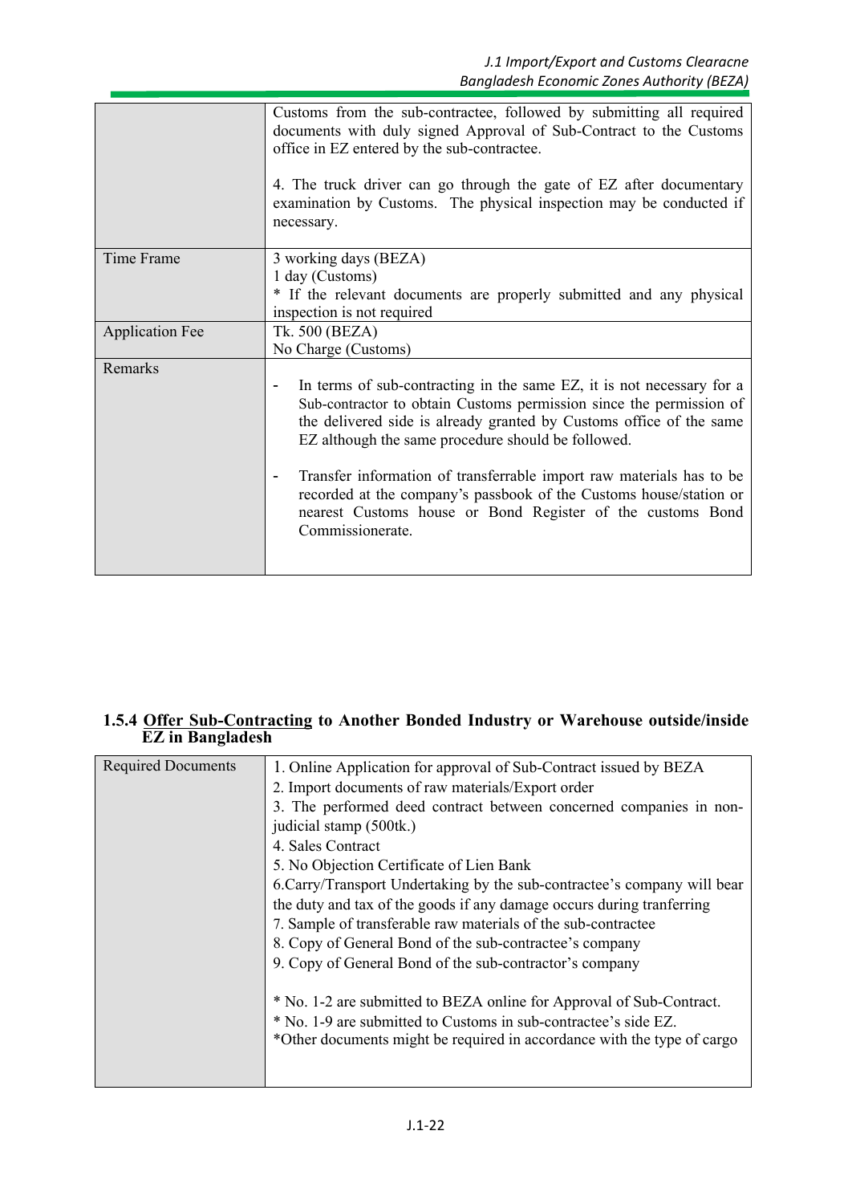| | |
|---|---|
| | Customs from the sub-contractee, followed by submitting all required documents with duly signed Approval of Sub-Contract to the Customs office in EZ entered by the sub-contractee.<br><br>4. The truck driver can go through the gate of EZ after documentary examination by Customs. The physical inspection may be conducted if necessary. |
| Time Frame | 3 working days (BEZA)<br>1 day (Customs)<br>* If the relevant documents are properly submitted and any physical inspection is not required |
| Application Fee | Tk. 500 (BEZA)<br>No Charge (Customs) |
| Remarks | - In terms of sub-contracting in the same EZ, it is not necessary for a Sub-contractor to obtain Customs permission since the permission of the delivered side is already granted by Customs office of the same EZ although the same procedure should be followed.<br><br>- Transfer information of transferrable import raw materials has to be recorded at the company's passbook of the Customs house/station or nearest Customs house or Bond Register of the customs Bond Commissionerate. |

### 1.5.4 Offer Sub-Contracting to Another Bonded Industry or Warehouse outside/inside EZ in Bangladesh

| | |
|---|---|
| Required Documents | 1. Online Application for approval of Sub-Contract issued by BEZA<br>2. Import documents of raw materials/Export order<br>3. The performed deed contract between concerned companies in non-judicial stamp (500tk.)<br>4. Sales Contract<br>5. No Objection Certificate of Lien Bank<br>6.Carry/Transport Undertaking by the sub-contractee's company will bear the duty and tax of the goods if any damage occurs during tranferring<br>7. Sample of transferable raw materials of the sub-contractee<br>8. Copy of General Bond of the sub-contractee's company<br>9. Copy of General Bond of the sub-contractor's company<br><br>* No. 1-2 are submitted to BEZA online for Approval of Sub-Contract.<br>* No. 1-9 are submitted to Customs in sub-contractee's side EZ.<br>*Other documents might be required in accordance with the type of cargo |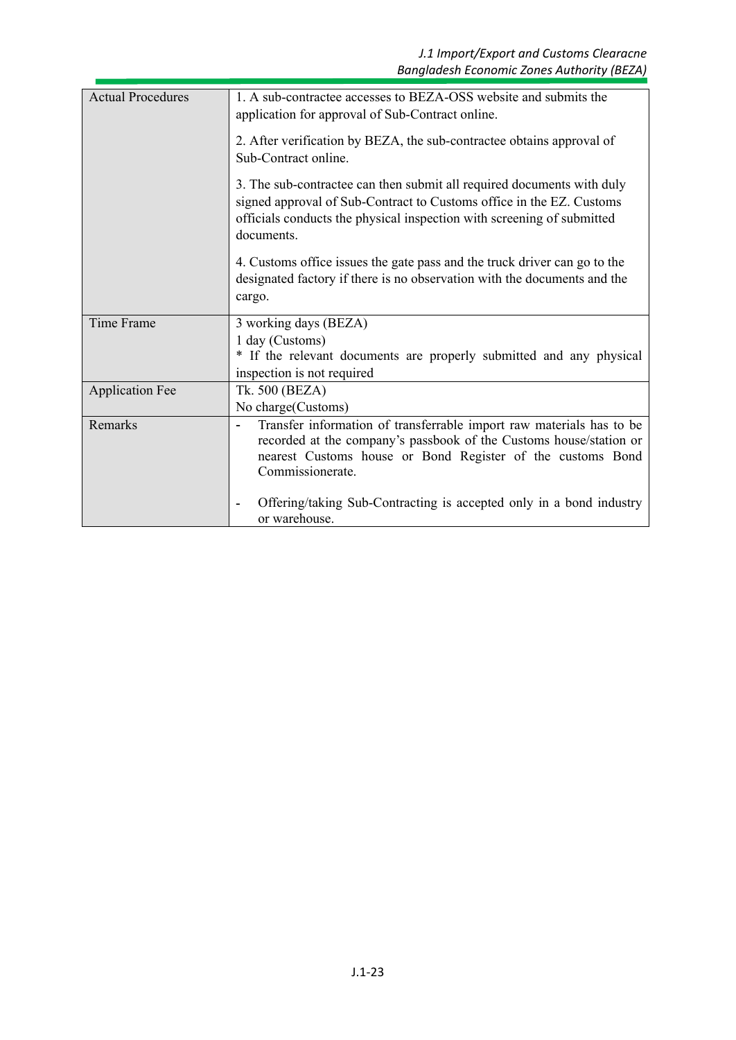| | |
|---|---|
| Actual Procedures | 1. A sub-contractee accesses to BEZA-OSS website and submits the application for approval of Sub-Contract online.<br><br>2. After verification by BEZA, the sub-contractee obtains approval of Sub-Contract online.<br><br>3. The sub-contractee can then submit all required documents with duly signed approval of Sub-Contract to Customs office in the EZ. Customs officials conducts the physical inspection with screening of submitted documents.<br><br>4. Customs office issues the gate pass and the truck driver can go to the designated factory if there is no observation with the documents and the cargo. |
| Time Frame | 3 working days (BEZA)<br>1 day (Customs)<br>* If the relevant documents are properly submitted and any physical inspection is not required |
| Application Fee | Tk. 500 (BEZA)<br>No charge(Customs) |
| Remarks | - Transfer information of transferrable import raw materials has to be recorded at the company's passbook of the Customs house/station or nearest Customs house or Bond Register of the customs Bond Commissionerate.<br><br>- Offering/taking Sub-Contracting is accepted only in a bond industry or warehouse. |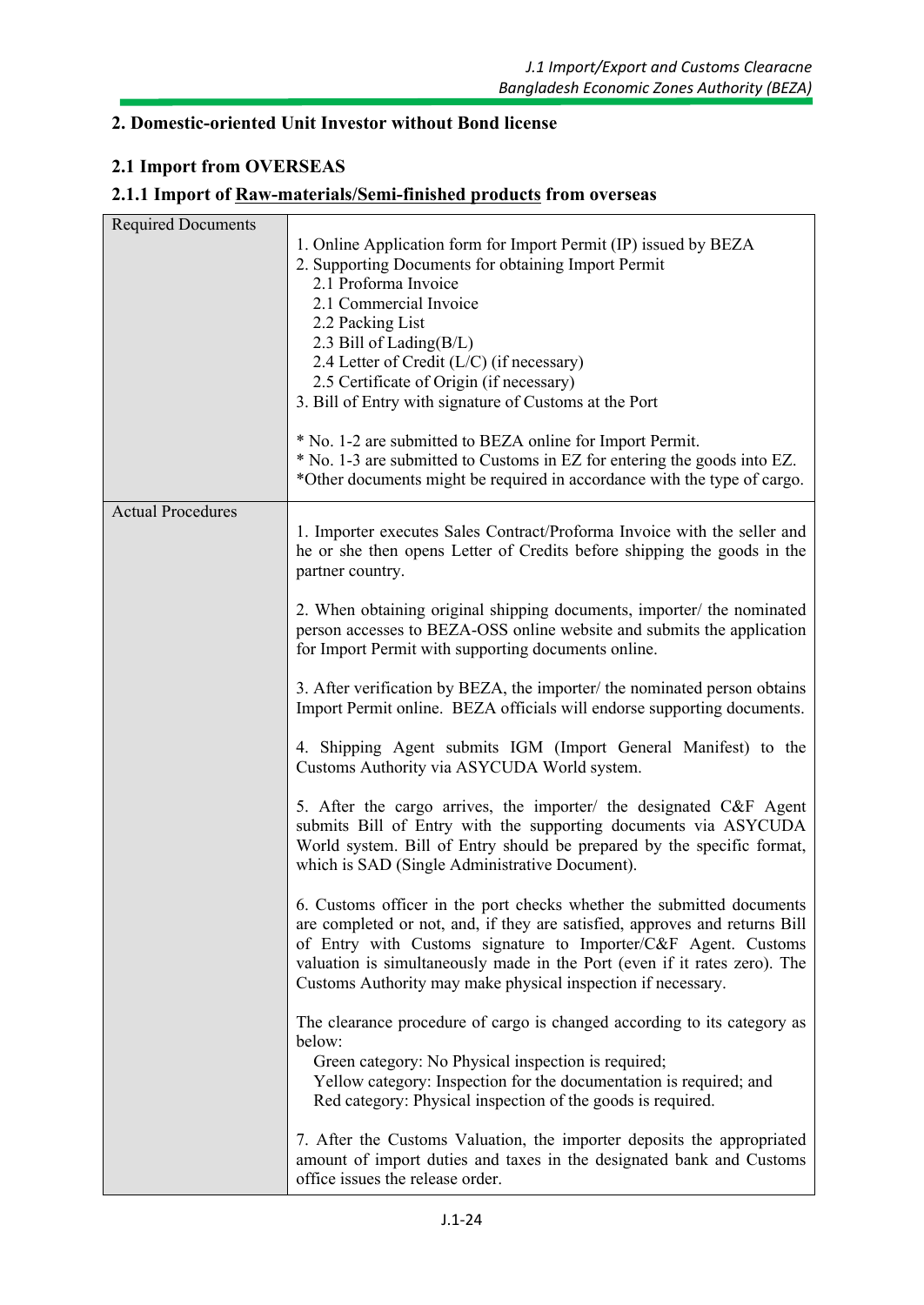## 2. Domestic-oriented Unit Investor without Bond license

### 2.1 Import from OVERSEAS

#### 2.1.1 Import of <u>Raw-materials/Semi-finished products</u> from overseas

| | |
|---|---|
| Required Documents | 1. Online Application form for Import Permit (IP) issued by BEZA<br>2. Supporting Documents for obtaining Import Permit<br>2.1 Proforma Invoice<br>2.1 Commercial Invoice<br>2.2 Packing List<br>2.3 Bill of Lading(B/L)<br>2.4 Letter of Credit (L/C) (if necessary)<br>2.5 Certificate of Origin (if necessary)<br>3. Bill of Entry with signature of Customs at the Port<br><br>* No. 1-2 are submitted to BEZA online for Import Permit.<br>* No. 1-3 are submitted to Customs in EZ for entering the goods into EZ.<br>*Other documents might be required in accordance with the type of cargo. |
| Actual Procedures | 1. Importer executes Sales Contract/Proforma Invoice with the seller and he or she then opens Letter of Credits before shipping the goods in the partner country.<br><br>2. When obtaining original shipping documents, importer/ the nominated person accesses to BEZA-OSS online website and submits the application for Import Permit with supporting documents online.<br><br>3. After verification by BEZA, the importer/ the nominated person obtains Import Permit online. BEZA officials will endorse supporting documents.<br><br>4. Shipping Agent submits IGM (Import General Manifest) to the Customs Authority via ASYCUDA World system.<br><br>5. After the cargo arrives, the importer/ the designated C&F Agent submits Bill of Entry with the supporting documents via ASYCUDA World system. Bill of Entry should be prepared by the specific format, which is SAD (Single Administrative Document).<br><br>6. Customs officer in the port checks whether the submitted documents are completed or not, and, if they are satisfied, approves and returns Bill of Entry with Customs signature to Importer/C&F Agent. Customs valuation is simultaneously made in the Port (even if it rates zero). The Customs Authority may make physical inspection if necessary.<br><br>The clearance procedure of cargo is changed according to its category as below:<br>Green category: No Physical inspection is required;<br>Yellow category: Inspection for the documentation is required; and<br>Red category: Physical inspection of the goods is required.<br><br>7. After the Customs Valuation, the importer deposits the appropriated amount of import duties and taxes in the designated bank and Customs office issues the release order. |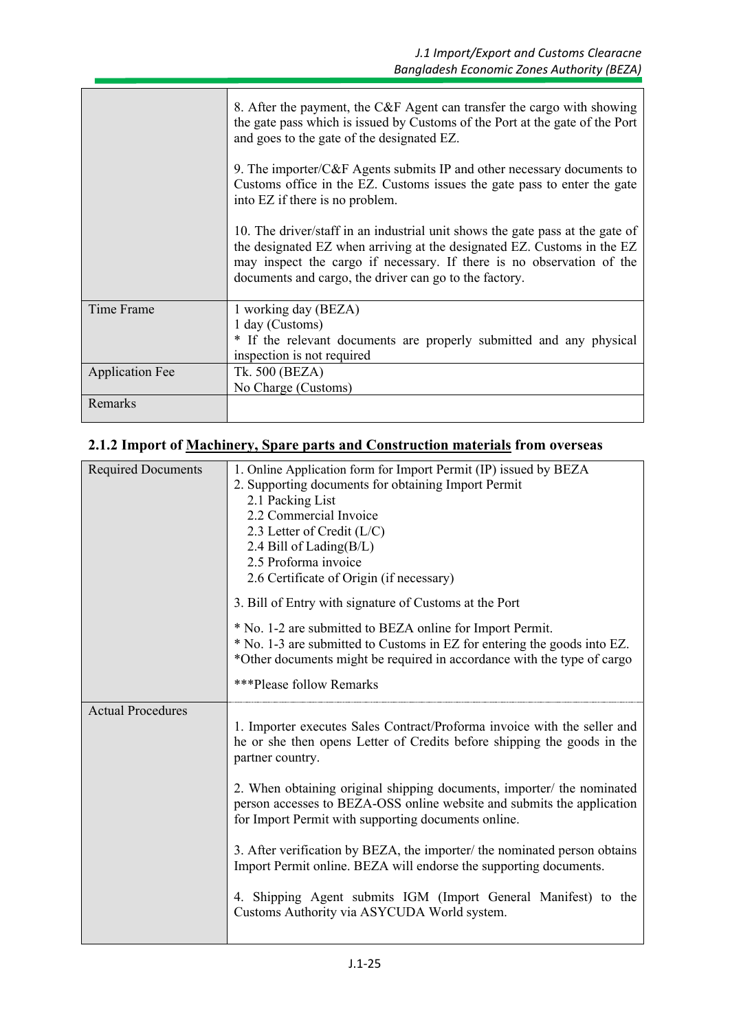| | |
|---|---|
| | 8. After the payment, the C&F Agent can transfer the cargo with showing the gate pass which is issued by Customs of the Port at the gate of the Port and goes to the gate of the designated EZ.<br><br>9. The importer/C&F Agents submits IP and other necessary documents to Customs office in the EZ. Customs issues the gate pass to enter the gate into EZ if there is no problem.<br><br>10. The driver/staff in an industrial unit shows the gate pass at the gate of the designated EZ when arriving at the designated EZ. Customs in the EZ may inspect the cargo if necessary. If there is no observation of the documents and cargo, the driver can go to the factory. |
| Time Frame | 1 working day (BEZA)<br>1 day (Customs)<br>* If the relevant documents are properly submitted and any physical inspection is not required |
| Application Fee | Tk. 500 (BEZA)<br>No Charge (Customs) |
| Remarks | |

### 2.1.2 Import of Machinery, Spare parts and Construction materials from overseas

| | |
|---|---|
| Required Documents | 1. Online Application form for Import Permit (IP) issued by BEZA<br>2. Supporting documents for obtaining Import Permit<br>2.1 Packing List<br>2.2 Commercial Invoice<br>2.3 Letter of Credit (L/C)<br>2.4 Bill of Lading(B/L)<br>2.5 Proforma invoice<br>2.6 Certificate of Origin (if necessary)<br><br>3. Bill of Entry with signature of Customs at the Port<br><br>* No. 1-2 are submitted to BEZA online for Import Permit.<br>* No. 1-3 are submitted to Customs in EZ for entering the goods into EZ.<br>*Other documents might be required in accordance with the type of cargo<br><br>***Please follow Remarks |
| Actual Procedures | 1. Importer executes Sales Contract/Proforma invoice with the seller and he or she then opens Letter of Credits before shipping the goods in the partner country.<br><br>2. When obtaining original shipping documents, importer/ the nominated person accesses to BEZA-OSS online website and submits the application for Import Permit with supporting documents online.<br><br>3. After verification by BEZA, the importer/ the nominated person obtains Import Permit online. BEZA will endorse the supporting documents.<br><br>4. Shipping Agent submits IGM (Import General Manifest) to the Customs Authority via ASYCUDA World system. |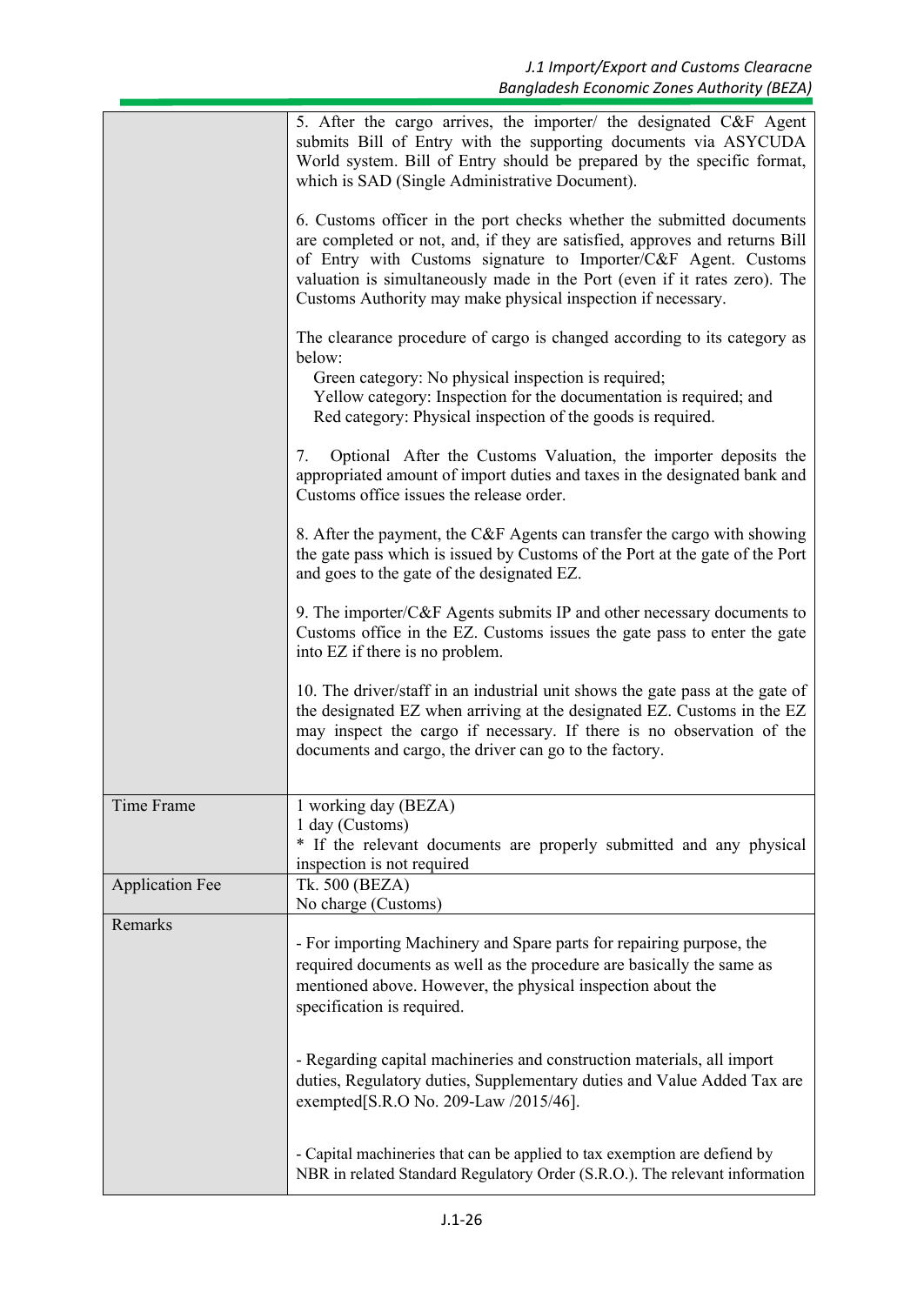| | |
|---|---|
| | 5. After the cargo arrives, the importer/ the designated C&F Agent submits Bill of Entry with the supporting documents via ASYCUDA World system. Bill of Entry should be prepared by the specific format, which is SAD (Single Administrative Document).<br><br>6. Customs officer in the port checks whether the submitted documents are completed or not, and, if they are satisfied, approves and returns Bill of Entry with Customs signature to Importer/C&F Agent. Customs valuation is simultaneously made in the Port (even if it rates zero). The Customs Authority may make physical inspection if necessary.<br><br>The clearance procedure of cargo is changed according to its category as below:<br>Green category: No physical inspection is required;<br>Yellow category: Inspection for the documentation is required; and<br>Red category: Physical inspection of the goods is required.<br><br>7. Optional After the Customs Valuation, the importer deposits the appropriated amount of import duties and taxes in the designated bank and Customs office issues the release order.<br><br>8. After the payment, the C&F Agents can transfer the cargo with showing the gate pass which is issued by Customs of the Port at the gate of the Port and goes to the gate of the designated EZ.<br><br>9. The importer/C&F Agents submits IP and other necessary documents to Customs office in the EZ. Customs issues the gate pass to enter the gate into EZ if there is no problem.<br><br>10. The driver/staff in an industrial unit shows the gate pass at the gate of the designated EZ when arriving at the designated EZ. Customs in the EZ may inspect the cargo if necessary. If there is no observation of the documents and cargo, the driver can go to the factory. |
| Time Frame | 1 working day (BEZA)<br>1 day (Customs)<br>* If the relevant documents are properly submitted and any physical inspection is not required |
| Application Fee | Tk. 500 (BEZA)<br>No charge (Customs) |
| Remarks | - For importing Machinery and Spare parts for repairing purpose, the required documents as well as the procedure are basically the same as mentioned above. However, the physical inspection about the specification is required.<br><br>- Regarding capital machineries and construction materials, all import duties, Regulatory duties, Supplementary duties and Value Added Tax are exempted[S.R.O No. 209-Law /2015/46].<br><br>- Capital machineries that can be applied to tax exemption are defiend by NBR in related Standard Regulatory Order (S.R.O.). The relevant information |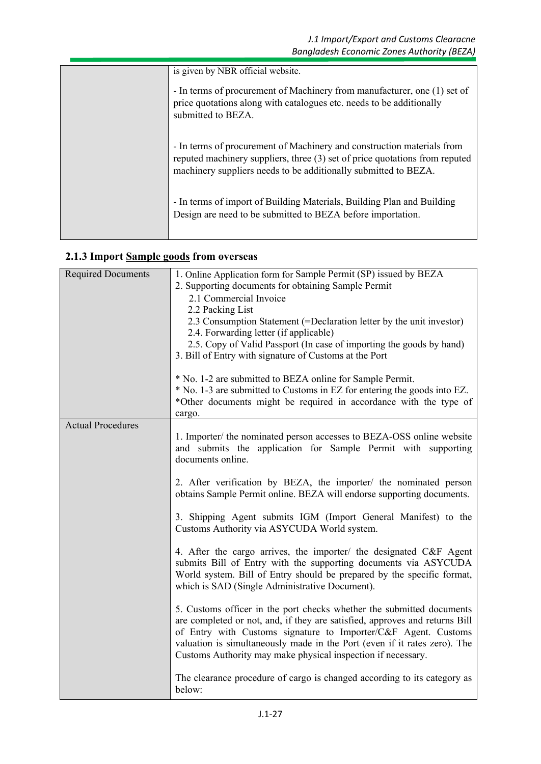| | |
|---|---|
| | is given by NBR official website.<br><br>- In terms of procurement of Machinery from manufacturer, one (1) set of price quotations along with catalogues etc. needs to be additionally submitted to BEZA.<br><br>- In terms of procurement of Machinery and construction materials from reputed machinery suppliers, three (3) set of price quotations from reputed machinery suppliers needs to be additionally submitted to BEZA.<br><br>- In terms of import of Building Materials, Building Plan and Building Design are need to be submitted to BEZA before importation. |

### 2.1.3 Import Sample goods from overseas

| | |
|---|---|
| Required Documents | 1. Online Application form for Sample Permit (SP) issued by BEZA<br>2. Supporting documents for obtaining Sample Permit<br>2.1 Commercial Invoice<br>2.2 Packing List<br>2.3 Consumption Statement (=Declaration letter by the unit investor)<br>2.4. Forwarding letter (if applicable)<br>2.5. Copy of Valid Passport (In case of importing the goods by hand)<br>3. Bill of Entry with signature of Customs at the Port<br><br>* No. 1-2 are submitted to BEZA online for Sample Permit.<br>* No. 1-3 are submitted to Customs in EZ for entering the goods into EZ.<br>*Other documents might be required in accordance with the type of cargo. |
| Actual Procedures | 1. Importer/ the nominated person accesses to BEZA-OSS online website and submits the application for Sample Permit with supporting documents online.<br><br>2. After verification by BEZA, the importer/ the nominated person obtains Sample Permit online. BEZA will endorse supporting documents.<br><br>3. Shipping Agent submits IGM (Import General Manifest) to the Customs Authority via ASYCUDA World system.<br><br>4. After the cargo arrives, the importer/ the designated C&F Agent submits Bill of Entry with the supporting documents via ASYCUDA World system. Bill of Entry should be prepared by the specific format, which is SAD (Single Administrative Document).<br><br>5. Customs officer in the port checks whether the submitted documents are completed or not, and, if they are satisfied, approves and returns Bill of Entry with Customs signature to Importer/C&F Agent. Customs valuation is simultaneously made in the Port (even if it rates zero). The Customs Authority may make physical inspection if necessary.<br><br>The clearance procedure of cargo is changed according to its category as below: |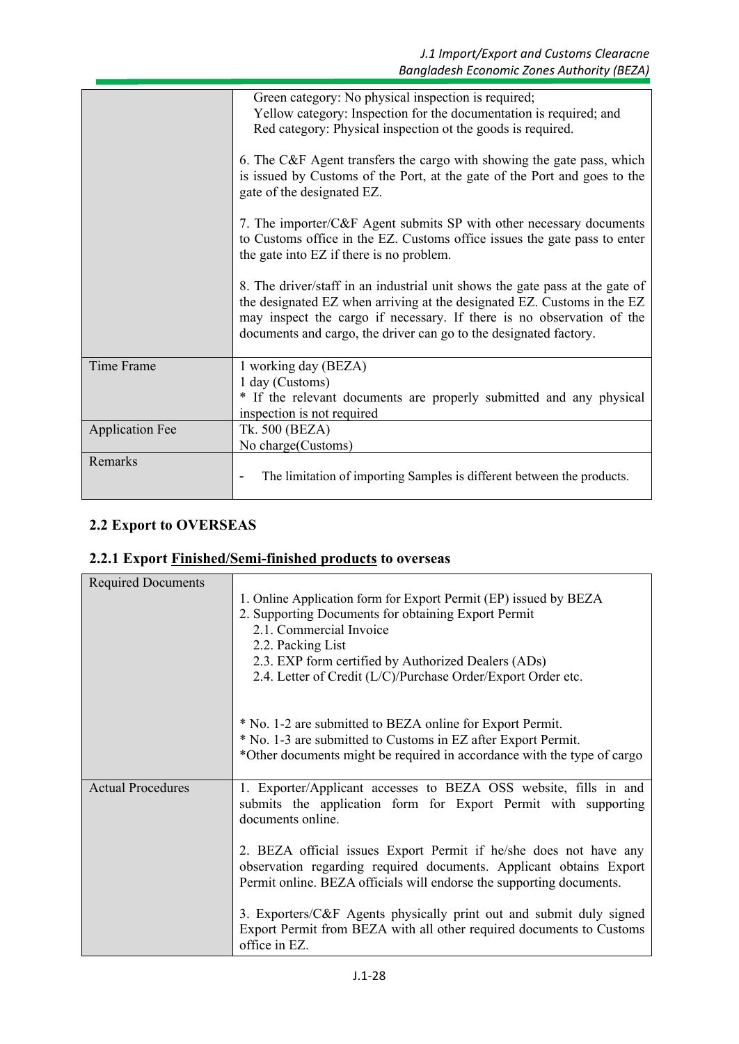| | |
|---|---|
| | Green category: No physical inspection is required;<br>Yellow category: Inspection for the documentation is required; and<br>Red category: Physical inspection ot the goods is required.<br><br>6. The C&F Agent transfers the cargo with showing the gate pass, which is issued by Customs of the Port, at the gate of the Port and goes to the gate of the designated EZ.<br><br>7. The importer/C&F Agent submits SP with other necessary documents to Customs office in the EZ. Customs office issues the gate pass to enter the gate into EZ if there is no problem.<br><br>8. The driver/staff in an industrial unit shows the gate pass at the gate of the designated EZ when arriving at the designated EZ. Customs in the EZ may inspect the cargo if necessary. If there is no observation of the documents and cargo, the driver can go to the designated factory. |
| Time Frame | 1 working day (BEZA)<br>1 day (Customs)<br>* If the relevant documents are properly submitted and any physical inspection is not required |
| Application Fee | Tk. 500 (BEZA)<br>No charge(Customs) |
| Remarks | - The limitation of importing Samples is different between the products. |

## 2.2 Export to OVERSEAS

### 2.2.1 Export Finished/Semi-finished products to overseas

| | |
|---|---|
| Required Documents | 1. Online Application form for Export Permit (EP) issued by BEZA<br>2. Supporting Documents for obtaining Export Permit<br>2.1. Commercial Invoice<br>2.2. Packing List<br>2.3. EXP form certified by Authorized Dealers (ADs)<br>2.4. Letter of Credit (L/C)/Purchase Order/Export Order etc.<br><br>* No. 1-2 are submitted to BEZA online for Export Permit.<br>* No. 1-3 are submitted to Customs in EZ after Export Permit.<br>*Other documents might be required in accordance with the type of cargo |
| Actual Procedures | 1. Exporter/Applicant accesses to BEZA OSS website, fills in and submits the application form for Export Permit with supporting documents online.<br><br>2. BEZA official issues Export Permit if he/she does not have any observation regarding required documents. Applicant obtains Export Permit online. BEZA officials will endorse the supporting documents.<br><br>3. Exporters/C&F Agents physically print out and submit duly signed Export Permit from BEZA with all other required documents to Customs office in EZ. |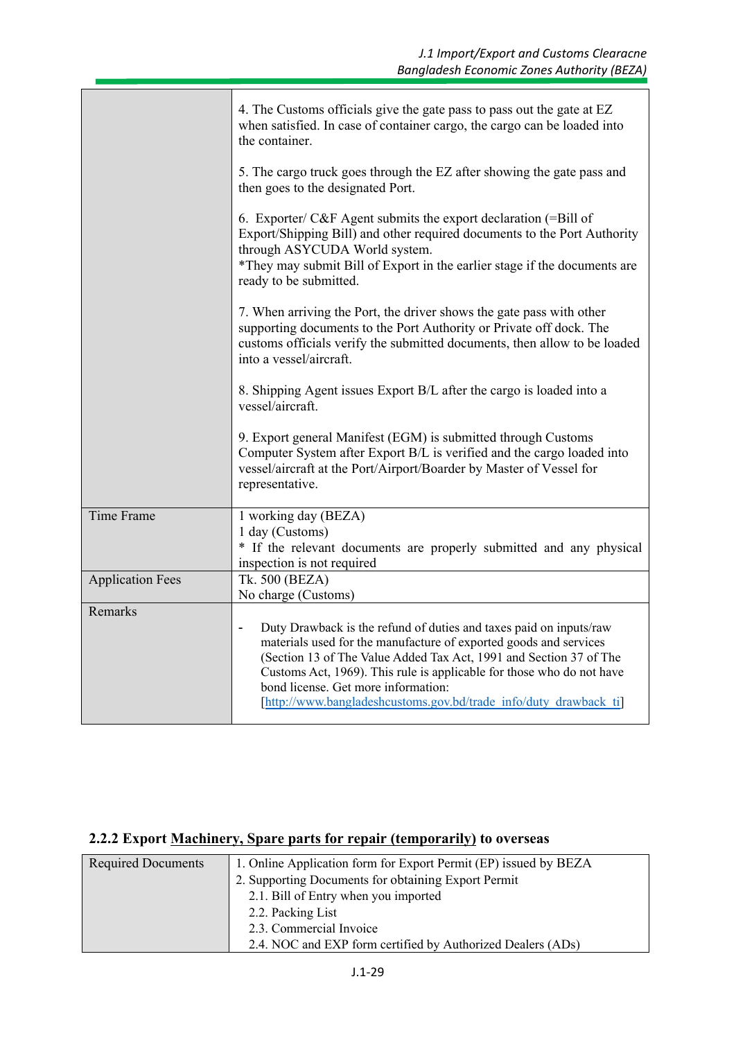| | |
|---|---|
| | 4. The Customs officials give the gate pass to pass out the gate at EZ when satisfied. In case of container cargo, the cargo can be loaded into the container.<br><br>5. The cargo truck goes through the EZ after showing the gate pass and then goes to the designated Port.<br><br>6. Exporter/ C&F Agent submits the export declaration (=Bill of Export/Shipping Bill) and other required documents to the Port Authority through ASYCUDA World system.<br>*They may submit Bill of Export in the earlier stage if the documents are ready to be submitted.<br><br>7. When arriving the Port, the driver shows the gate pass with other supporting documents to the Port Authority or Private off dock. The customs officials verify the submitted documents, then allow to be loaded into a vessel/aircraft.<br><br>8. Shipping Agent issues Export B/L after the cargo is loaded into a vessel/aircraft.<br><br>9. Export general Manifest (EGM) is submitted through Customs Computer System after Export B/L is verified and the cargo loaded into vessel/aircraft at the Port/Airport/Boarder by Master of Vessel for representative. |
| Time Frame | 1 working day (BEZA)<br>1 day (Customs)<br>* If the relevant documents are properly submitted and any physical inspection is not required |
| Application Fees | Tk. 500 (BEZA)<br>No charge (Customs) |
| Remarks | - Duty Drawback is the refund of duties and taxes paid on inputs/raw materials used for the manufacture of exported goods and services (Section 13 of The Value Added Tax Act, 1991 and Section 37 of The Customs Act, 1969). This rule is applicable for those who do not have bond license. Get more information: [http://www.bangladeshcustoms.gov.bd/trade_info/duty_drawback_ti] |

### 2.2.2 Export Machinery, Spare parts for repair (temporarily) to overseas

| | |
|---|---|
| Required Documents | 1. Online Application form for Export Permit (EP) issued by BEZA<br>2. Supporting Documents for obtaining Export Permit<br>2.1. Bill of Entry when you imported<br>2.2. Packing List<br>2.3. Commercial Invoice<br>2.4. NOC and EXP form certified by Authorized Dealers (ADs) |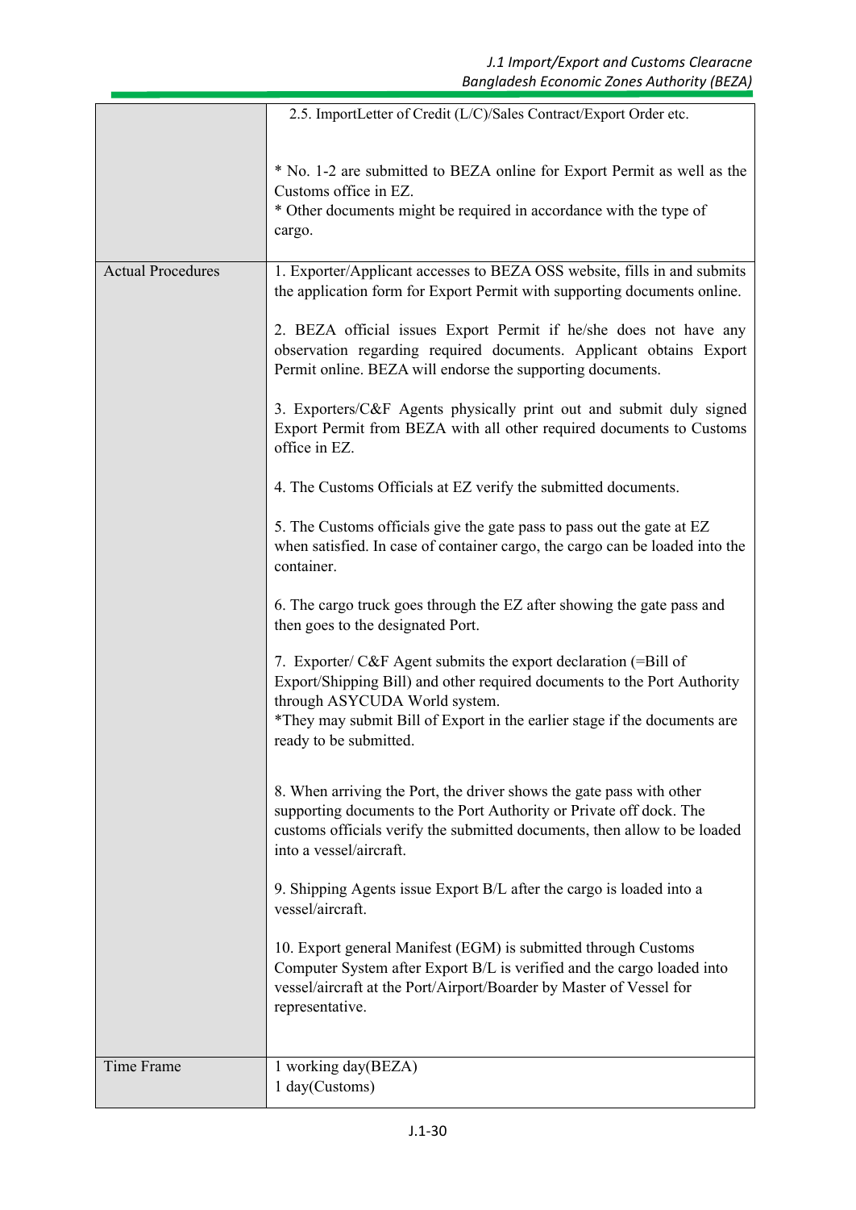| | |
|---|---|
| | 2.5. ImportLetter of Credit (L/C)/Sales Contract/Export Order etc.<br><br>* No. 1-2 are submitted to BEZA online for Export Permit as well as the Customs office in EZ.<br>* Other documents might be required in accordance with the type of cargo. |
| Actual Procedures | 1. Exporter/Applicant accesses to BEZA OSS website, fills in and submits the application form for Export Permit with supporting documents online.<br><br>2. BEZA official issues Export Permit if he/she does not have any observation regarding required documents. Applicant obtains Export Permit online. BEZA will endorse the supporting documents.<br><br>3. Exporters/C&F Agents physically print out and submit duly signed Export Permit from BEZA with all other required documents to Customs office in EZ.<br><br>4. The Customs Officials at EZ verify the submitted documents.<br><br>5. The Customs officials give the gate pass to pass out the gate at EZ when satisfied. In case of container cargo, the cargo can be loaded into the container.<br><br>6. The cargo truck goes through the EZ after showing the gate pass and then goes to the designated Port.<br><br>7. Exporter/ C&F Agent submits the export declaration (=Bill of Export/Shipping Bill) and other required documents to the Port Authority through ASYCUDA World system.<br>*They may submit Bill of Export in the earlier stage if the documents are ready to be submitted.<br><br>8. When arriving the Port, the driver shows the gate pass with other supporting documents to the Port Authority or Private off dock. The customs officials verify the submitted documents, then allow to be loaded into a vessel/aircraft.<br><br>9. Shipping Agents issue Export B/L after the cargo is loaded into a vessel/aircraft.<br><br>10. Export general Manifest (EGM) is submitted through Customs Computer System after Export B/L is verified and the cargo loaded into vessel/aircraft at the Port/Airport/Boarder by Master of Vessel for representative. |
| Time Frame | 1 working day(BEZA)<br>1 day(Customs) |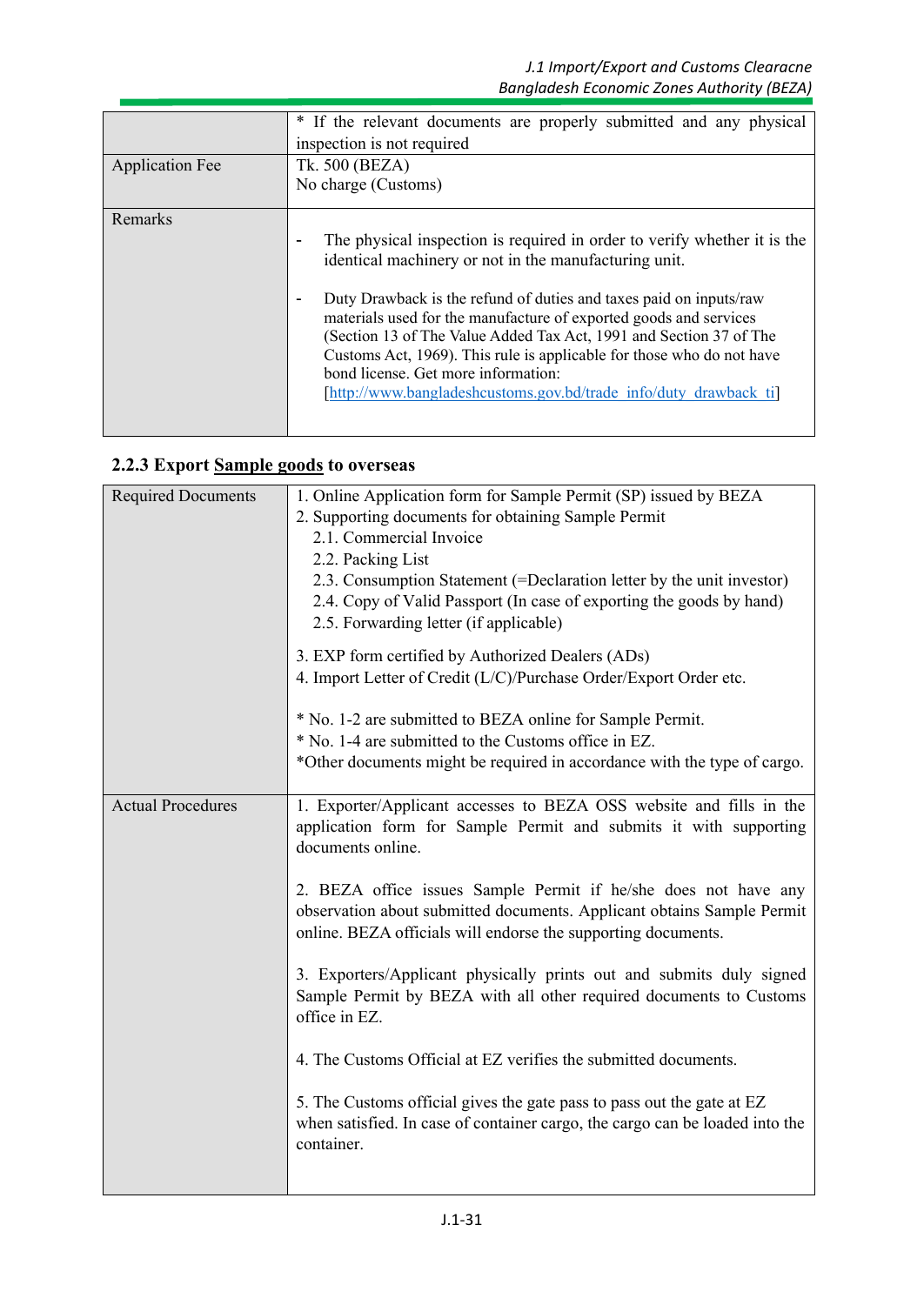| | |
|---|---|
| | * If the relevant documents are properly submitted and any physical inspection is not required |
| Application Fee | Tk. 500 (BEZA)<br>No charge (Customs) |
| Remarks | - The physical inspection is required in order to verify whether it is the identical machinery or not in the manufacturing unit.<br><br>- Duty Drawback is the refund of duties and taxes paid on inputs/raw materials used for the manufacture of exported goods and services (Section 13 of The Value Added Tax Act, 1991 and Section 37 of The Customs Act, 1969). This rule is applicable for those who do not have bond license. Get more information: [http://www.bangladeshcustoms.gov.bd/trade_info/duty_drawback_ti] |

### 2.2.3 Export Sample goods to overseas

| | |
|---|---|
| Required Documents | 1. Online Application form for Sample Permit (SP) issued by BEZA<br>2. Supporting documents for obtaining Sample Permit<br>2.1. Commercial Invoice<br>2.2. Packing List<br>2.3. Consumption Statement (=Declaration letter by the unit investor)<br>2.4. Copy of Valid Passport (In case of exporting the goods by hand)<br>2.5. Forwarding letter (if applicable)<br><br>3. EXP form certified by Authorized Dealers (ADs)<br>4. Import Letter of Credit (L/C)/Purchase Order/Export Order etc.<br><br>* No. 1-2 are submitted to BEZA online for Sample Permit.<br>* No. 1-4 are submitted to the Customs office in EZ.<br>*Other documents might be required in accordance with the type of cargo. |
| Actual Procedures | 1. Exporter/Applicant accesses to BEZA OSS website and fills in the application form for Sample Permit and submits it with supporting documents online.<br><br>2. BEZA office issues Sample Permit if he/she does not have any observation about submitted documents. Applicant obtains Sample Permit online. BEZA officials will endorse the supporting documents.<br><br>3. Exporters/Applicant physically prints out and submits duly signed Sample Permit by BEZA with all other required documents to Customs office in EZ.<br><br>4. The Customs Official at EZ verifies the submitted documents.<br><br>5. The Customs official gives the gate pass to pass out the gate at EZ when satisfied. In case of container cargo, the cargo can be loaded into the container. |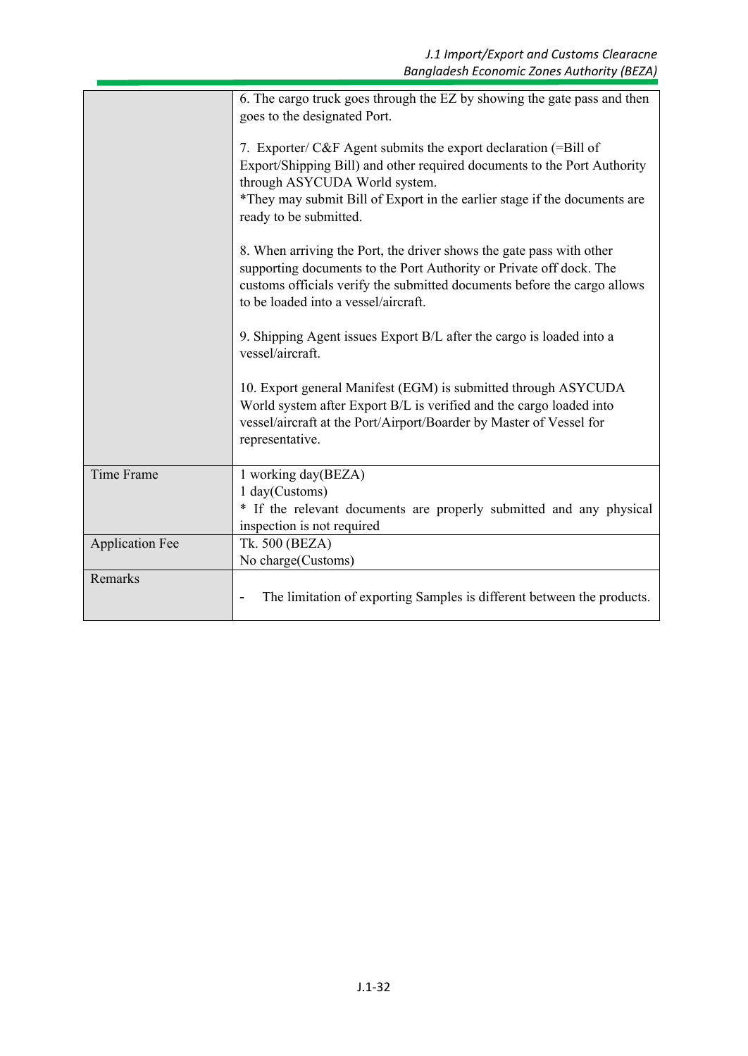| | |
|---|---|
| | 6. The cargo truck goes through the EZ by showing the gate pass and then goes to the designated Port.<br><br>7. Exporter/ C&F Agent submits the export declaration (=Bill of Export/Shipping Bill) and other required documents to the Port Authority through ASYCUDA World system.<br>*They may submit Bill of Export in the earlier stage if the documents are ready to be submitted.<br><br>8. When arriving the Port, the driver shows the gate pass with other supporting documents to the Port Authority or Private off dock. The customs officials verify the submitted documents before the cargo allows to be loaded into a vessel/aircraft.<br><br>9. Shipping Agent issues Export B/L after the cargo is loaded into a vessel/aircraft.<br><br>10. Export general Manifest (EGM) is submitted through ASYCUDA World system after Export B/L is verified and the cargo loaded into vessel/aircraft at the Port/Airport/Boarder by Master of Vessel for representative. |
| Time Frame | 1 working day(BEZA)<br>1 day(Customs)<br>* If the relevant documents are properly submitted and any physical inspection is not required |
| Application Fee | Tk. 500 (BEZA)<br>No charge(Customs) |
| Remarks | - The limitation of exporting Samples is different between the products. |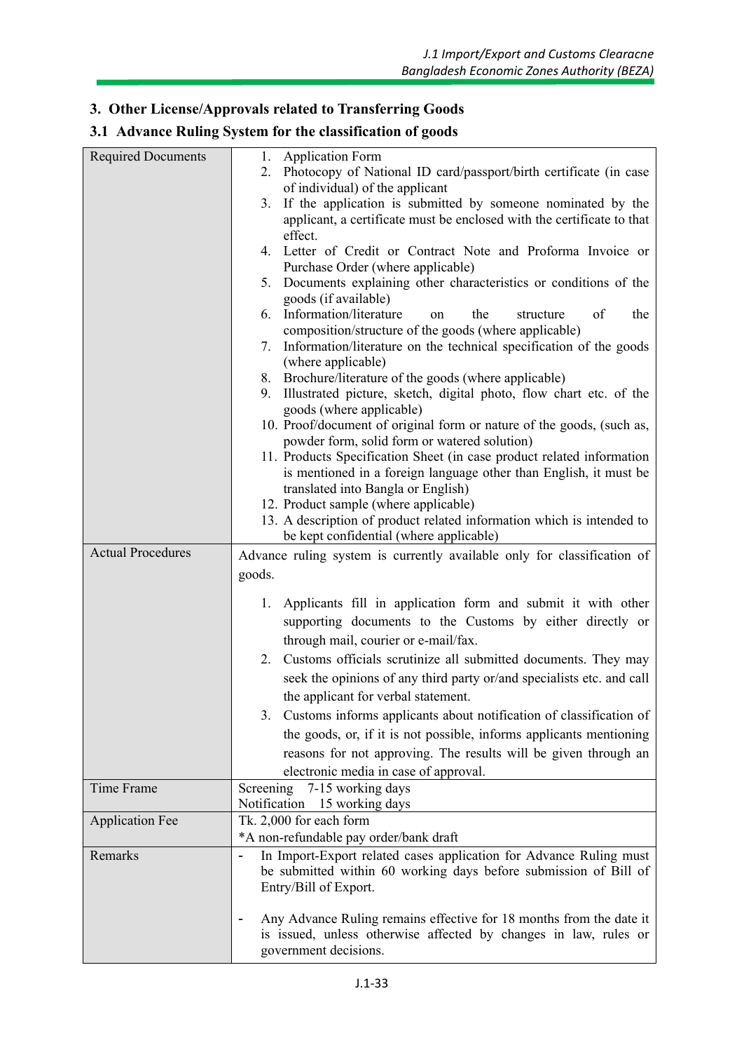## 3. Other License/Approvals related to Transferring Goods

### 3.1 Advance Ruling System for the classification of goods

| | |
|---|---|
| Required Documents | 1. Application Form<br>2. Photocopy of National ID card/passport/birth certificate (in case of individual) of the applicant<br>3. If the application is submitted by someone nominated by the applicant, a certificate must be enclosed with the certificate to that effect.<br>4. Letter of Credit or Contract Note and Proforma Invoice or Purchase Order (where applicable)<br>5. Documents explaining other characteristics or conditions of the goods (if available)<br>6. Information/literature on the structure of the composition/structure of the goods (where applicable)<br>7. Information/literature on the technical specification of the goods (where applicable)<br>8. Brochure/literature of the goods (where applicable)<br>9. Illustrated picture, sketch, digital photo, flow chart etc. of the goods (where applicable)<br>10. Proof/document of original form or nature of the goods, (such as, powder form, solid form or watered solution)<br>11. Products Specification Sheet (in case product related information is mentioned in a foreign language other than English, it must be translated into Bangla or English)<br>12. Product sample (where applicable)<br>13. A description of product related information which is intended to be kept confidential (where applicable) |
| Actual Procedures | Advance ruling system is currently available only for classification of goods.<br><br>1. Applicants fill in application form and submit it with other supporting documents to the Customs by either directly or through mail, courier or e-mail/fax.<br>2. Customs officials scrutinize all submitted documents. They may seek the opinions of any third party or/and specialists etc. and call the applicant for verbal statement.<br>3. Customs informs applicants about notification of classification of the goods, or, if it is not possible, informs applicants mentioning reasons for not approving. The results will be given through an electronic media in case of approval. |
| Time Frame | Screening 7-15 working days<br>Notification 15 working days |
| Application Fee | Tk. 2,000 for each form<br>*A non-refundable pay order/bank draft |
| Remarks | - In Import-Export related cases application for Advance Ruling must be submitted within 60 working days before submission of Bill of Entry/Bill of Export.<br><br>- Any Advance Ruling remains effective for 18 months from the date it is issued, unless otherwise affected by changes in law, rules or government decisions. |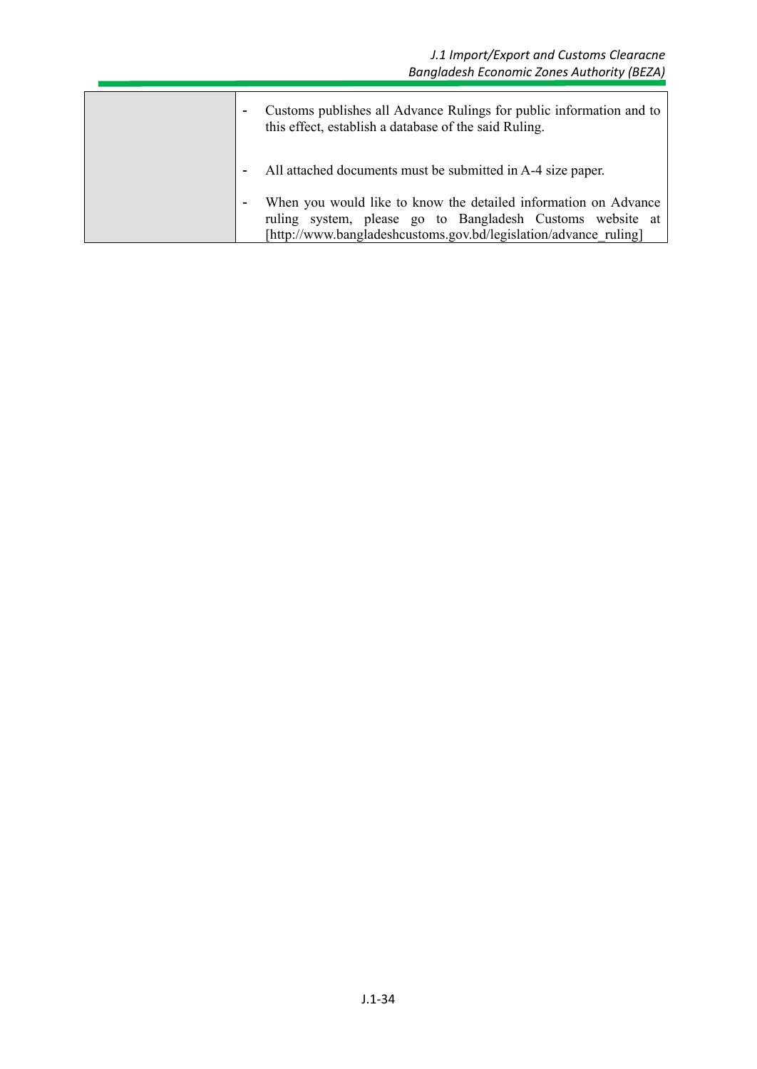| | |
|---|---|
| | - Customs publishes all Advance Rulings for public information and to this effect, establish a database of the said Ruling.<br><br>- All attached documents must be submitted in A-4 size paper.<br><br>- When you would like to know the detailed information on Advance ruling system, please go to Bangladesh Customs website at [http://www.bangladeshcustoms.gov.bd/legislation/advance_ruling] |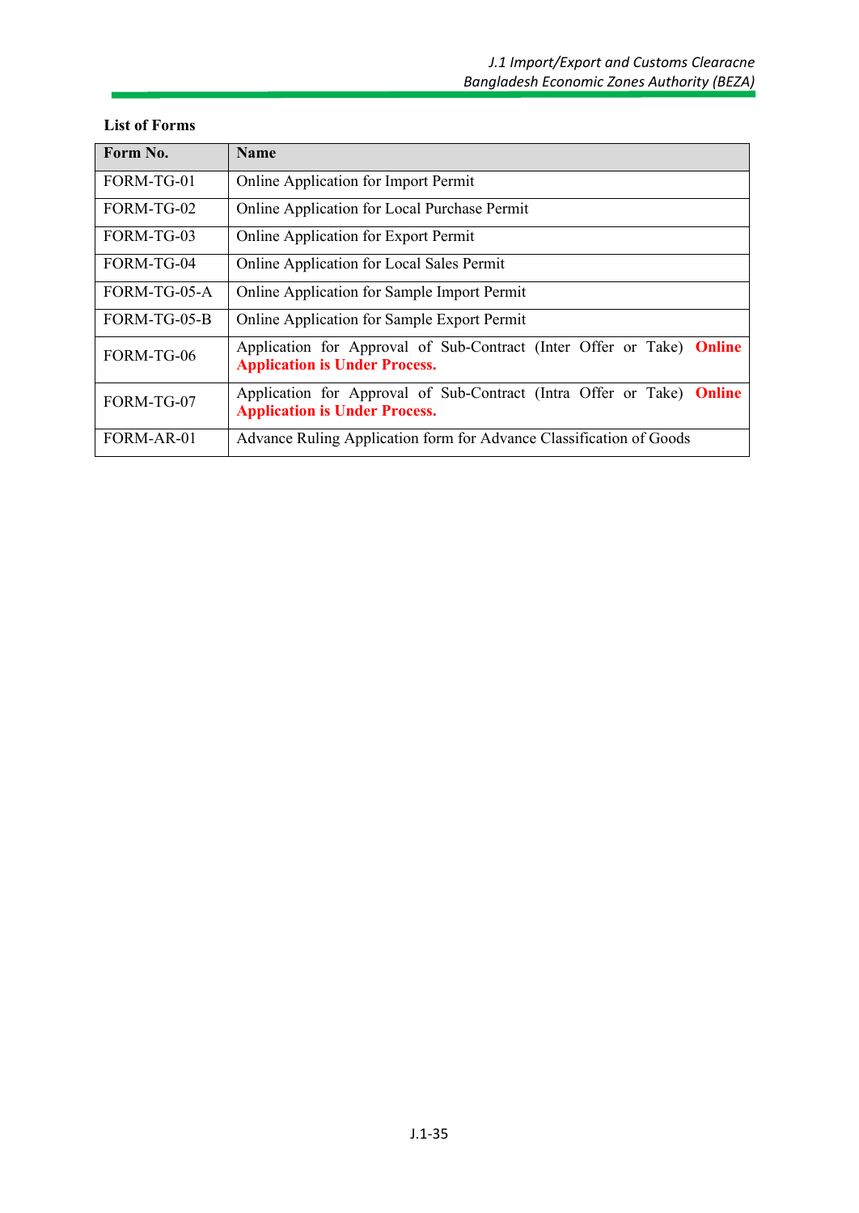**List of Forms**

| Form No. | Name |
|---|---|
| FORM-TG-01 | Online Application for Import Permit |
| FORM-TG-02 | Online Application for Local Purchase Permit |
| FORM-TG-03 | Online Application for Export Permit |
| FORM-TG-04 | Online Application for Local Sales Permit |
| FORM-TG-05-A | Online Application for Sample Import Permit |
| FORM-TG-05-B | Online Application for Sample Export Permit |
| FORM-TG-06 | Application for Approval of Sub-Contract (Inter Offer or Take) **Online Application is Under Process.** |
| FORM-TG-07 | Application for Approval of Sub-Contract (Intra Offer or Take) **Online Application is Under Process.** |
| FORM-AR-01 | Advance Ruling Application form for Advance Classification of Goods |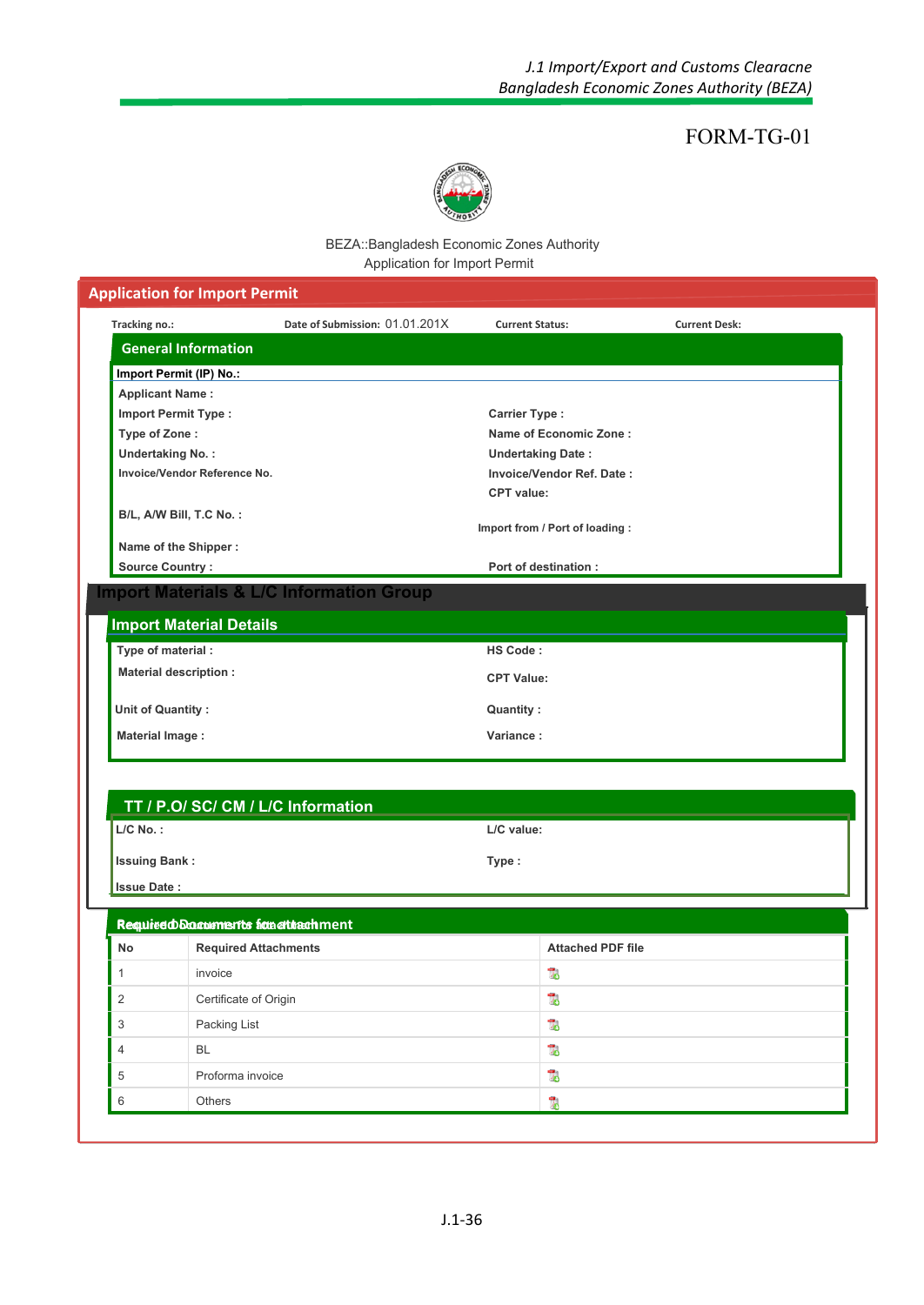FORM-TG-01

BEZA::Bangladesh Economic Zones Authority
Application for Import Permit

## Application for Import Permit

**Tracking no.:** **Date of Submission:** 01.01.201X **Current Status:** **Current Desk:**

### General Information

**Import Permit (IP) No.:**

**Applicant Name :**

**Import Permit Type :** **Carrier Type :**

**Type of Zone :** **Name of Economic Zone :**

**Undertaking No. :** **Undertaking Date :**

**Invoice/Vendor Reference No.** **Invoice/Vendor Ref. Date :**

**CPT value:**

**B/L, A/W Bill, T.C No. :**

**Import from / Port of loading :**

**Name of the Shipper :**

**Source Country :** **Port of destination :**

### Import Materials & L/C Information Group

#### Import Material Details

**Type of material :** **HS Code :**

**Material description :** **CPT Value:**

**Unit of Quantity :** **Quantity :**

**Material Image :** **Variance :**

#### TT / P.O/ SC/ CM / L/C Information

**L/C No. :** **L/C value:**

**Issuing Bank :** **Type :**

**Issue Date :**

### Required Documents for attachment

| No | Required Attachments | Attached PDF file |
|---|---|---|
| 1 | invoice | |
| 2 | Certificate of Origin | |
| 3 | Packing List | |
| 4 | BL | |
| 5 | Proforma invoice | |
| 6 | Others | |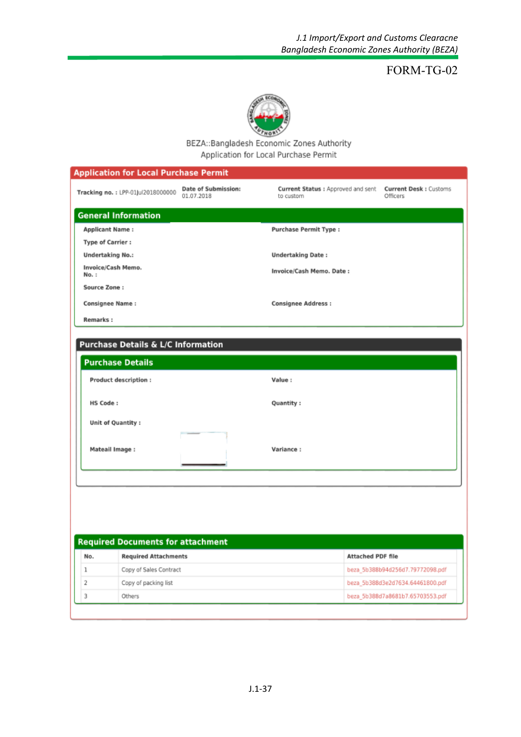FORM-TG-02

BEZA::Bangladesh Economic Zones Authority
Application for Local Purchase Permit

## Application for Local Purchase Permit

**Tracking no. :** LPP-01Jul2018000000 **Date of Submission:** 01.07.2018 **Current Status :** Approved and sent to custom **Current Desk :** Customs Officers

### General Information

**Applicant Name :**

**Purchase Permit Type :**

**Type of Carrier :**

**Undertaking No.:**

**Undertaking Date :**

**Invoice/Cash Memo. No. :**

**Invoice/Cash Memo. Date :**

**Source Zone :**

**Consignee Name :**

**Consignee Address :**

**Remarks :**

### Purchase Details & L/C Information

#### Purchase Details

**Product description :**

**Value :**

**HS Code :**

**Quantity :**

**Unit of Quantity :**

**Mateail Image :**

**Variance :**

### Required Documents for attachment

| No. | Required Attachments | Attached PDF file |
|---|---|---|
| 1 | Copy of Sales Contract | beza_5b388b94d256d7.79772098.pdf |
| 2 | Copy of packing list | beza_5b388d3e2d7634.64461800.pdf |
| 3 | Others | beza_5b388d7a8681b7.65703553.pdf |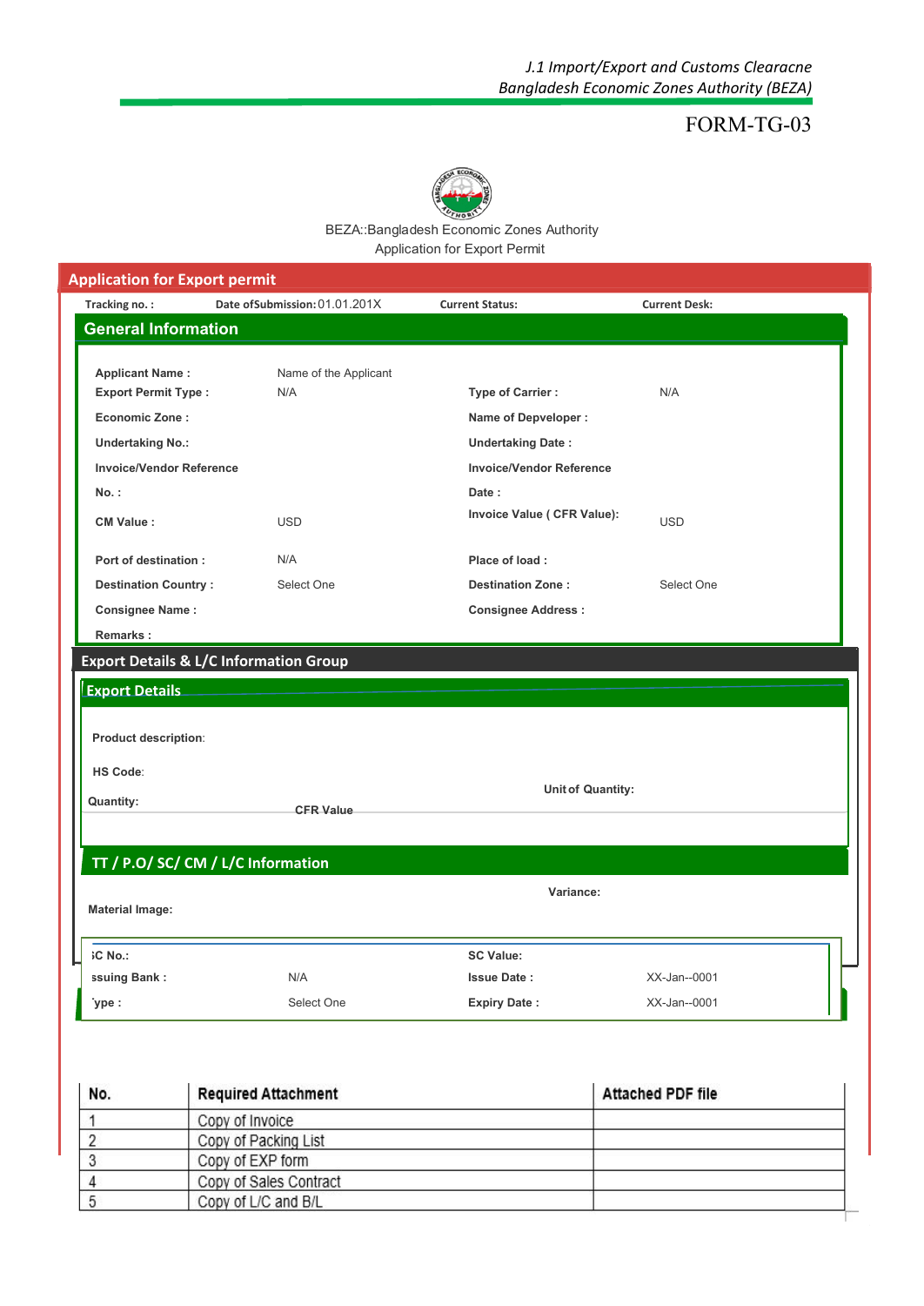*J.1 Import/Export and Customs Clearacne*
*Bangladesh Economic Zones Authority (BEZA)*

FORM-TG-03

BEZA::Bangladesh Economic Zones Authority
Application for Export Permit

## Application for Export permit

**Tracking no. :** **Date ofSubmission:** 01.01.201X **Current Status:** **Current Desk:**

### General Information

| | | | |
|---|---|---|---|
| **Applicant Name :** | Name of the Applicant | | |
| **Export Permit Type :** | N/A | **Type of Carrier :** | N/A |
| **Economic Zone :** | | **Name of Depveloper :** | |
| **Undertaking No.:** | | **Undertaking Date :** | |
| **Invoice/Vendor Reference No. :** | | **Invoice/Vendor Reference Date :** | |
| **CM Value :** | USD | **Invoice Value ( CFR Value):** | USD |
| **Port of destination :** | N/A | **Place of load :** | |
| **Destination Country :** | Select One | **Destination Zone :** | Select One |
| **Consignee Name :** | | **Consignee Address :** | |
| **Remarks :** | | | |

### Export Details & L/C Information Group

#### Export Details

**Product description**:

**HS Code**:

**Quantity:** **CFR Value** **Unit of Quantity:**

#### TT / P.O/ SC/ CM / L/C Information

**Material Image:** **Variance:**

| | | | |
|---|---|---|---|
| **SC No.:** | | **SC Value:** | |
| **Issuing Bank :** | N/A | **Issue Date :** | XX-Jan--0001 |
| **Type :** | Select One | **Expiry Date :** | XX-Jan--0001 |

| No. | Required Attachment | Attached PDF file |
|---|---|---|
| 1 | Copy of Invoice | |
| 2 | Copy of Packing List | |
| 3 | Copy of EXP form | |
| 4 | Copy of Sales Contract | |
| 5 | Copy of L/C and B/L | |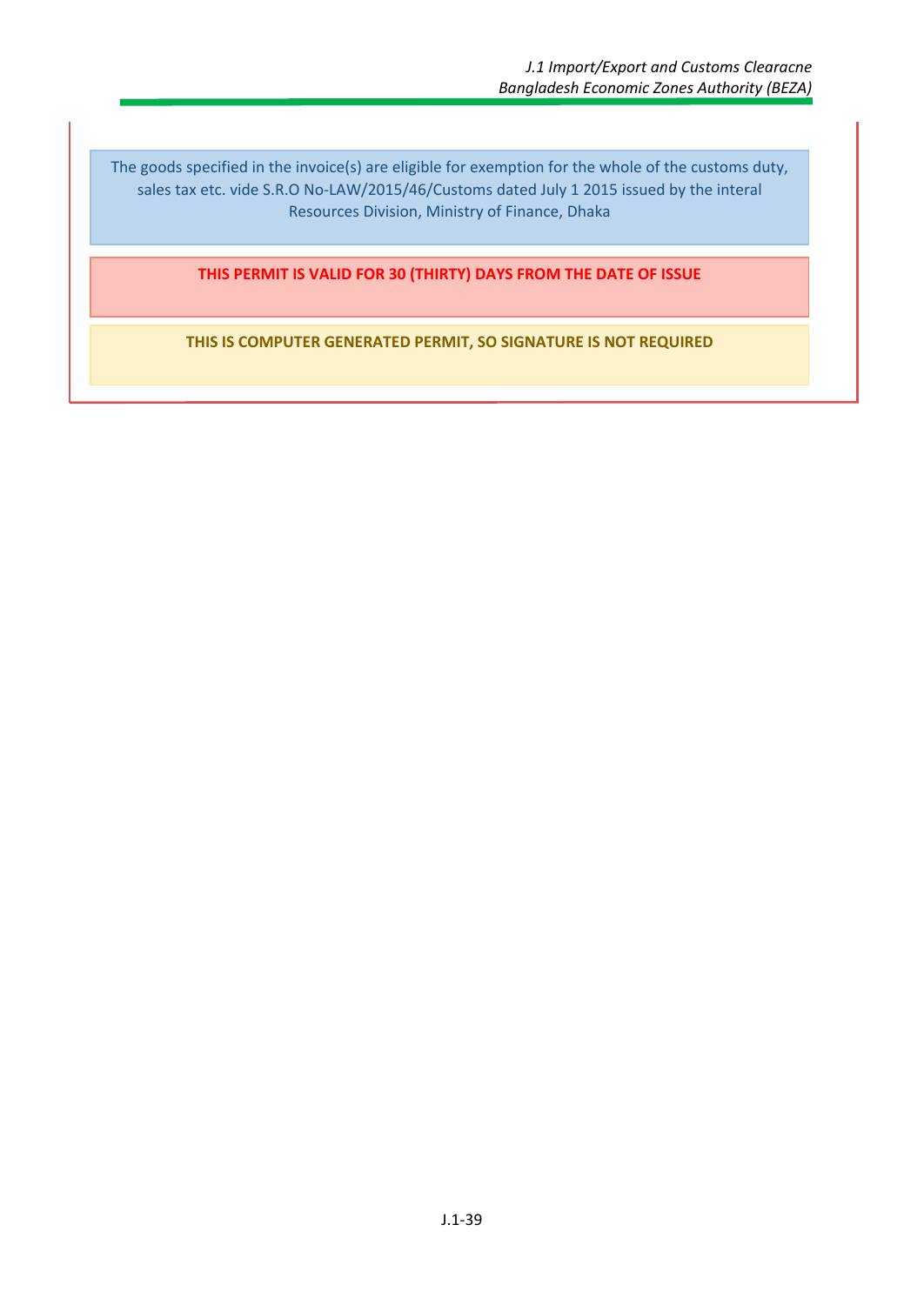The goods specified in the invoice(s) are eligible for exemption for the whole of the customs duty, sales tax etc. vide S.R.O No-LAW/2015/46/Customs dated July 1 2015 issued by the interal Resources Division, Ministry of Finance, Dhaka

**THIS PERMIT IS VALID FOR 30 (THIRTY) DAYS FROM THE DATE OF ISSUE**

**THIS IS COMPUTER GENERATED PERMIT, SO SIGNATURE IS NOT REQUIRED**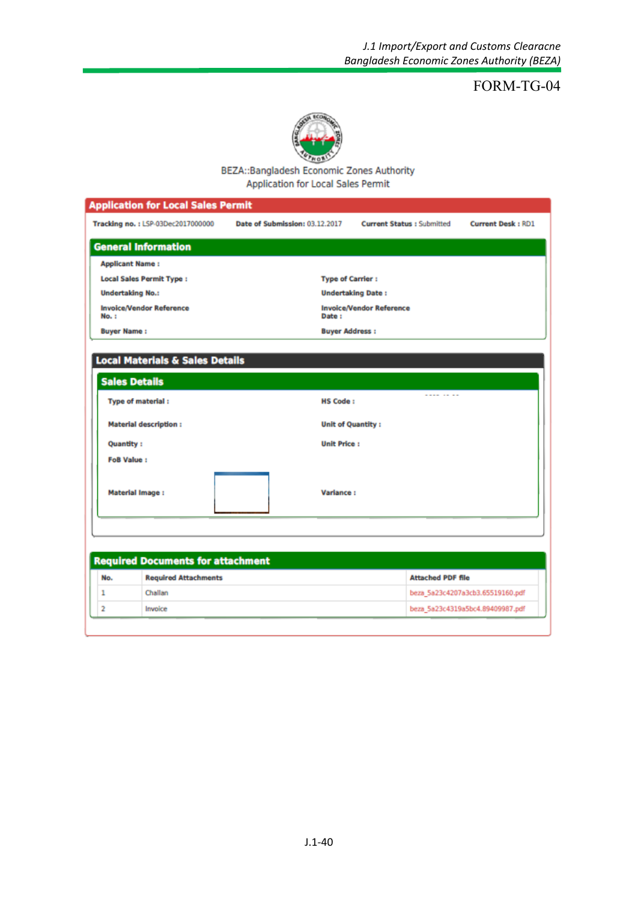FORM-TG-04

BEZA::Bangladesh Economic Zones Authority
Application for Local Sales Permit

## Application for Local Sales Permit

**Tracking no. :** LSP-03Dec2017000000 **Date of Submission:** 03.12.2017 **Current Status :** Submitted **Current Desk :** RD1

### General Information

**Applicant Name :**

**Local Sales Permit Type :** **Type of Carrier :**

**Undertaking No.:** **Undertaking Date :**

**Invoice/Vendor Reference No. :** **Invoice/Vendor Reference Date :**

**Buyer Name :** **Buyer Address :**

### Local Materials & Sales Details

#### Sales Details

**Type of material :** **HS Code :**

**Material description :** **Unit of Quantity :**

**Quantity :** **Unit Price :**

**FoB Value :**

**Material Image :** **Variance :**

### Required Documents for attachment

| No. | Required Attachments | Attached PDF file |
|---|---|---|
| 1 | Challan | beza_5a23c4207a3cb3.65519160.pdf |
| 2 | Invoice | beza_5a23c4319a5bc4.89409987.pdf |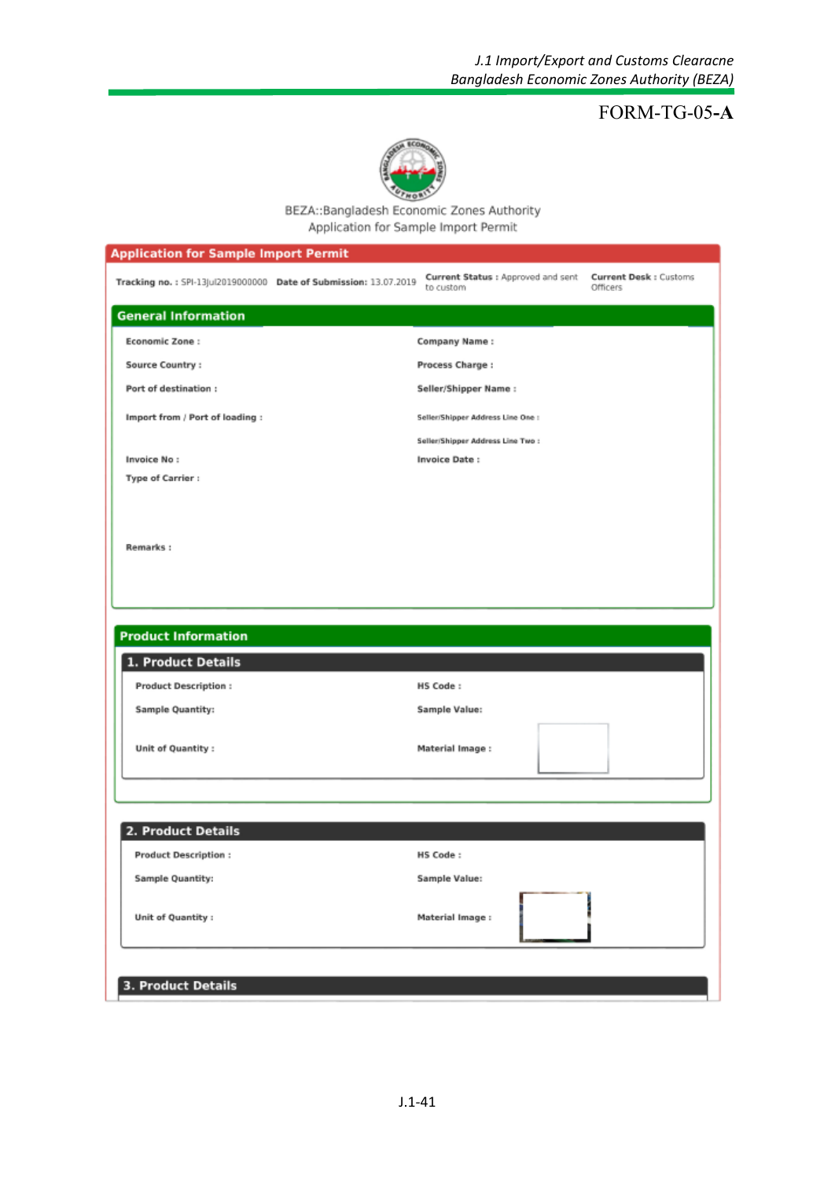FORM-TG-05-**A**

BEZA::Bangladesh Economic Zones Authority
Application for Sample Import Permit

## Application for Sample Import Permit

**Tracking no. :** SPI-13Jul2019000000 **Date of Submission:** 13.07.2019 **Current Status :** Approved and sent to custom **Current Desk :** Customs Officers

### General Information

| | |
|---|---|
| **Economic Zone :** | **Company Name :** |
| **Source Country :** | **Process Charge :** |
| **Port of destination :** | **Seller/Shipper Name :** |
| **Import from / Port of loading :** | **Seller/Shipper Address Line One :** |
| | **Seller/Shipper Address Line Two :** |
| **Invoice No :** | **Invoice Date :** |
| **Type of Carrier :** | |
| **Remarks :** | |

### Product Information

#### 1. Product Details

| | |
|---|---|
| **Product Description :** | **HS Code :** |
| **Sample Quantity:** | **Sample Value:** |
| **Unit of Quantity :** | **Material Image :** |

#### 2. Product Details

| | |
|---|---|
| **Product Description :** | **HS Code :** |
| **Sample Quantity:** | **Sample Value:** |
| **Unit of Quantity :** | **Material Image :** |

#### 3. Product Details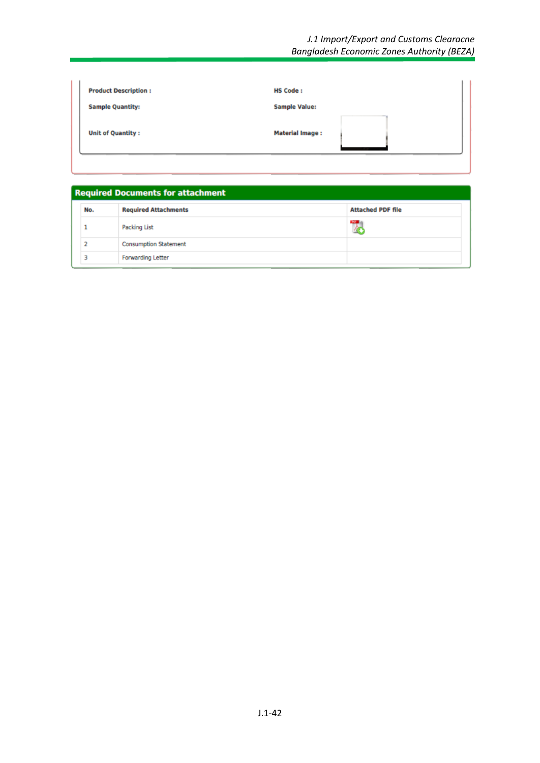| Product Description : | HS Code : |
| --- | --- |
| Sample Quantity: | Sample Value: |
| Unit of Quantity : | Material Image : |

## Required Documents for attachment

| No. | Required Attachments | Attached PDF file |
| --- | --- | --- |
| 1 | Packing List | |
| 2 | Consumption Statement | |
| 3 | Forwarding Letter | |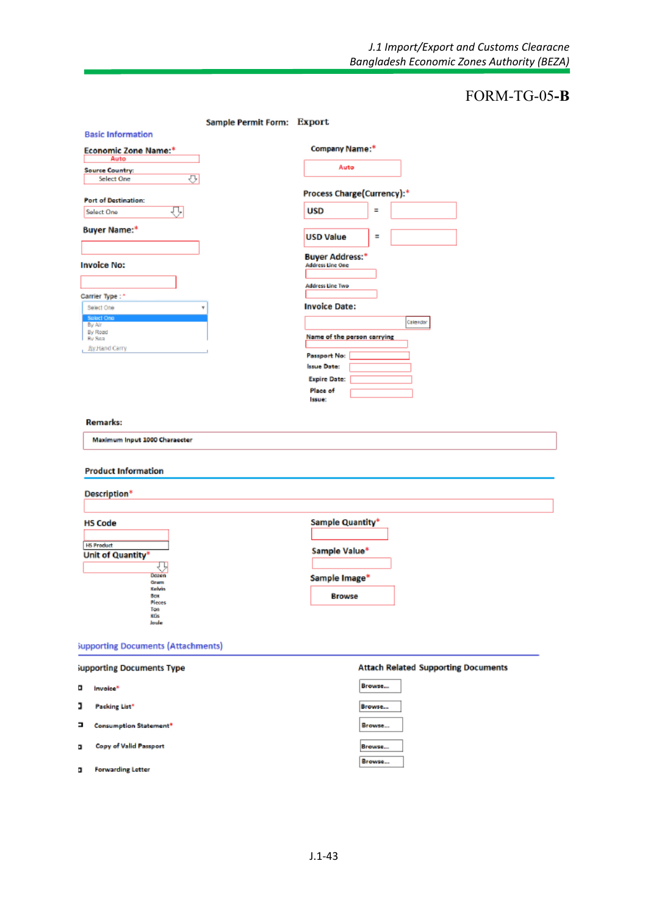FORM-TG-05-**B**

**Sample Permit Form: Export**

**Basic Information**

**Economic Zone Name:*** Auto

**Source Country:** Select One

**Port of Destination:** Select One

**Buyer Name:***

**Invoice No:**

**Carrier Type :*** Select One
- Select One
- By Air
- By Road
- By Sea
- By Hand Carry

**Company Name:*** Auto

**Process Charge(Currency):***
- USD =
- USD Value =

**Buyer Address:***
- Address Line One
- Address Line Two

**Invoice Date:** Calendar

**Name of the person carrying**
- Passport No:
- Issue Date:
- Expire Date:
- Place of Issue:

**Remarks:** Maximum Input 1000 Character

**Product Information**

**Description***

**HS Code**
- HS Product

**Unit of Quantity***
- Dozen
- Gram
- Kelvis
- Box
- Pieces
- Ton
- KGs
- Joule

**Sample Quantity***

**Sample Value***

**Sample Image*** Browse

**Supporting Documents (Attachments)**

| Supporting Documents Type | Attach Related Supporting Documents |
|---|---|
| Invoice* | Browse... |
| Packing List* | Browse... |
| Consumption Statement* | Browse... |
| Copy of Valid Passport | Browse... |
| Forwarding Letter | Browse... |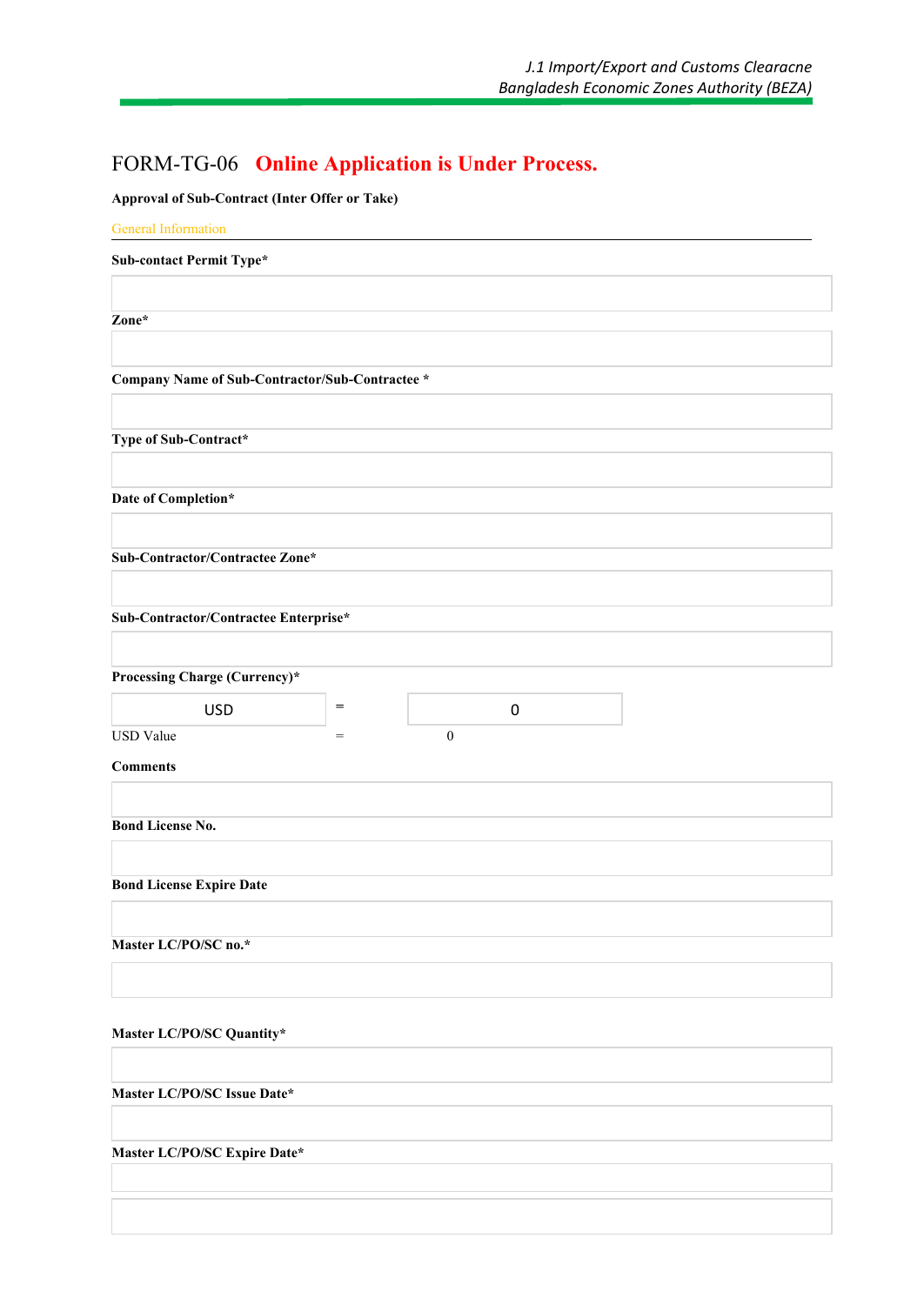# FORM-TG-06 Online Application is Under Process.

**Approval of Sub-Contract (Inter Offer or Take)**

General Information

**Sub-contact Permit Type***

**Zone***

**Company Name of Sub-Contractor/Sub-Contractee ***

**Type of Sub-Contract***

**Date of Completion***

**Sub-Contractor/Contractee Zone***

**Sub-Contractor/Contractee Enterprise***

**Processing Charge (Currency)***

| USD | = | 0 |
|---|---|---|
| USD Value | = | 0 |

**Comments**

**Bond License No.**

**Bond License Expire Date**

**Master LC/PO/SC no.***

**Master LC/PO/SC Quantity***

**Master LC/PO/SC Issue Date***

**Master LC/PO/SC Expire Date***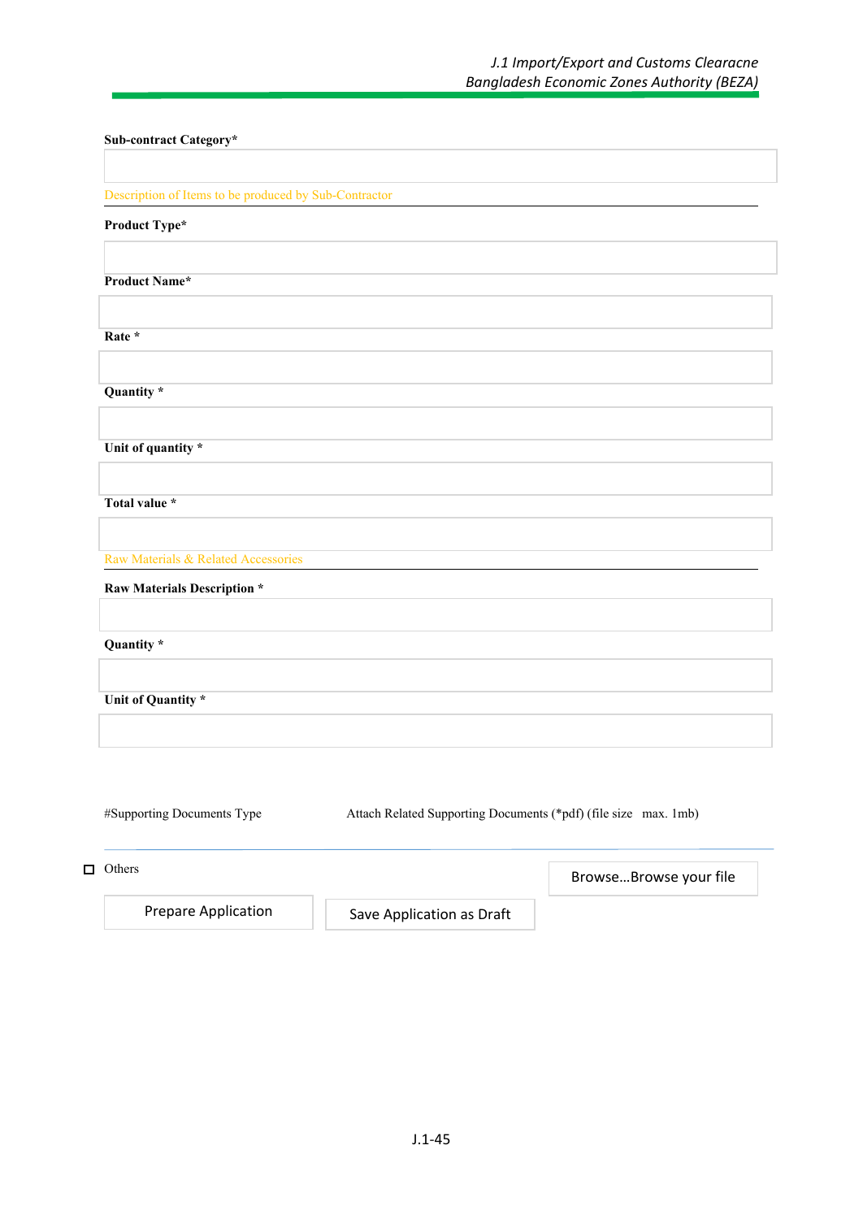**Sub-contract Category***

Description of Items to be produced by Sub-Contractor

**Product Type***

**Product Name***

**Rate ***

**Quantity ***

**Unit of quantity ***

**Total value ***

Raw Materials & Related Accessories

**Raw Materials Description ***

**Quantity ***

**Unit of Quantity ***

#Supporting Documents Type | Attach Related Supporting Documents (*pdf) (file size max. 1mb)

☐ Others | Browse…Browse your file

Prepare Application | Save Application as Draft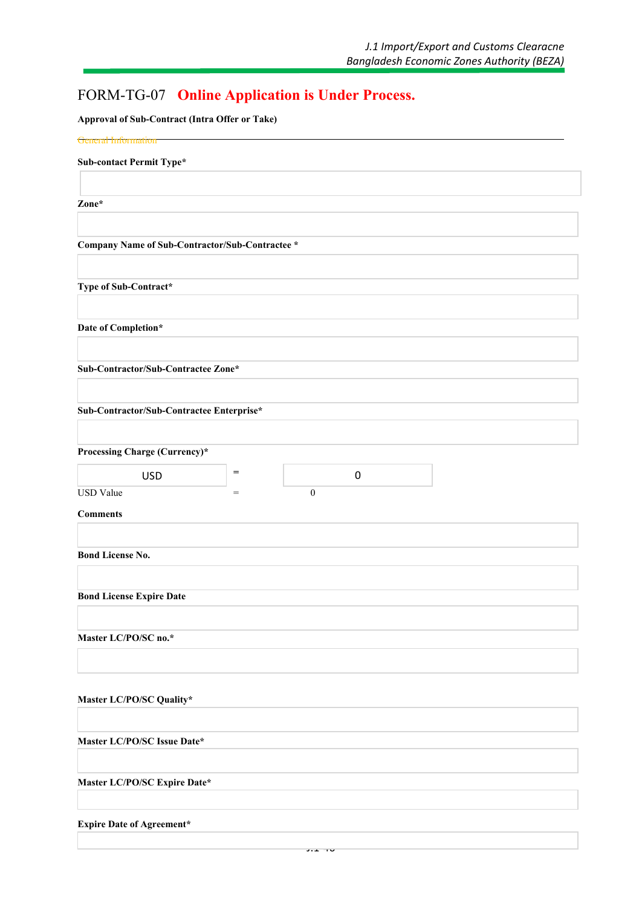# FORM-TG-07 **Online Application is Under Process.**

**Approval of Sub-Contract (Intra Offer or Take)**

General Information

**Sub-contact Permit Type***

**Zone***

**Company Name of Sub-Contractor/Sub-Contractee ***

**Type of Sub-Contract***

**Date of Completion***

**Sub-Contractor/Sub-Contractee Zone***

**Sub-Contractor/Sub-Contractee Enterprise***

**Processing Charge (Currency)***

| USD | = | 0 |
|---|---|---|
| USD Value | = | 0 |

**Comments**

**Bond License No.**

**Bond License Expire Date**

**Master LC/PO/SC no.***

**Master LC/PO/SC Quality***

**Master LC/PO/SC Issue Date***

**Master LC/PO/SC Expire Date***

**Expire Date of Agreement***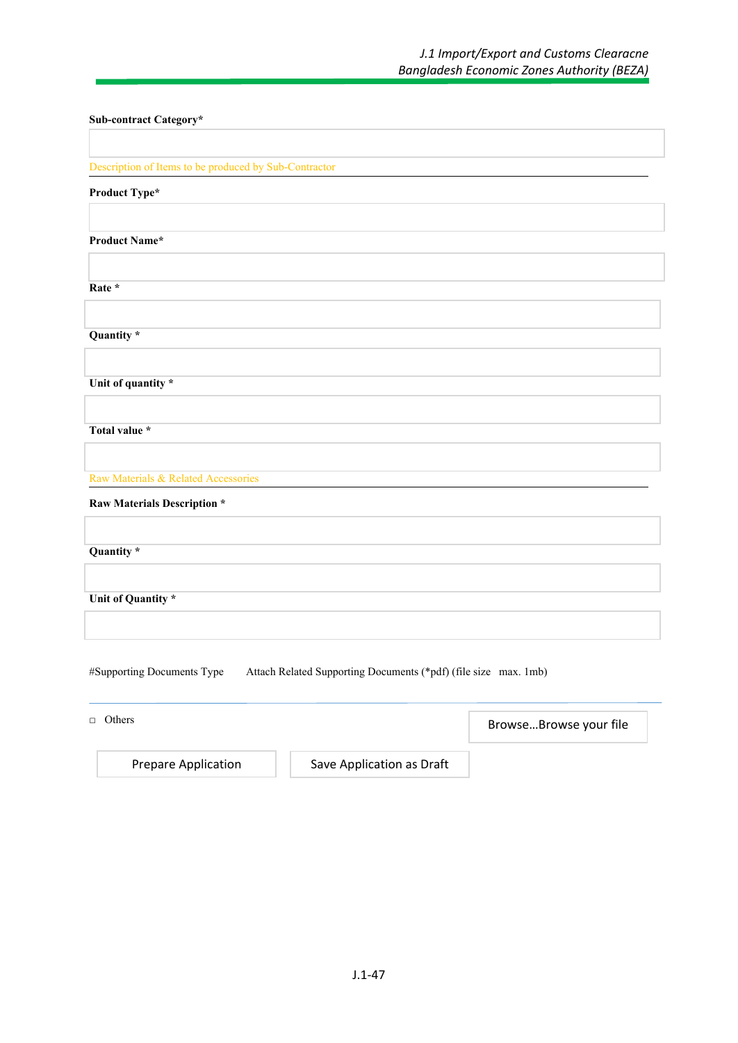**Sub-contract Category***

Description of Items to be produced by Sub-Contractor

**Product Type***

**Product Name***

**Rate ***

**Quantity ***

**Unit of quantity ***

**Total value ***

Raw Materials & Related Accessories

**Raw Materials Description ***

**Quantity ***

**Unit of Quantity ***

#Supporting Documents Type    Attach Related Supporting Documents (*pdf) (file size max. 1mb)

□ Others    Browse...Browse your file

Prepare Application    Save Application as Draft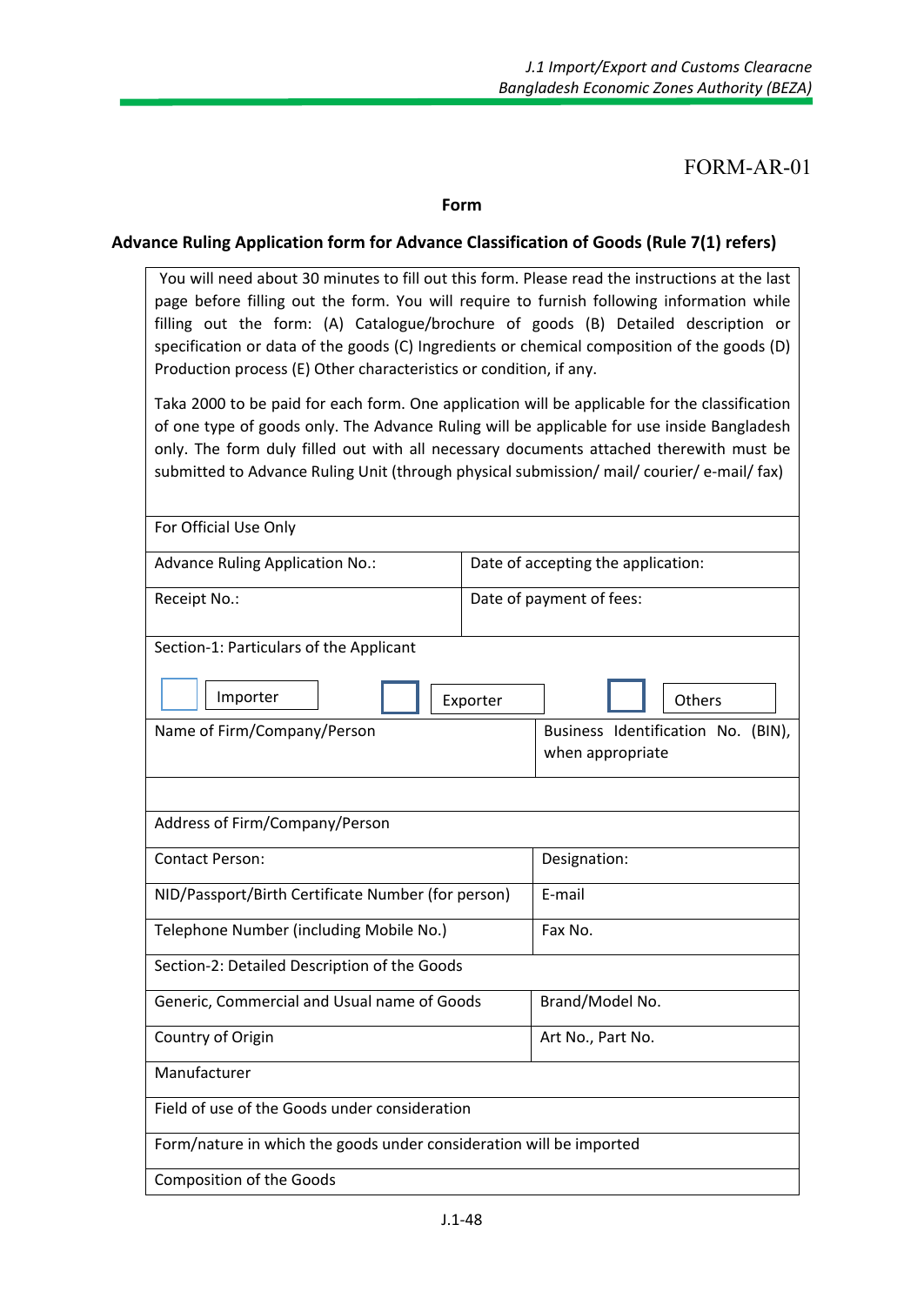FORM-AR-01

**Form**

**Advance Ruling Application form for Advance Classification of Goods (Rule 7(1) refers)**

You will need about 30 minutes to fill out this form. Please read the instructions at the last page before filling out the form. You will require to furnish following information while filling out the form: (A) Catalogue/brochure of goods (B) Detailed description or specification or data of the goods (C) Ingredients or chemical composition of the goods (D) Production process (E) Other characteristics or condition, if any.

Taka 2000 to be paid for each form. One application will be applicable for the classification of one type of goods only. The Advance Ruling will be applicable for use inside Bangladesh only. The form duly filled out with all necessary documents attached therewith must be submitted to Advance Ruling Unit (through physical submission/ mail/ courier/ e-mail/ fax)

| For Official Use Only | |
|---|---|
| Advance Ruling Application No.: | Date of accepting the application: |
| Receipt No.: | Date of payment of fees: |
| Section-1: Particulars of the Applicant<br>☐ Importer ☐ Exporter ☐ Others | |
| Name of Firm/Company/Person | Business Identification No. (BIN), when appropriate |
| | |
| Address of Firm/Company/Person | |
| Contact Person: | Designation: |
| NID/Passport/Birth Certificate Number (for person) | E-mail |
| Telephone Number (including Mobile No.) | Fax No. |
| Section-2: Detailed Description of the Goods | |
| Generic, Commercial and Usual name of Goods | Brand/Model No. |
| Country of Origin | Art No., Part No. |
| Manufacturer | |
| Field of use of the Goods under consideration | |
| Form/nature in which the goods under consideration will be imported | |
| Composition of the Goods | |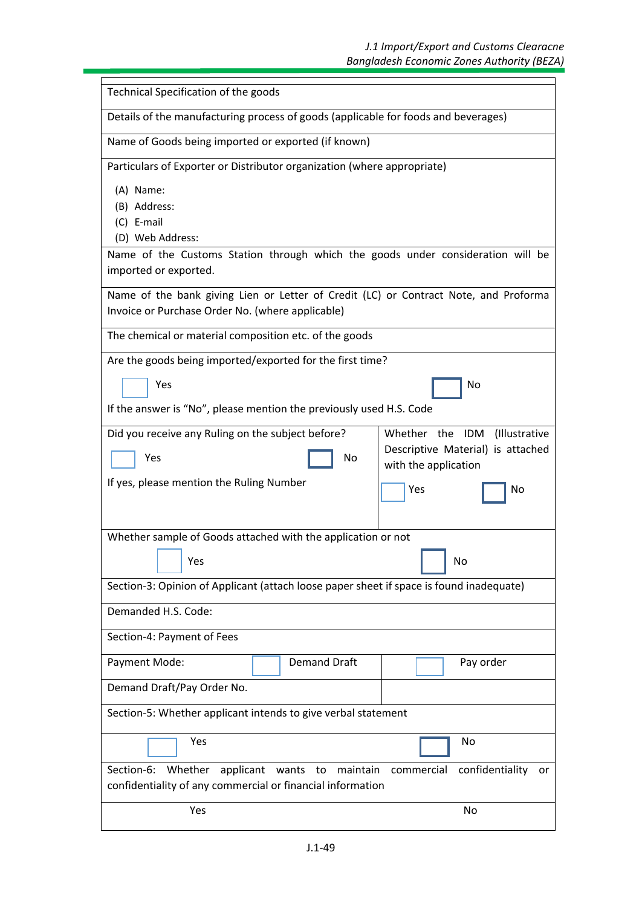| Technical Specification of the goods | |
|---|---|
| Details of the manufacturing process of goods (applicable for foods and beverages) | |
| Name of Goods being imported or exported (if known) | |
| Particulars of Exporter or Distributor organization (where appropriate)<br><br>(A) Name:<br>(B) Address:<br>(C) E-mail<br>(D) Web Address: | |
| Name of the Customs Station through which the goods under consideration will be imported or exported. | |
| Name of the bank giving Lien or Letter of Credit (LC) or Contract Note, and Proforma Invoice or Purchase Order No. (where applicable) | |
| The chemical or material composition etc. of the goods | |
| Are the goods being imported/exported for the first time?<br><br>☐ Yes ☐ No<br><br>If the answer is "No", please mention the previously used H.S. Code | |
| Did you receive any Ruling on the subject before?<br><br>☐ Yes ☐ No<br><br>If yes, please mention the Ruling Number | Whether the IDM (Illustrative Descriptive Material) is attached with the application<br><br>☐ Yes ☐ No |
| Whether sample of Goods attached with the application or not<br><br>☐ Yes ☐ No | |
| Section-3: Opinion of Applicant (attach loose paper sheet if space is found inadequate) | |
| Demanded H.S. Code: | |
| Section-4: Payment of Fees | |
| Payment Mode: ☐ Demand Draft | ☐ Pay order |
| Demand Draft/Pay Order No. | |
| Section-5: Whether applicant intends to give verbal statement | |
| ☐ Yes ☐ No | |
| Section-6: Whether applicant wants to maintain commercial confidentiality or confidentiality of any commercial or financial information | |
| Yes No | |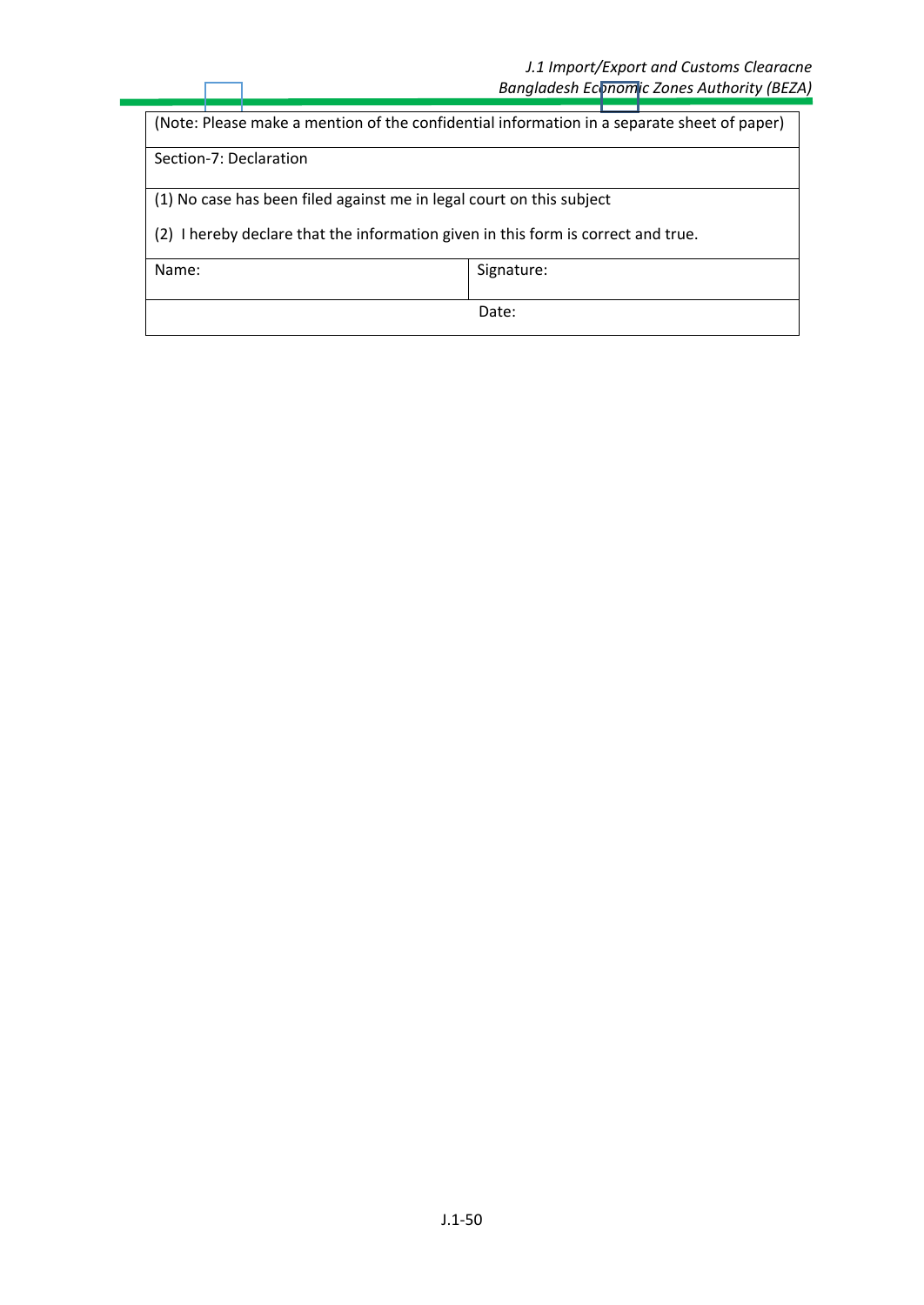| | |
|---|---|
| (Note: Please make a mention of the confidential information in a separate sheet of paper) | |
| Section-7: Declaration | |
| (1) No case has been filed against me in legal court on this subject<br><br>(2) I hereby declare that the information given in this form is correct and true. | |
| Name: | Signature: |
| | Date: |